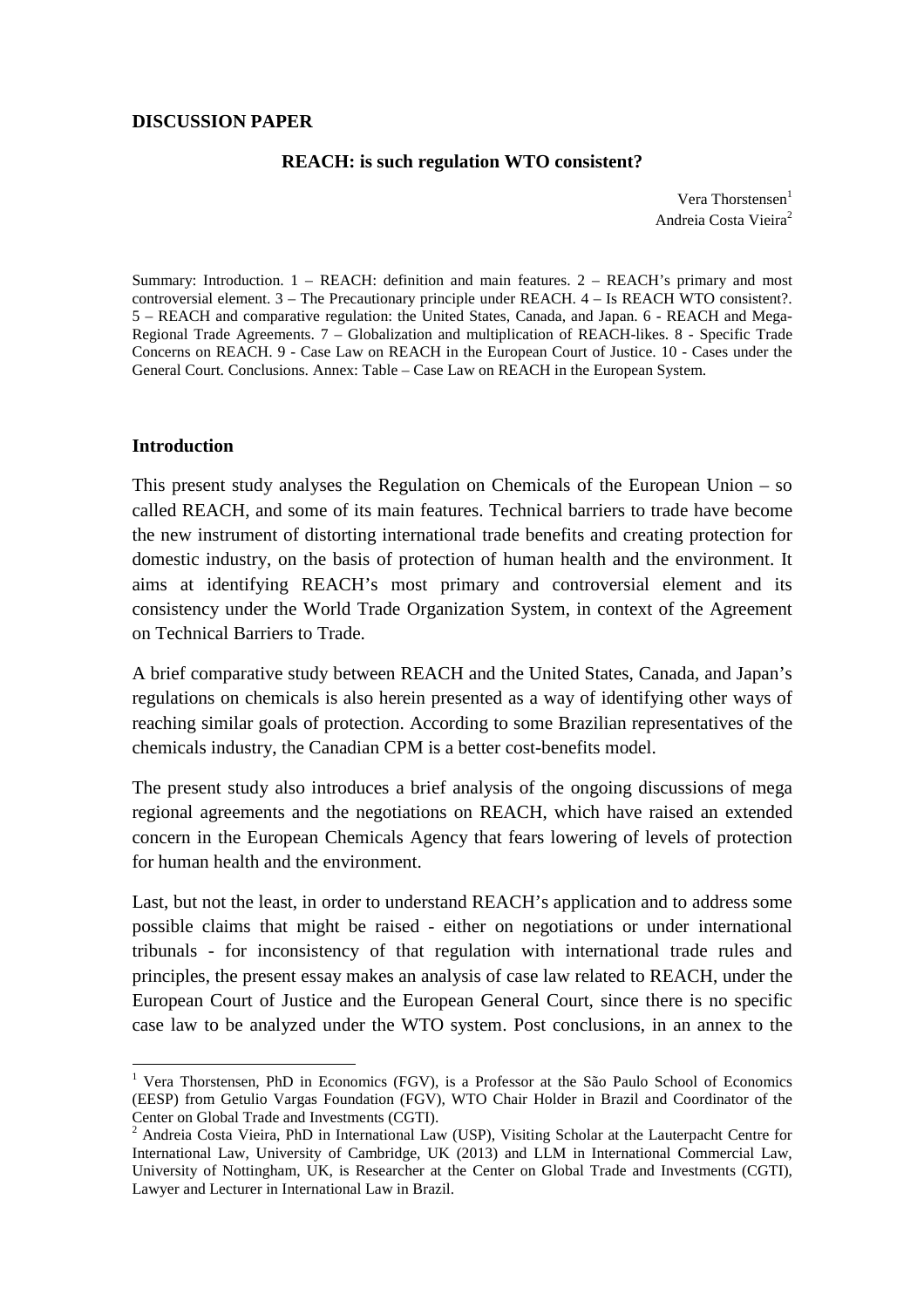**DISCUSSION PAPER**

**REACH: is such regulation WTO consistent?**

Vera Thorstensen[1]
Andreia Costa Vieira[2]

Summary: Introduction. 1 – REACH: definition and main features. 2 – REACH's primary and most controversial element. 3 – The Precautionary principle under REACH. 4 – Is REACH WTO consistent?. 5 – REACH and comparative regulation: the United States, Canada, and Japan. 6 - REACH and Mega-Regional Trade Agreements. 7 – Globalization and multiplication of REACH-likes. 8 - Specific Trade Concerns on REACH. 9 - Case Law on REACH in the European Court of Justice. 10 - Cases under the General Court. Conclusions. Annex: Table – Case Law on REACH in the European System.

## Introduction

This present study analyses the Regulation on Chemicals of the European Union – so called REACH, and some of its main features. Technical barriers to trade have become the new instrument of distorting international trade benefits and creating protection for domestic industry, on the basis of protection of human health and the environment. It aims at identifying REACH's most primary and controversial element and its consistency under the World Trade Organization System, in context of the Agreement on Technical Barriers to Trade.

A brief comparative study between REACH and the United States, Canada, and Japan's regulations on chemicals is also herein presented as a way of identifying other ways of reaching similar goals of protection. According to some Brazilian representatives of the chemicals industry, the Canadian CPM is a better cost-benefits model.

The present study also introduces a brief analysis of the ongoing discussions of mega regional agreements and the negotiations on REACH, which have raised an extended concern in the European Chemicals Agency that fears lowering of levels of protection for human health and the environment.

Last, but not the least, in order to understand REACH's application and to address some possible claims that might be raised - either on negotiations or under international tribunals - for inconsistency of that regulation with international trade rules and principles, the present essay makes an analysis of case law related to REACH, under the European Court of Justice and the European General Court, since there is no specific case law to be analyzed under the WTO system. Post conclusions, in an annex to the

---

[1] Vera Thorstensen, PhD in Economics (FGV), is a Professor at the São Paulo School of Economics (EESP) from Getulio Vargas Foundation (FGV), WTO Chair Holder in Brazil and Coordinator of the Center on Global Trade and Investments (CGTI).

[2] Andreia Costa Vieira, PhD in International Law (USP), Visiting Scholar at the Lauterpacht Centre for International Law, University of Cambridge, UK (2013) and LLM in International Commercial Law, University of Nottingham, UK, is Researcher at the Center on Global Trade and Investments (CGTI), Lawyer and Lecturer in International Law in Brazil.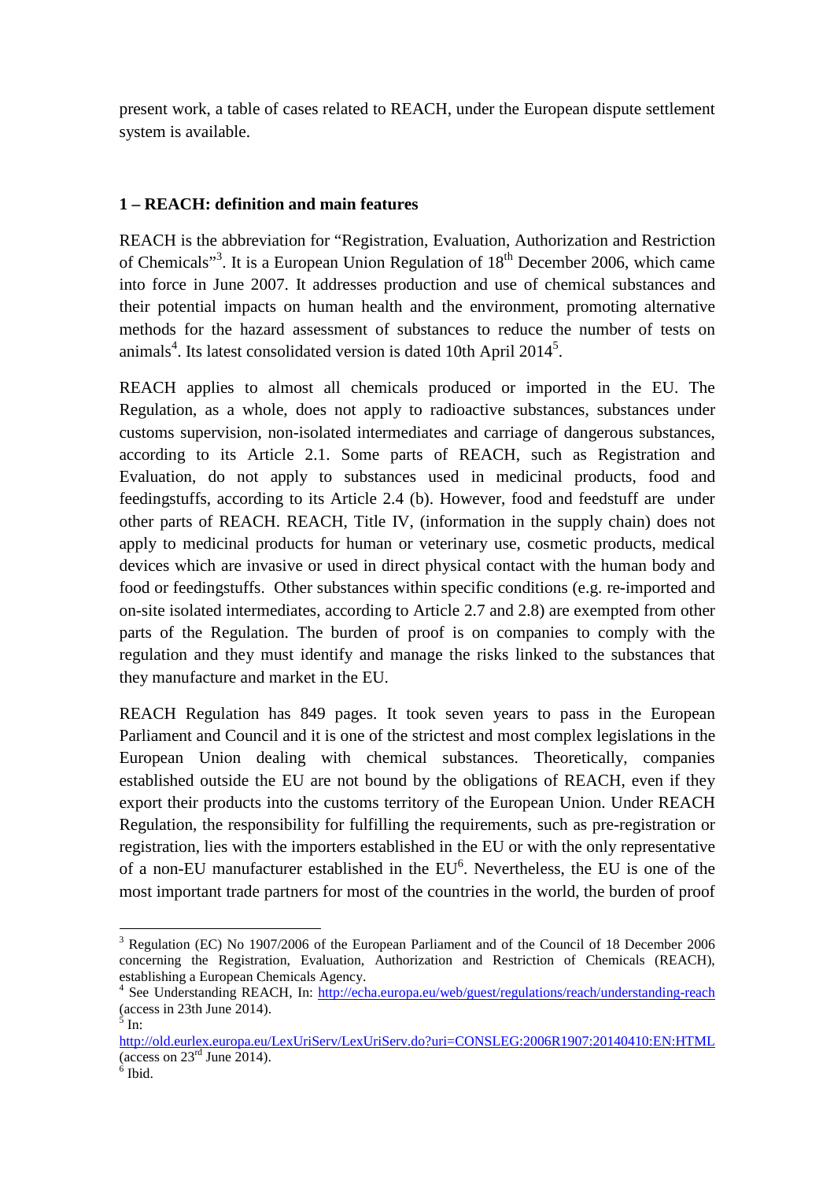present work, a table of cases related to REACH, under the European dispute settlement system is available.

## 1 – REACH: definition and main features

REACH is the abbreviation for "Registration, Evaluation, Authorization and Restriction of Chemicals"[3]. It is a European Union Regulation of 18th December 2006, which came into force in June 2007. It addresses production and use of chemical substances and their potential impacts on human health and the environment, promoting alternative methods for the hazard assessment of substances to reduce the number of tests on animals[4]. Its latest consolidated version is dated 10th April 2014[5].

REACH applies to almost all chemicals produced or imported in the EU. The Regulation, as a whole, does not apply to radioactive substances, substances under customs supervision, non-isolated intermediates and carriage of dangerous substances, according to its Article 2.1. Some parts of REACH, such as Registration and Evaluation, do not apply to substances used in medicinal products, food and feedingstuffs, according to its Article 2.4 (b). However, food and feedstuff are under other parts of REACH. REACH, Title IV, (information in the supply chain) does not apply to medicinal products for human or veterinary use, cosmetic products, medical devices which are invasive or used in direct physical contact with the human body and food or feedingstuffs. Other substances within specific conditions (e.g. re-imported and on-site isolated intermediates, according to Article 2.7 and 2.8) are exempted from other parts of the Regulation. The burden of proof is on companies to comply with the regulation and they must identify and manage the risks linked to the substances that they manufacture and market in the EU.

REACH Regulation has 849 pages. It took seven years to pass in the European Parliament and Council and it is one of the strictest and most complex legislations in the European Union dealing with chemical substances. Theoretically, companies established outside the EU are not bound by the obligations of REACH, even if they export their products into the customs territory of the European Union. Under REACH Regulation, the responsibility for fulfilling the requirements, such as pre-registration or registration, lies with the importers established in the EU or with the only representative of a non-EU manufacturer established in the EU[6]. Nevertheless, the EU is one of the most important trade partners for most of the countries in the world, the burden of proof

---

[3] Regulation (EC) No 1907/2006 of the European Parliament and of the Council of 18 December 2006 concerning the Registration, Evaluation, Authorization and Restriction of Chemicals (REACH), establishing a European Chemicals Agency.

[4] See Understanding REACH, In: http://echa.europa.eu/web/guest/regulations/reach/understanding-reach (access in 23th June 2014).

[5] In: http://old.eurlex.europa.eu/LexUriServ/LexUriServ.do?uri=CONSLEG:2006R1907:20140410:EN:HTML (access on 23rd June 2014).

[6] Ibid.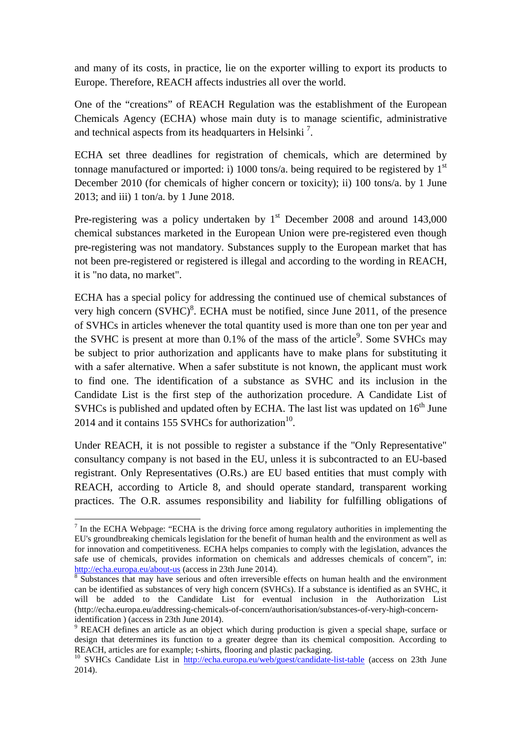and many of its costs, in practice, lie on the exporter willing to export its products to Europe. Therefore, REACH affects industries all over the world.

One of the "creations" of REACH Regulation was the establishment of the European Chemicals Agency (ECHA) whose main duty is to manage scientific, administrative and technical aspects from its headquarters in Helsinki [7].

ECHA set three deadlines for registration of chemicals, which are determined by tonnage manufactured or imported: i) 1000 tons/a. being required to be registered by 1st December 2010 (for chemicals of higher concern or toxicity); ii) 100 tons/a. by 1 June 2013; and iii) 1 ton/a. by 1 June 2018.

Pre-registering was a policy undertaken by 1st December 2008 and around 143,000 chemical substances marketed in the European Union were pre-registered even though pre-registering was not mandatory. Substances supply to the European market that has not been pre-registered or registered is illegal and according to the wording in REACH, it is "no data, no market".

ECHA has a special policy for addressing the continued use of chemical substances of very high concern (SVHC)[8]. ECHA must be notified, since June 2011, of the presence of SVHCs in articles whenever the total quantity used is more than one ton per year and the SVHC is present at more than 0.1% of the mass of the article[9]. Some SVHCs may be subject to prior authorization and applicants have to make plans for substituting it with a safer alternative. When a safer substitute is not known, the applicant must work to find one. The identification of a substance as SVHC and its inclusion in the Candidate List is the first step of the authorization procedure. A Candidate List of SVHCs is published and updated often by ECHA. The last list was updated on 16th June 2014 and it contains 155 SVHCs for authorization[10].

Under REACH, it is not possible to register a substance if the "Only Representative" consultancy company is not based in the EU, unless it is subcontracted to an EU-based registrant. Only Representatives (O.Rs.) are EU based entities that must comply with REACH, according to Article 8, and should operate standard, transparent working practices. The O.R. assumes responsibility and liability for fulfilling obligations of

---

[7] In the ECHA Webpage: "ECHA is the driving force among regulatory authorities in implementing the EU's groundbreaking chemicals legislation for the benefit of human health and the environment as well as for innovation and competitiveness. ECHA helps companies to comply with the legislation, advances the safe use of chemicals, provides information on chemicals and addresses chemicals of concern", in: http://echa.europa.eu/about-us (access in 23th June 2014).

[8] Substances that may have serious and often irreversible effects on human health and the environment can be identified as substances of very high concern (SVHCs). If a substance is identified as an SVHC, it will be added to the Candidate List for eventual inclusion in the Authorization List (http://echa.europa.eu/addressing-chemicals-of-concern/authorisation/substances-of-very-high-concern-identification ) (access in 23th June 2014).

[9] REACH defines an article as an object which during production is given a special shape, surface or design that determines its function to a greater degree than its chemical composition. According to REACH, articles are for example; t-shirts, flooring and plastic packaging.

[10] SVHCs Candidate List in http://echa.europa.eu/web/guest/candidate-list-table (access on 23th June 2014).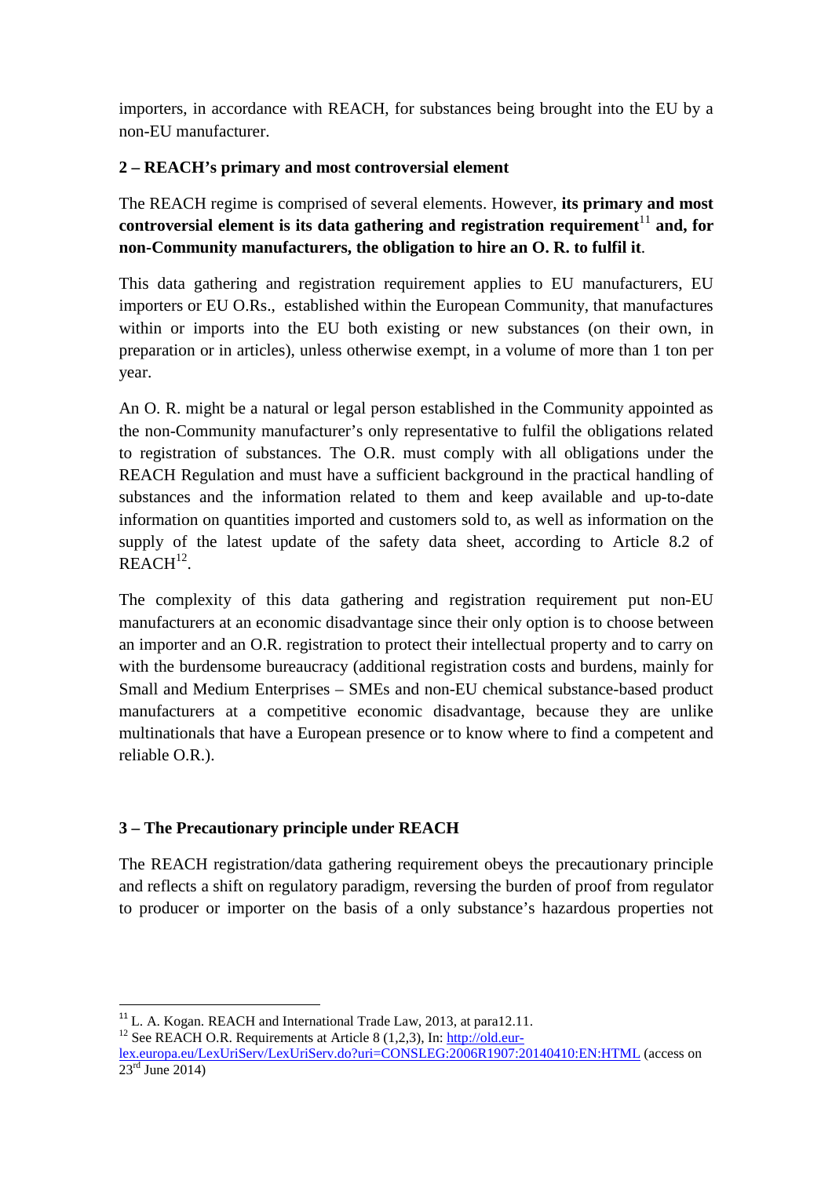importers, in accordance with REACH, for substances being brought into the EU by a non-EU manufacturer.

### 2 – REACH's primary and most controversial element

The REACH regime is comprised of several elements. However, **its primary and most controversial element is its data gathering and registration requirement**[11] **and, for non-Community manufacturers, the obligation to hire an O. R. to fulfil it**.

This data gathering and registration requirement applies to EU manufacturers, EU importers or EU O.Rs., established within the European Community, that manufactures within or imports into the EU both existing or new substances (on their own, in preparation or in articles), unless otherwise exempt, in a volume of more than 1 ton per year.

An O. R. might be a natural or legal person established in the Community appointed as the non-Community manufacturer's only representative to fulfil the obligations related to registration of substances. The O.R. must comply with all obligations under the REACH Regulation and must have a sufficient background in the practical handling of substances and the information related to them and keep available and up-to-date information on quantities imported and customers sold to, as well as information on the supply of the latest update of the safety data sheet, according to Article 8.2 of REACH[12].

The complexity of this data gathering and registration requirement put non-EU manufacturers at an economic disadvantage since their only option is to choose between an importer and an O.R. registration to protect their intellectual property and to carry on with the burdensome bureaucracy (additional registration costs and burdens, mainly for Small and Medium Enterprises – SMEs and non-EU chemical substance-based product manufacturers at a competitive economic disadvantage, because they are unlike multinationals that have a European presence or to know where to find a competent and reliable O.R.).

### 3 – The Precautionary principle under REACH

The REACH registration/data gathering requirement obeys the precautionary principle and reflects a shift on regulatory paradigm, reversing the burden of proof from regulator to producer or importer on the basis of a only substance's hazardous properties not

---

[11] L. A. Kogan. REACH and International Trade Law, 2013, at para12.11.

[12] See REACH O.R. Requirements at Article 8 (1,2,3), In: http://old.eur-lex.europa.eu/LexUriServ/LexUriServ.do?uri=CONSLEG:2006R1907:20140410:EN:HTML (access on 23rd June 2014)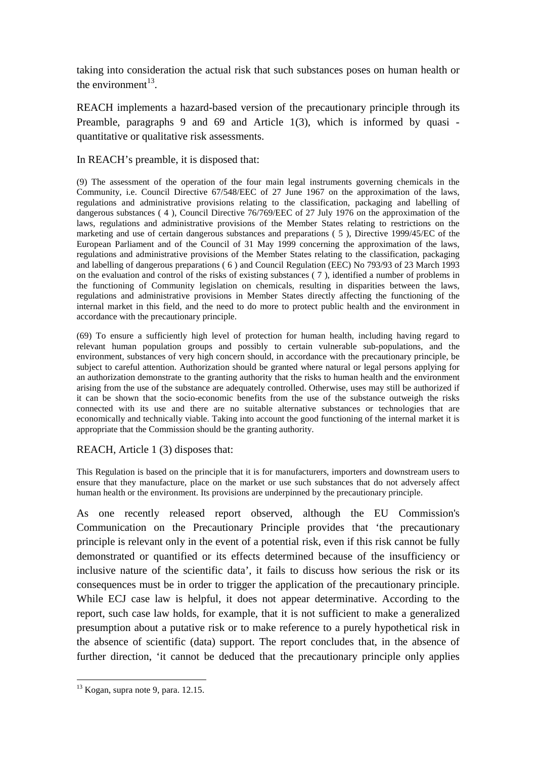taking into consideration the actual risk that such substances poses on human health or the environment[13].

REACH implements a hazard-based version of the precautionary principle through its Preamble, paragraphs 9 and 69 and Article 1(3), which is informed by quasi - quantitative or qualitative risk assessments.

In REACH's preamble, it is disposed that:

(9) The assessment of the operation of the four main legal instruments governing chemicals in the Community, i.e. Council Directive 67/548/EEC of 27 June 1967 on the approximation of the laws, regulations and administrative provisions relating to the classification, packaging and labelling of dangerous substances ( 4 ), Council Directive 76/769/EEC of 27 July 1976 on the approximation of the laws, regulations and administrative provisions of the Member States relating to restrictions on the marketing and use of certain dangerous substances and preparations ( 5 ), Directive 1999/45/EC of the European Parliament and of the Council of 31 May 1999 concerning the approximation of the laws, regulations and administrative provisions of the Member States relating to the classification, packaging and labelling of dangerous preparations ( 6 ) and Council Regulation (EEC) No 793/93 of 23 March 1993 on the evaluation and control of the risks of existing substances ( 7 ), identified a number of problems in the functioning of Community legislation on chemicals, resulting in disparities between the laws, regulations and administrative provisions in Member States directly affecting the functioning of the internal market in this field, and the need to do more to protect public health and the environment in accordance with the precautionary principle.

(69) To ensure a sufficiently high level of protection for human health, including having regard to relevant human population groups and possibly to certain vulnerable sub-populations, and the environment, substances of very high concern should, in accordance with the precautionary principle, be subject to careful attention. Authorization should be granted where natural or legal persons applying for an authorization demonstrate to the granting authority that the risks to human health and the environment arising from the use of the substance are adequately controlled. Otherwise, uses may still be authorized if it can be shown that the socio-economic benefits from the use of the substance outweigh the risks connected with its use and there are no suitable alternative substances or technologies that are economically and technically viable. Taking into account the good functioning of the internal market it is appropriate that the Commission should be the granting authority.

REACH, Article 1 (3) disposes that:

This Regulation is based on the principle that it is for manufacturers, importers and downstream users to ensure that they manufacture, place on the market or use such substances that do not adversely affect human health or the environment. Its provisions are underpinned by the precautionary principle.

As one recently released report observed, although the EU Commission's Communication on the Precautionary Principle provides that 'the precautionary principle is relevant only in the event of a potential risk, even if this risk cannot be fully demonstrated or quantified or its effects determined because of the insufficiency or inclusive nature of the scientific data', it fails to discuss how serious the risk or its consequences must be in order to trigger the application of the precautionary principle. While ECJ case law is helpful, it does not appear determinative. According to the report, such case law holds, for example, that it is not sufficient to make a generalized presumption about a putative risk or to make reference to a purely hypothetical risk in the absence of scientific (data) support. The report concludes that, in the absence of further direction, 'it cannot be deduced that the precautionary principle only applies

[13] Kogan, supra note 9, para. 12.15.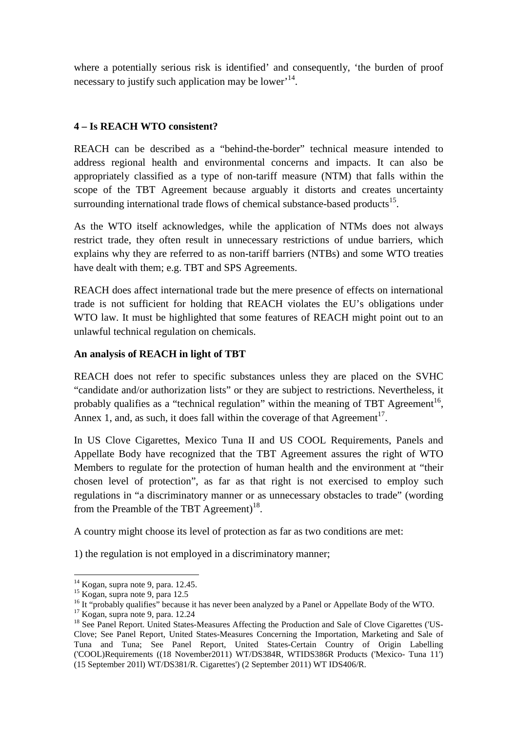where a potentially serious risk is identified' and consequently, 'the burden of proof necessary to justify such application may be lower'[14].

## 4 – Is REACH WTO consistent?

REACH can be described as a "behind-the-border" technical measure intended to address regional health and environmental concerns and impacts. It can also be appropriately classified as a type of non-tariff measure (NTM) that falls within the scope of the TBT Agreement because arguably it distorts and creates uncertainty surrounding international trade flows of chemical substance-based products[15].

As the WTO itself acknowledges, while the application of NTMs does not always restrict trade, they often result in unnecessary restrictions of undue barriers, which explains why they are referred to as non-tariff barriers (NTBs) and some WTO treaties have dealt with them; e.g. TBT and SPS Agreements.

REACH does affect international trade but the mere presence of effects on international trade is not sufficient for holding that REACH violates the EU's obligations under WTO law. It must be highlighted that some features of REACH might point out to an unlawful technical regulation on chemicals.

### An analysis of REACH in light of TBT

REACH does not refer to specific substances unless they are placed on the SVHC "candidate and/or authorization lists" or they are subject to restrictions. Nevertheless, it probably qualifies as a "technical regulation" within the meaning of TBT Agreement[16], Annex 1, and, as such, it does fall within the coverage of that Agreement[17].

In US Clove Cigarettes, Mexico Tuna II and US COOL Requirements, Panels and Appellate Body have recognized that the TBT Agreement assures the right of WTO Members to regulate for the protection of human health and the environment at "their chosen level of protection", as far as that right is not exercised to employ such regulations in "a discriminatory manner or as unnecessary obstacles to trade" (wording from the Preamble of the TBT Agreement)[18].

A country might choose its level of protection as far as two conditions are met:

1) the regulation is not employed in a discriminatory manner;

---

[14] Kogan, supra note 9, para. 12.45.

[15] Kogan, supra note 9, para 12.5

[16] It "probably qualifies" because it has never been analyzed by a Panel or Appellate Body of the WTO.

[17] Kogan, supra note 9, para. 12.24

[18] See Panel Report. United States-Measures Affecting the Production and Sale of Clove Cigarettes ('US-Clove; See Panel Report, United States-Measures Concerning the Importation, Marketing and Sale of Tuna and Tuna; See Panel Report, United States-Certain Country of Origin Labelling ('COOL)Requirements ((18 November2011) WT/DS384R, WTIDS386R Products ('Mexico- Tuna 11') (15 September 201l) WT/DS381/R. Cigarettes') (2 September 2011) WT IDS406/R.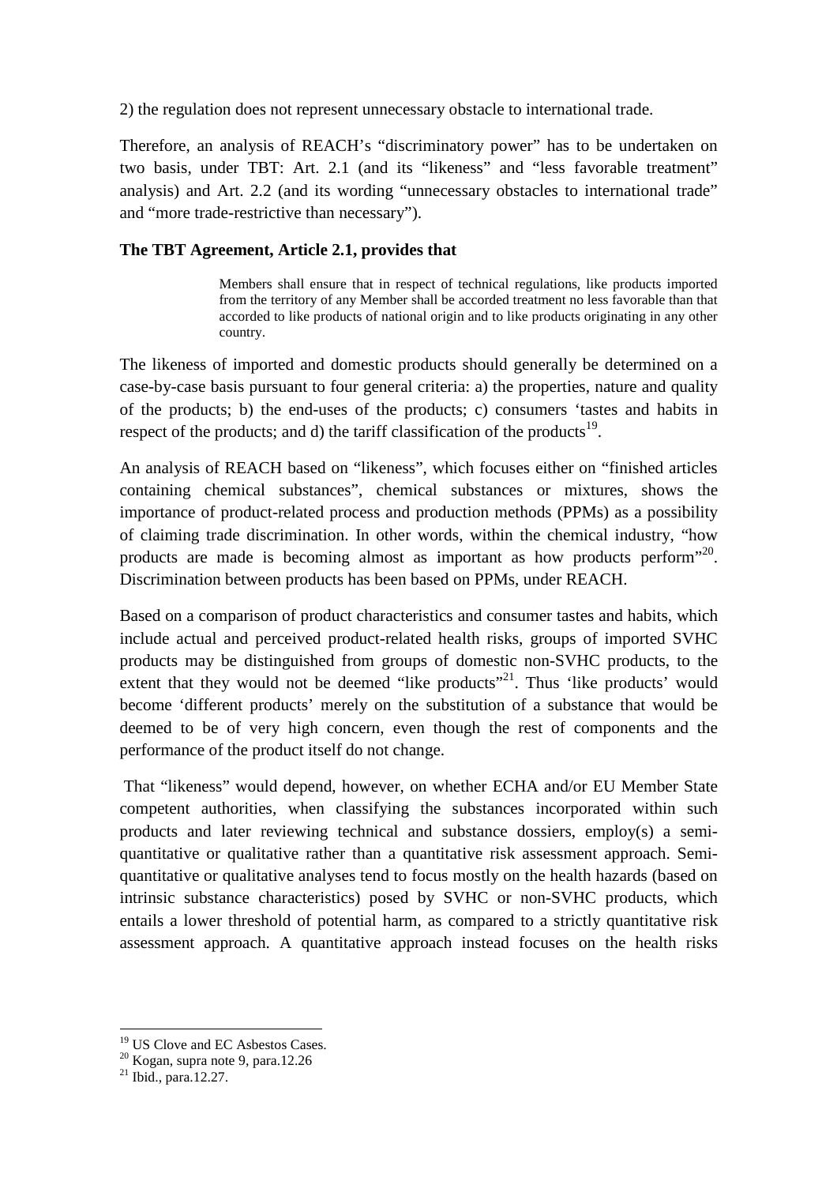2) the regulation does not represent unnecessary obstacle to international trade.

Therefore, an analysis of REACH's "discriminatory power" has to be undertaken on two basis, under TBT: Art. 2.1 (and its "likeness" and "less favorable treatment" analysis) and Art. 2.2 (and its wording "unnecessary obstacles to international trade" and "more trade-restrictive than necessary").

**The TBT Agreement, Article 2.1, provides that**

> Members shall ensure that in respect of technical regulations, like products imported from the territory of any Member shall be accorded treatment no less favorable than that accorded to like products of national origin and to like products originating in any other country.

The likeness of imported and domestic products should generally be determined on a case-by-case basis pursuant to four general criteria: a) the properties, nature and quality of the products; b) the end-uses of the products; c) consumers 'tastes and habits in respect of the products; and d) the tariff classification of the products[19].

An analysis of REACH based on "likeness", which focuses either on "finished articles containing chemical substances", chemical substances or mixtures, shows the importance of product-related process and production methods (PPMs) as a possibility of claiming trade discrimination. In other words, within the chemical industry, "how products are made is becoming almost as important as how products perform"[20]. Discrimination between products has been based on PPMs, under REACH.

Based on a comparison of product characteristics and consumer tastes and habits, which include actual and perceived product-related health risks, groups of imported SVHC products may be distinguished from groups of domestic non-SVHC products, to the extent that they would not be deemed "like products"[21]. Thus 'like products' would become 'different products' merely on the substitution of a substance that would be deemed to be of very high concern, even though the rest of components and the performance of the product itself do not change.

That "likeness" would depend, however, on whether ECHA and/or EU Member State competent authorities, when classifying the substances incorporated within such products and later reviewing technical and substance dossiers, employ(s) a semi-quantitative or qualitative rather than a quantitative risk assessment approach. Semi-quantitative or qualitative analyses tend to focus mostly on the health hazards (based on intrinsic substance characteristics) posed by SVHC or non-SVHC products, which entails a lower threshold of potential harm, as compared to a strictly quantitative risk assessment approach. A quantitative approach instead focuses on the health risks

---

[19] US Clove and EC Asbestos Cases.

[20] Kogan, supra note 9, para.12.26

[21] Ibid., para.12.27.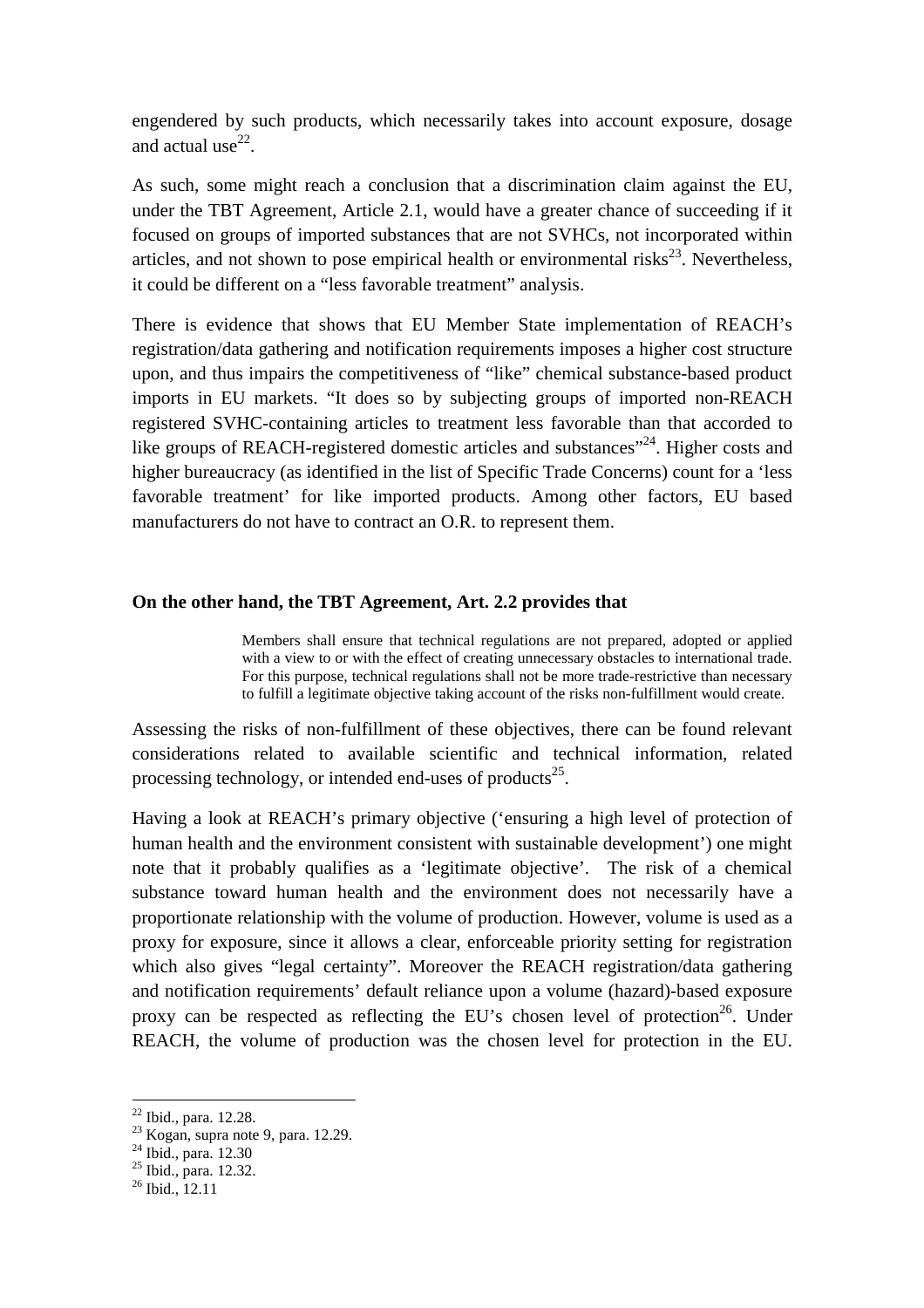engendered by such products, which necessarily takes into account exposure, dosage and actual use[22].

As such, some might reach a conclusion that a discrimination claim against the EU, under the TBT Agreement, Article 2.1, would have a greater chance of succeeding if it focused on groups of imported substances that are not SVHCs, not incorporated within articles, and not shown to pose empirical health or environmental risks[23]. Nevertheless, it could be different on a "less favorable treatment" analysis.

There is evidence that shows that EU Member State implementation of REACH's registration/data gathering and notification requirements imposes a higher cost structure upon, and thus impairs the competitiveness of "like" chemical substance-based product imports in EU markets. "It does so by subjecting groups of imported non-REACH registered SVHC-containing articles to treatment less favorable than that accorded to like groups of REACH-registered domestic articles and substances"[24]. Higher costs and higher bureaucracy (as identified in the list of Specific Trade Concerns) count for a 'less favorable treatment' for like imported products. Among other factors, EU based manufacturers do not have to contract an O.R. to represent them.

**On the other hand, the TBT Agreement, Art. 2.2 provides that**

> Members shall ensure that technical regulations are not prepared, adopted or applied with a view to or with the effect of creating unnecessary obstacles to international trade. For this purpose, technical regulations shall not be more trade-restrictive than necessary to fulfill a legitimate objective taking account of the risks non-fulfillment would create.

Assessing the risks of non-fulfillment of these objectives, there can be found relevant considerations related to available scientific and technical information, related processing technology, or intended end-uses of products[25].

Having a look at REACH's primary objective ('ensuring a high level of protection of human health and the environment consistent with sustainable development') one might note that it probably qualifies as a 'legitimate objective'. The risk of a chemical substance toward human health and the environment does not necessarily have a proportionate relationship with the volume of production. However, volume is used as a proxy for exposure, since it allows a clear, enforceable priority setting for registration which also gives "legal certainty". Moreover the REACH registration/data gathering and notification requirements' default reliance upon a volume (hazard)-based exposure proxy can be respected as reflecting the EU's chosen level of protection[26]. Under REACH, the volume of production was the chosen level for protection in the EU.

---

[22] Ibid., para. 12.28.
[23] Kogan, supra note 9, para. 12.29.
[24] Ibid., para. 12.30
[25] Ibid., para. 12.32.
[26] Ibid., 12.11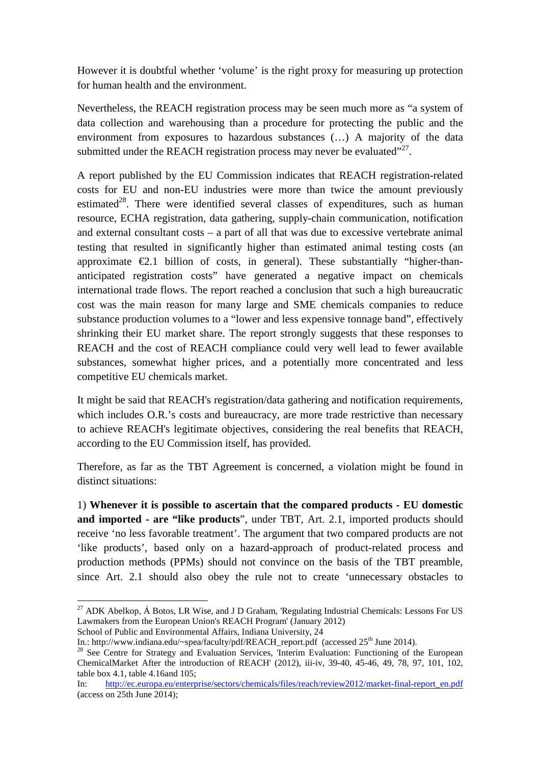However it is doubtful whether 'volume' is the right proxy for measuring up protection for human health and the environment.

Nevertheless, the REACH registration process may be seen much more as "a system of data collection and warehousing than a procedure for protecting the public and the environment from exposures to hazardous substances (…) A majority of the data submitted under the REACH registration process may never be evaluated"[27].

A report published by the EU Commission indicates that REACH registration-related costs for EU and non-EU industries were more than twice the amount previously estimated[28]. There were identified several classes of expenditures, such as human resource, ECHA registration, data gathering, supply-chain communication, notification and external consultant costs – a part of all that was due to excessive vertebrate animal testing that resulted in significantly higher than estimated animal testing costs (an approximate €2.1 billion of costs, in general). These substantially "higher-than-anticipated registration costs" have generated a negative impact on chemicals international trade flows. The report reached a conclusion that such a high bureaucratic cost was the main reason for many large and SME chemicals companies to reduce substance production volumes to a "lower and less expensive tonnage band", effectively shrinking their EU market share. The report strongly suggests that these responses to REACH and the cost of REACH compliance could very well lead to fewer available substances, somewhat higher prices, and a potentially more concentrated and less competitive EU chemicals market.

It might be said that REACH's registration/data gathering and notification requirements, which includes O.R.'s costs and bureaucracy, are more trade restrictive than necessary to achieve REACH's legitimate objectives, considering the real benefits that REACH, according to the EU Commission itself, has provided.

Therefore, as far as the TBT Agreement is concerned, a violation might be found in distinct situations:

1) **Whenever it is possible to ascertain that the compared products - EU domestic and imported - are "like products**", under TBT, Art. 2.1, imported products should receive 'no less favorable treatment'. The argument that two compared products are not 'like products', based only on a hazard-approach of product-related process and production methods (PPMs) should not convince on the basis of the TBT preamble, since Art. 2.1 should also obey the rule not to create 'unnecessary obstacles to

---

[27] ADK Abelkop, Á Botos, LR Wise, and J D Graham, 'Regulating Industrial Chemicals: Lessons For US Lawmakers from the European Union's REACH Program' (January 2012)
School of Public and Environmental Affairs, Indiana University, 24
In.: http://www.indiana.edu/~spea/faculty/pdf/REACH_report.pdf (accessed 25th June 2014).

[28] See Centre for Strategy and Evaluation Services, 'Interim Evaluation: Functioning of the European ChemicalMarket After the introduction of REACH' (2012), iii-iv, 39-40, 45-46, 49, 78, 97, 101, 102, table box 4.1, table 4.16and 105;
In: http://ec.europa.eu/enterprise/sectors/chemicals/files/reach/review2012/market-final-report_en.pdf (access on 25th June 2014);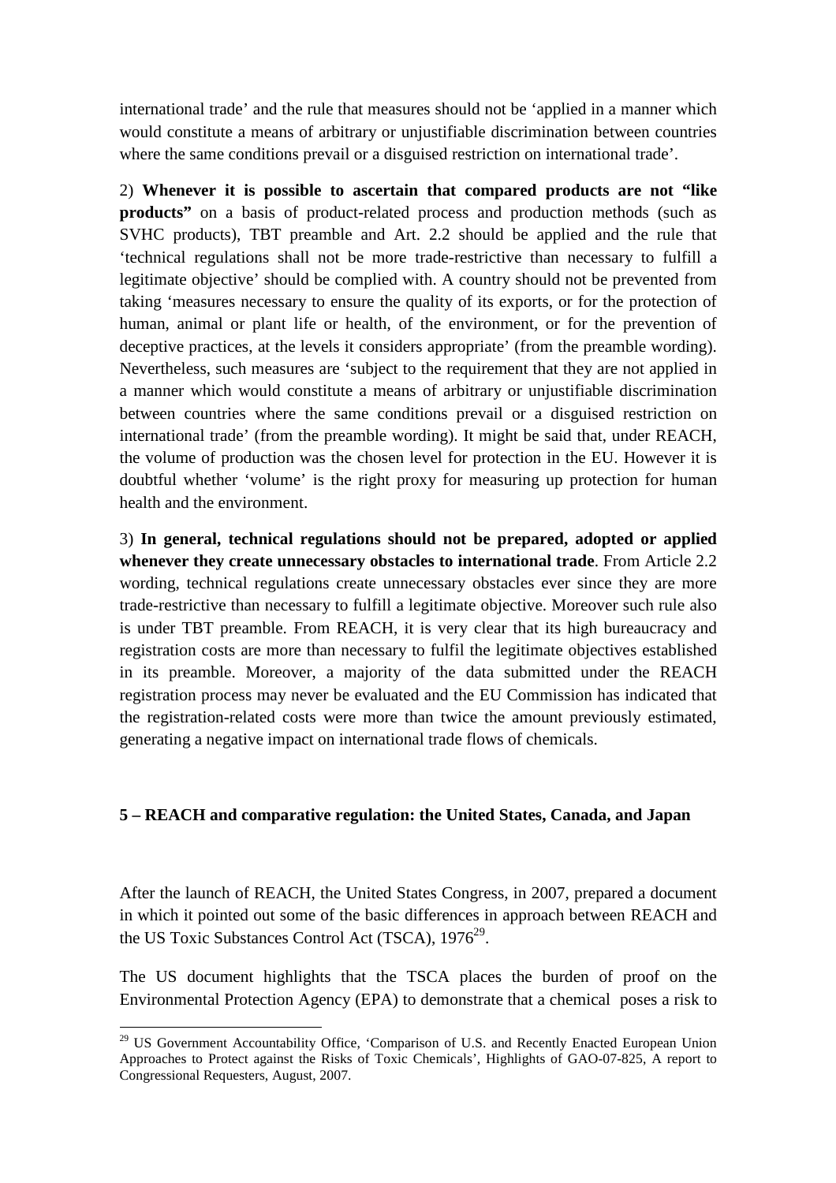international trade' and the rule that measures should not be 'applied in a manner which would constitute a means of arbitrary or unjustifiable discrimination between countries where the same conditions prevail or a disguised restriction on international trade'.

2) **Whenever it is possible to ascertain that compared products are not "like products"** on a basis of product-related process and production methods (such as SVHC products), TBT preamble and Art. 2.2 should be applied and the rule that 'technical regulations shall not be more trade-restrictive than necessary to fulfill a legitimate objective' should be complied with. A country should not be prevented from taking 'measures necessary to ensure the quality of its exports, or for the protection of human, animal or plant life or health, of the environment, or for the prevention of deceptive practices, at the levels it considers appropriate' (from the preamble wording). Nevertheless, such measures are 'subject to the requirement that they are not applied in a manner which would constitute a means of arbitrary or unjustifiable discrimination between countries where the same conditions prevail or a disguised restriction on international trade' (from the preamble wording). It might be said that, under REACH, the volume of production was the chosen level for protection in the EU. However it is doubtful whether 'volume' is the right proxy for measuring up protection for human health and the environment.

3) **In general, technical regulations should not be prepared, adopted or applied whenever they create unnecessary obstacles to international trade**. From Article 2.2 wording, technical regulations create unnecessary obstacles ever since they are more trade-restrictive than necessary to fulfill a legitimate objective. Moreover such rule also is under TBT preamble. From REACH, it is very clear that its high bureaucracy and registration costs are more than necessary to fulfil the legitimate objectives established in its preamble. Moreover, a majority of the data submitted under the REACH registration process may never be evaluated and the EU Commission has indicated that the registration-related costs were more than twice the amount previously estimated, generating a negative impact on international trade flows of chemicals.

## 5 – REACH and comparative regulation: the United States, Canada, and Japan

After the launch of REACH, the United States Congress, in 2007, prepared a document in which it pointed out some of the basic differences in approach between REACH and the US Toxic Substances Control Act (TSCA), 1976[29].

The US document highlights that the TSCA places the burden of proof on the Environmental Protection Agency (EPA) to demonstrate that a chemical poses a risk to

[29] US Government Accountability Office, 'Comparison of U.S. and Recently Enacted European Union Approaches to Protect against the Risks of Toxic Chemicals', Highlights of GAO-07-825, A report to Congressional Requesters, August, 2007.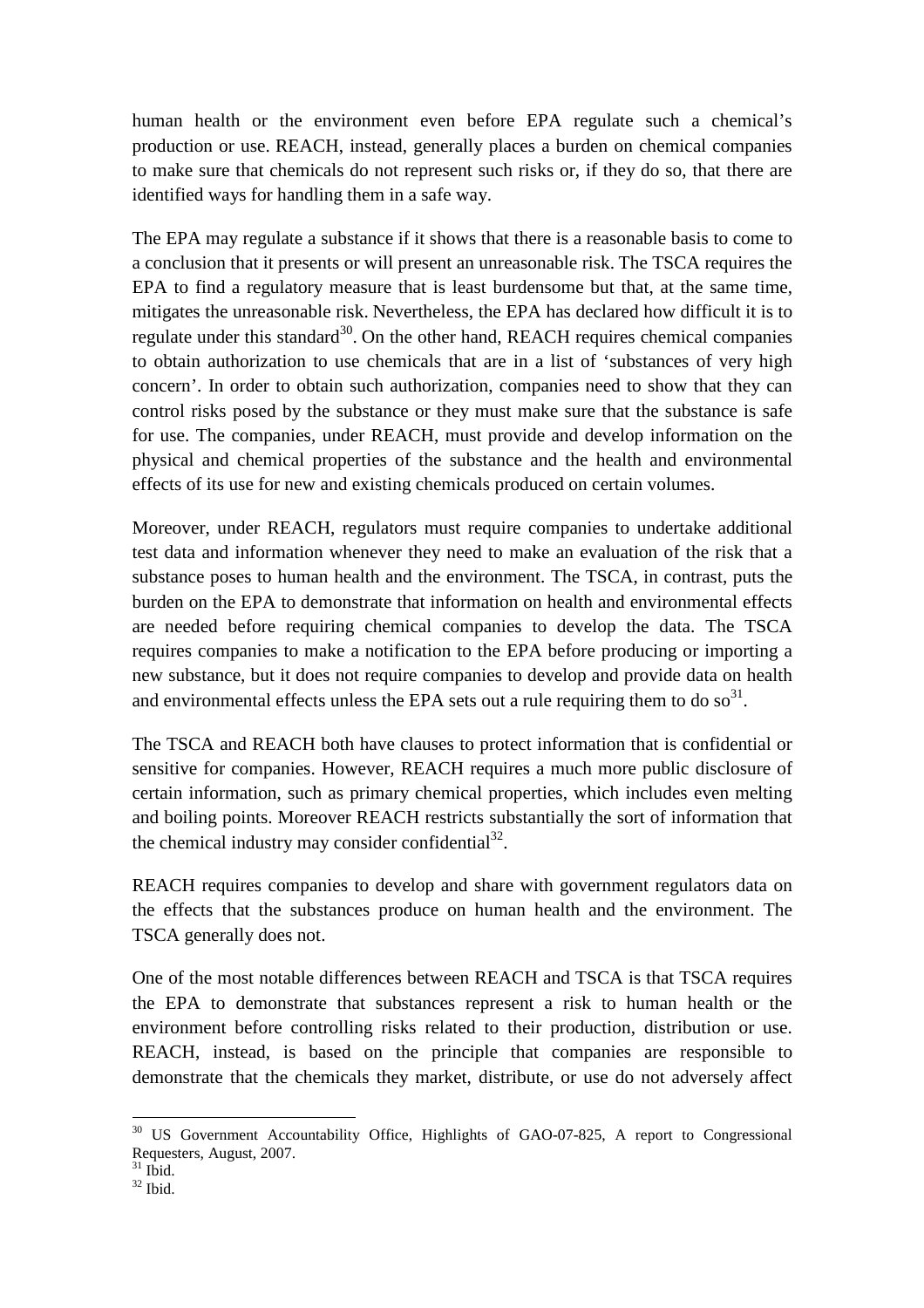human health or the environment even before EPA regulate such a chemical's production or use. REACH, instead, generally places a burden on chemical companies to make sure that chemicals do not represent such risks or, if they do so, that there are identified ways for handling them in a safe way.

The EPA may regulate a substance if it shows that there is a reasonable basis to come to a conclusion that it presents or will present an unreasonable risk. The TSCA requires the EPA to find a regulatory measure that is least burdensome but that, at the same time, mitigates the unreasonable risk. Nevertheless, the EPA has declared how difficult it is to regulate under this standard[30]. On the other hand, REACH requires chemical companies to obtain authorization to use chemicals that are in a list of 'substances of very high concern'. In order to obtain such authorization, companies need to show that they can control risks posed by the substance or they must make sure that the substance is safe for use. The companies, under REACH, must provide and develop information on the physical and chemical properties of the substance and the health and environmental effects of its use for new and existing chemicals produced on certain volumes.

Moreover, under REACH, regulators must require companies to undertake additional test data and information whenever they need to make an evaluation of the risk that a substance poses to human health and the environment. The TSCA, in contrast, puts the burden on the EPA to demonstrate that information on health and environmental effects are needed before requiring chemical companies to develop the data. The TSCA requires companies to make a notification to the EPA before producing or importing a new substance, but it does not require companies to develop and provide data on health and environmental effects unless the EPA sets out a rule requiring them to do so[31].

The TSCA and REACH both have clauses to protect information that is confidential or sensitive for companies. However, REACH requires a much more public disclosure of certain information, such as primary chemical properties, which includes even melting and boiling points. Moreover REACH restricts substantially the sort of information that the chemical industry may consider confidential[32].

REACH requires companies to develop and share with government regulators data on the effects that the substances produce on human health and the environment. The TSCA generally does not.

One of the most notable differences between REACH and TSCA is that TSCA requires the EPA to demonstrate that substances represent a risk to human health or the environment before controlling risks related to their production, distribution or use. REACH, instead, is based on the principle that companies are responsible to demonstrate that the chemicals they market, distribute, or use do not adversely affect

---

[30] US Government Accountability Office, Highlights of GAO-07-825, A report to Congressional Requesters, August, 2007.

[31] Ibid.

[32] Ibid.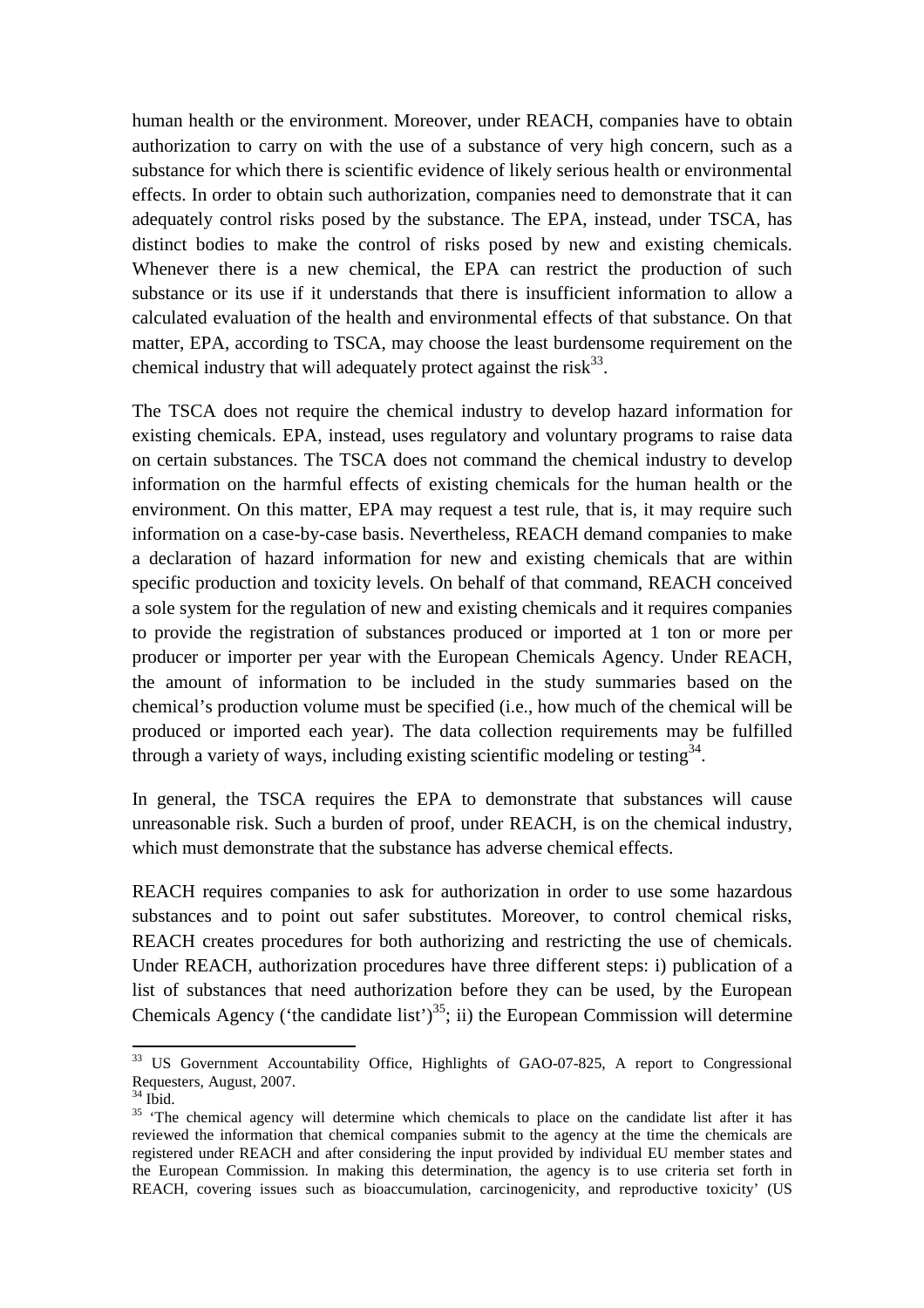human health or the environment. Moreover, under REACH, companies have to obtain authorization to carry on with the use of a substance of very high concern, such as a substance for which there is scientific evidence of likely serious health or environmental effects. In order to obtain such authorization, companies need to demonstrate that it can adequately control risks posed by the substance. The EPA, instead, under TSCA, has distinct bodies to make the control of risks posed by new and existing chemicals. Whenever there is a new chemical, the EPA can restrict the production of such substance or its use if it understands that there is insufficient information to allow a calculated evaluation of the health and environmental effects of that substance. On that matter, EPA, according to TSCA, may choose the least burdensome requirement on the chemical industry that will adequately protect against the risk[33].

The TSCA does not require the chemical industry to develop hazard information for existing chemicals. EPA, instead, uses regulatory and voluntary programs to raise data on certain substances. The TSCA does not command the chemical industry to develop information on the harmful effects of existing chemicals for the human health or the environment. On this matter, EPA may request a test rule, that is, it may require such information on a case-by-case basis. Nevertheless, REACH demand companies to make a declaration of hazard information for new and existing chemicals that are within specific production and toxicity levels. On behalf of that command, REACH conceived a sole system for the regulation of new and existing chemicals and it requires companies to provide the registration of substances produced or imported at 1 ton or more per producer or importer per year with the European Chemicals Agency. Under REACH, the amount of information to be included in the study summaries based on the chemical's production volume must be specified (i.e., how much of the chemical will be produced or imported each year). The data collection requirements may be fulfilled through a variety of ways, including existing scientific modeling or testing[34].

In general, the TSCA requires the EPA to demonstrate that substances will cause unreasonable risk. Such a burden of proof, under REACH, is on the chemical industry, which must demonstrate that the substance has adverse chemical effects.

REACH requires companies to ask for authorization in order to use some hazardous substances and to point out safer substitutes. Moreover, to control chemical risks, REACH creates procedures for both authorizing and restricting the use of chemicals. Under REACH, authorization procedures have three different steps: i) publication of a list of substances that need authorization before they can be used, by the European Chemicals Agency ('the candidate list')[35]; ii) the European Commission will determine

[33] US Government Accountability Office, Highlights of GAO-07-825, A report to Congressional Requesters, August, 2007.

[34] Ibid.

[35] 'The chemical agency will determine which chemicals to place on the candidate list after it has reviewed the information that chemical companies submit to the agency at the time the chemicals are registered under REACH and after considering the input provided by individual EU member states and the European Commission. In making this determination, the agency is to use criteria set forth in REACH, covering issues such as bioaccumulation, carcinogenicity, and reproductive toxicity' (US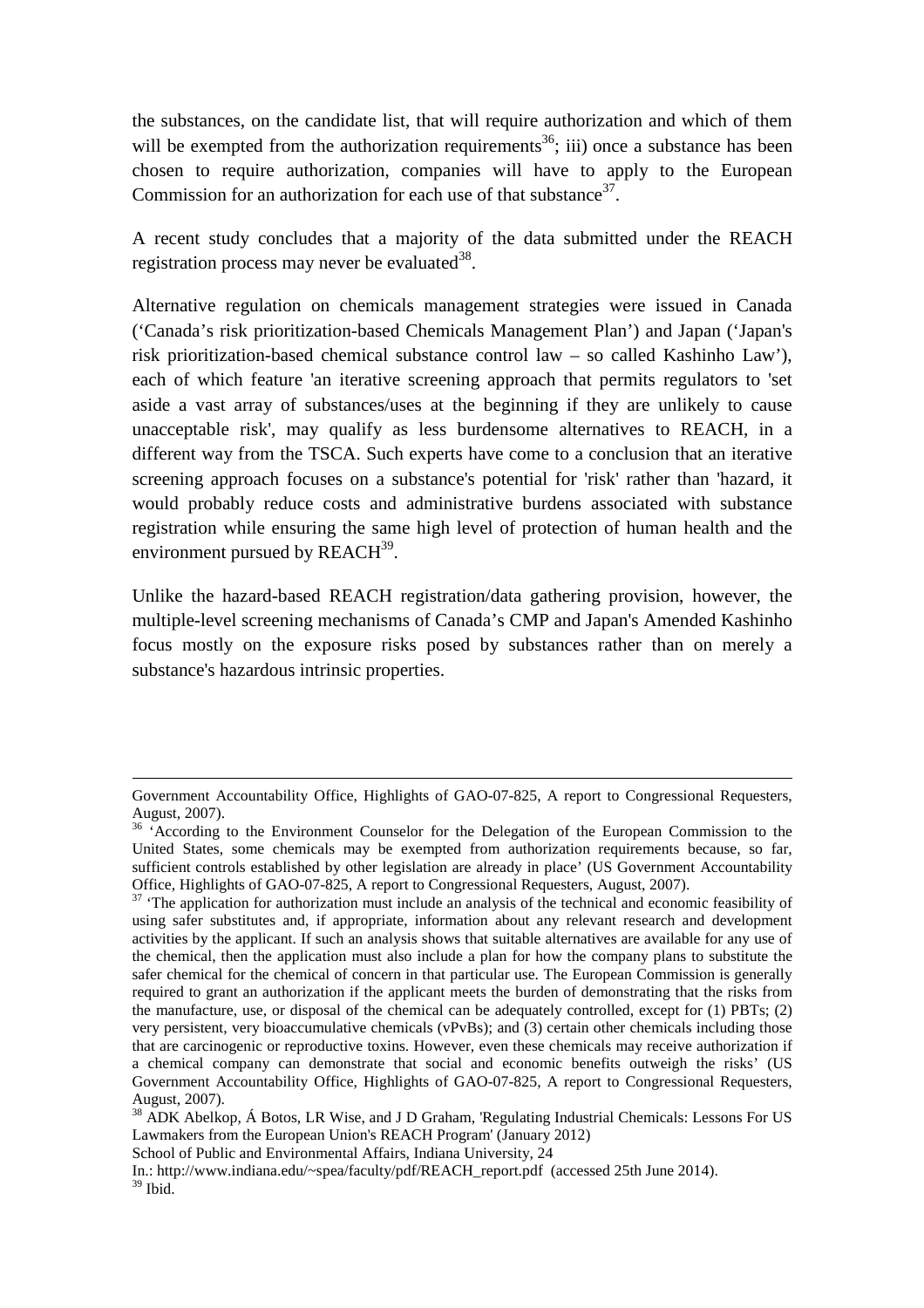the substances, on the candidate list, that will require authorization and which of them will be exempted from the authorization requirements[36]; iii) once a substance has been chosen to require authorization, companies will have to apply to the European Commission for an authorization for each use of that substance[37].

A recent study concludes that a majority of the data submitted under the REACH registration process may never be evaluated[38].

Alternative regulation on chemicals management strategies were issued in Canada ('Canada's risk prioritization-based Chemicals Management Plan') and Japan ('Japan's risk prioritization-based chemical substance control law – so called Kashinho Law'), each of which feature 'an iterative screening approach that permits regulators to 'set aside a vast array of substances/uses at the beginning if they are unlikely to cause unacceptable risk', may qualify as less burdensome alternatives to REACH, in a different way from the TSCA. Such experts have come to a conclusion that an iterative screening approach focuses on a substance's potential for 'risk' rather than 'hazard, it would probably reduce costs and administrative burdens associated with substance registration while ensuring the same high level of protection of human health and the environment pursued by REACH[39].

Unlike the hazard-based REACH registration/data gathering provision, however, the multiple-level screening mechanisms of Canada's CMP and Japan's Amended Kashinho focus mostly on the exposure risks posed by substances rather than on merely a substance's hazardous intrinsic properties.

---

Government Accountability Office, Highlights of GAO-07-825, A report to Congressional Requesters, August, 2007).

[36] 'According to the Environment Counselor for the Delegation of the European Commission to the United States, some chemicals may be exempted from authorization requirements because, so far, sufficient controls established by other legislation are already in place' (US Government Accountability Office, Highlights of GAO-07-825, A report to Congressional Requesters, August, 2007).

[37] 'The application for authorization must include an analysis of the technical and economic feasibility of using safer substitutes and, if appropriate, information about any relevant research and development activities by the applicant. If such an analysis shows that suitable alternatives are available for any use of the chemical, then the application must also include a plan for how the company plans to substitute the safer chemical for the chemical of concern in that particular use. The European Commission is generally required to grant an authorization if the applicant meets the burden of demonstrating that the risks from the manufacture, use, or disposal of the chemical can be adequately controlled, except for (1) PBTs; (2) very persistent, very bioaccumulative chemicals (vPvBs); and (3) certain other chemicals including those that are carcinogenic or reproductive toxins. However, even these chemicals may receive authorization if a chemical company can demonstrate that social and economic benefits outweigh the risks' (US Government Accountability Office, Highlights of GAO-07-825, A report to Congressional Requesters, August, 2007).

[38] ADK Abelkop, Á Botos, LR Wise, and J D Graham, 'Regulating Industrial Chemicals: Lessons For US Lawmakers from the European Union's REACH Program' (January 2012)
School of Public and Environmental Affairs, Indiana University, 24
In.: http://www.indiana.edu/~spea/faculty/pdf/REACH_report.pdf (accessed 25th June 2014).

[39] Ibid.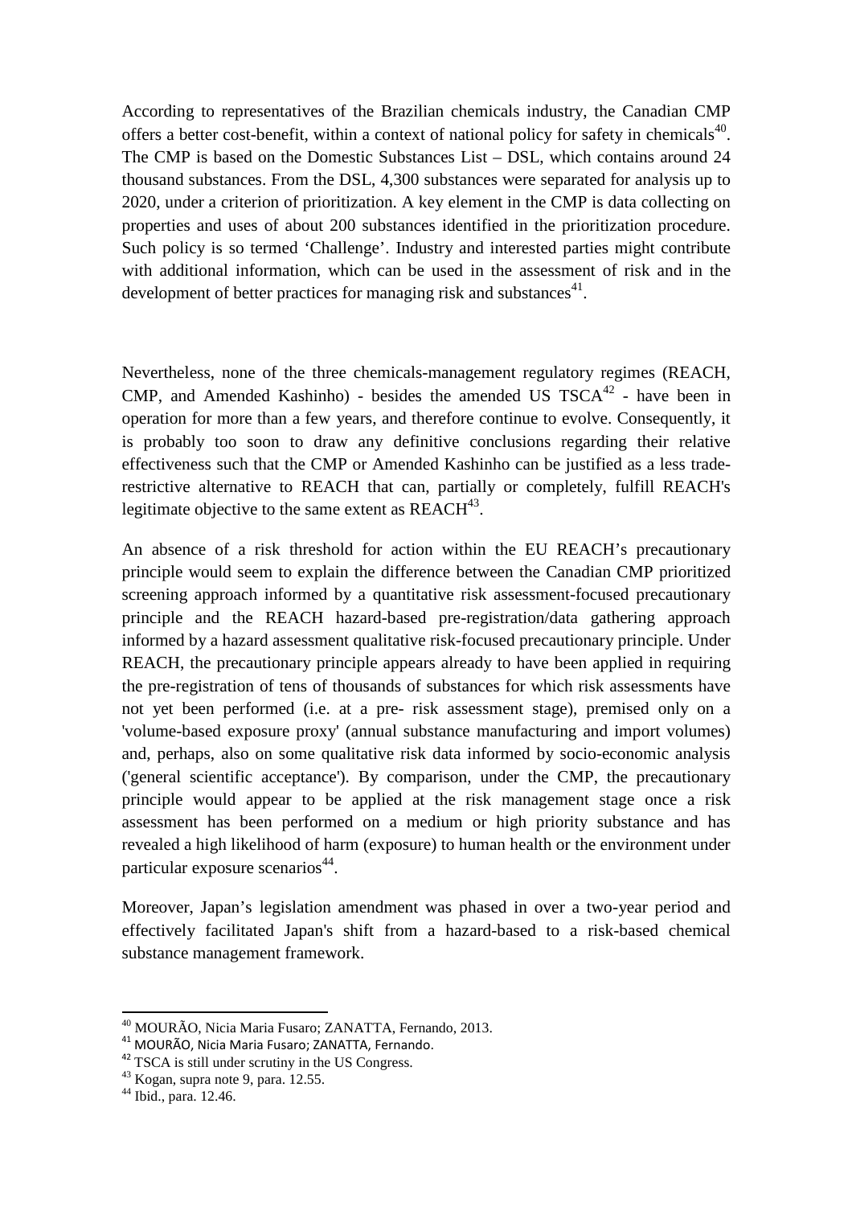According to representatives of the Brazilian chemicals industry, the Canadian CMP offers a better cost-benefit, within a context of national policy for safety in chemicals[40]. The CMP is based on the Domestic Substances List – DSL, which contains around 24 thousand substances. From the DSL, 4,300 substances were separated for analysis up to 2020, under a criterion of prioritization. A key element in the CMP is data collecting on properties and uses of about 200 substances identified in the prioritization procedure. Such policy is so termed 'Challenge'. Industry and interested parties might contribute with additional information, which can be used in the assessment of risk and in the development of better practices for managing risk and substances[41].

Nevertheless, none of the three chemicals-management regulatory regimes (REACH, CMP, and Amended Kashinho) - besides the amended US TSCA[42] - have been in operation for more than a few years, and therefore continue to evolve. Consequently, it is probably too soon to draw any definitive conclusions regarding their relative effectiveness such that the CMP or Amended Kashinho can be justified as a less trade-restrictive alternative to REACH that can, partially or completely, fulfill REACH's legitimate objective to the same extent as REACH[43].

An absence of a risk threshold for action within the EU REACH's precautionary principle would seem to explain the difference between the Canadian CMP prioritized screening approach informed by a quantitative risk assessment-focused precautionary principle and the REACH hazard-based pre-registration/data gathering approach informed by a hazard assessment qualitative risk-focused precautionary principle. Under REACH, the precautionary principle appears already to have been applied in requiring the pre-registration of tens of thousands of substances for which risk assessments have not yet been performed (i.e. at a pre- risk assessment stage), premised only on a 'volume-based exposure proxy' (annual substance manufacturing and import volumes) and, perhaps, also on some qualitative risk data informed by socio-economic analysis ('general scientific acceptance'). By comparison, under the CMP, the precautionary principle would appear to be applied at the risk management stage once a risk assessment has been performed on a medium or high priority substance and has revealed a high likelihood of harm (exposure) to human health or the environment under particular exposure scenarios[44].

Moreover, Japan's legislation amendment was phased in over a two-year period and effectively facilitated Japan's shift from a hazard-based to a risk-based chemical substance management framework.

---

[40] MOURÃO, Nicia Maria Fusaro; ZANATTA, Fernando, 2013.
[41] MOURÃO, Nicia Maria Fusaro; ZANATTA, Fernando.
[42] TSCA is still under scrutiny in the US Congress.
[43] Kogan, supra note 9, para. 12.55.
[44] Ibid., para. 12.46.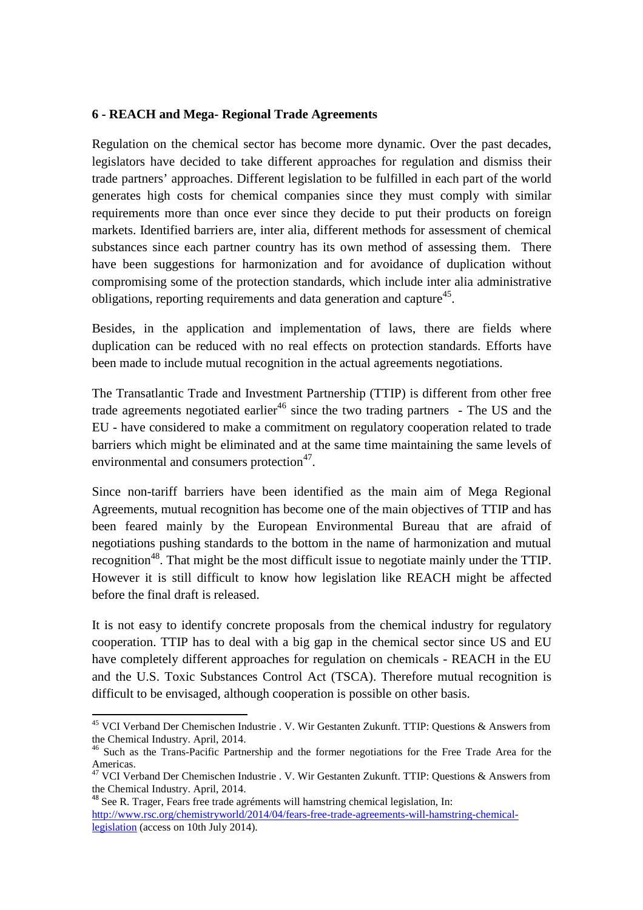## 6 - REACH and Mega- Regional Trade Agreements

Regulation on the chemical sector has become more dynamic. Over the past decades, legislators have decided to take different approaches for regulation and dismiss their trade partners' approaches. Different legislation to be fulfilled in each part of the world generates high costs for chemical companies since they must comply with similar requirements more than once ever since they decide to put their products on foreign markets. Identified barriers are, inter alia, different methods for assessment of chemical substances since each partner country has its own method of assessing them. There have been suggestions for harmonization and for avoidance of duplication without compromising some of the protection standards, which include inter alia administrative obligations, reporting requirements and data generation and capture[45].

Besides, in the application and implementation of laws, there are fields where duplication can be reduced with no real effects on protection standards. Efforts have been made to include mutual recognition in the actual agreements negotiations.

The Transatlantic Trade and Investment Partnership (TTIP) is different from other free trade agreements negotiated earlier[46] since the two trading partners - The US and the EU - have considered to make a commitment on regulatory cooperation related to trade barriers which might be eliminated and at the same time maintaining the same levels of environmental and consumers protection[47].

Since non-tariff barriers have been identified as the main aim of Mega Regional Agreements, mutual recognition has become one of the main objectives of TTIP and has been feared mainly by the European Environmental Bureau that are afraid of negotiations pushing standards to the bottom in the name of harmonization and mutual recognition[48]. That might be the most difficult issue to negotiate mainly under the TTIP. However it is still difficult to know how legislation like REACH might be affected before the final draft is released.

It is not easy to identify concrete proposals from the chemical industry for regulatory cooperation. TTIP has to deal with a big gap in the chemical sector since US and EU have completely different approaches for regulation on chemicals - REACH in the EU and the U.S. Toxic Substances Control Act (TSCA). Therefore mutual recognition is difficult to be envisaged, although cooperation is possible on other basis.

---

[45] VCI Verband Der Chemischen Industrie . V. Wir Gestanten Zukunft. TTIP: Questions & Answers from the Chemical Industry. April, 2014.

[46] Such as the Trans-Pacific Partnership and the former negotiations for the Free Trade Area for the Americas.

[47] VCI Verband Der Chemischen Industrie . V. Wir Gestanten Zukunft. TTIP: Questions & Answers from the Chemical Industry. April, 2014.

[48] See R. Trager, Fears free trade agréments will hamstring chemical legislation, In: http://www.rsc.org/chemistryworld/2014/04/fears-free-trade-agreements-will-hamstring-chemical-legislation (access on 10th July 2014).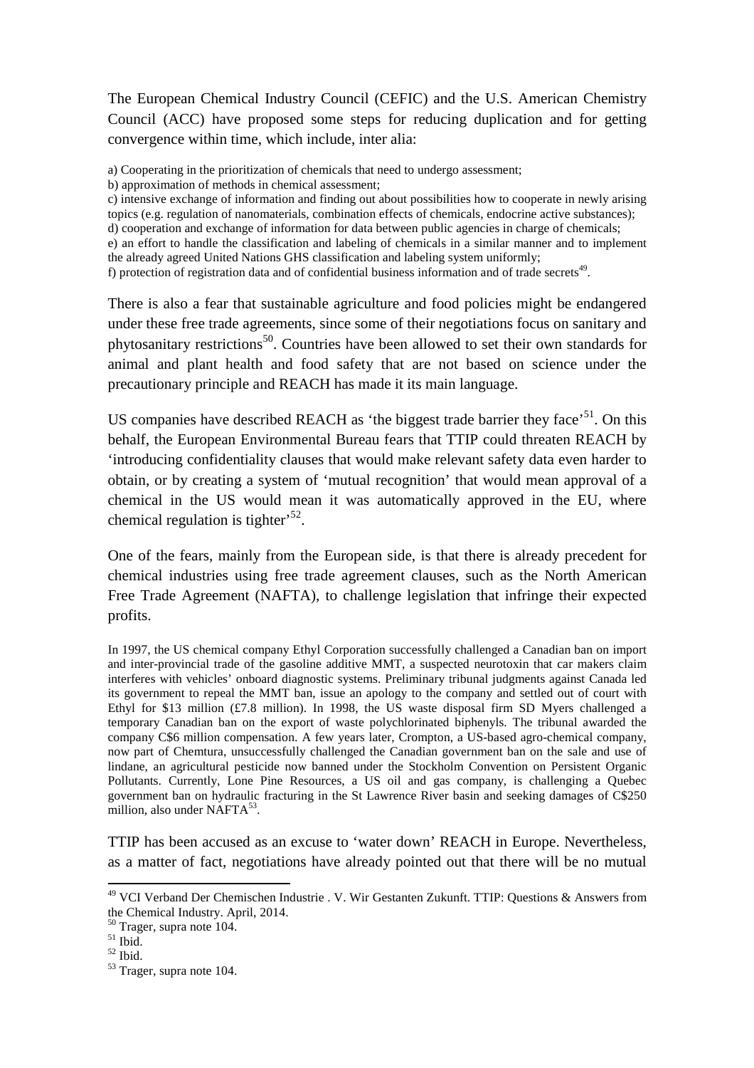The European Chemical Industry Council (CEFIC) and the U.S. American Chemistry Council (ACC) have proposed some steps for reducing duplication and for getting convergence within time, which include, inter alia:

a) Cooperating in the prioritization of chemicals that need to undergo assessment;
b) approximation of methods in chemical assessment;
c) intensive exchange of information and finding out about possibilities how to cooperate in newly arising topics (e.g. regulation of nanomaterials, combination effects of chemicals, endocrine active substances);
d) cooperation and exchange of information for data between public agencies in charge of chemicals;
e) an effort to handle the classification and labeling of chemicals in a similar manner and to implement the already agreed United Nations GHS classification and labeling system uniformly;
f) protection of registration data and of confidential business information and of trade secrets[49].

There is also a fear that sustainable agriculture and food policies might be endangered under these free trade agreements, since some of their negotiations focus on sanitary and phytosanitary restrictions[50]. Countries have been allowed to set their own standards for animal and plant health and food safety that are not based on science under the precautionary principle and REACH has made it its main language.

US companies have described REACH as 'the biggest trade barrier they face'[51]. On this behalf, the European Environmental Bureau fears that TTIP could threaten REACH by 'introducing confidentiality clauses that would make relevant safety data even harder to obtain, or by creating a system of 'mutual recognition' that would mean approval of a chemical in the US would mean it was automatically approved in the EU, where chemical regulation is tighter'[52].

One of the fears, mainly from the European side, is that there is already precedent for chemical industries using free trade agreement clauses, such as the North American Free Trade Agreement (NAFTA), to challenge legislation that infringe their expected profits.

In 1997, the US chemical company Ethyl Corporation successfully challenged a Canadian ban on import and inter-provincial trade of the gasoline additive MMT, a suspected neurotoxin that car makers claim interferes with vehicles' onboard diagnostic systems. Preliminary tribunal judgments against Canada led its government to repeal the MMT ban, issue an apology to the company and settled out of court with Ethyl for $13 million (£7.8 million). In 1998, the US waste disposal firm SD Myers challenged a temporary Canadian ban on the export of waste polychlorinated biphenyls. The tribunal awarded the company C$6 million compensation. A few years later, Crompton, a US-based agro-chemical company, now part of Chemtura, unsuccessfully challenged the Canadian government ban on the sale and use of lindane, an agricultural pesticide now banned under the Stockholm Convention on Persistent Organic Pollutants. Currently, Lone Pine Resources, a US oil and gas company, is challenging a Quebec government ban on hydraulic fracturing in the St Lawrence River basin and seeking damages of C$250 million, also under NAFTA[53].

TTIP has been accused as an excuse to 'water down' REACH in Europe. Nevertheless, as a matter of fact, negotiations have already pointed out that there will be no mutual

---

[49] VCI Verband Der Chemischen Industrie . V. Wir Gestanten Zukunft. TTIP: Questions & Answers from the Chemical Industry. April, 2014.
[50] Trager, supra note 104.
[51] Ibid.
[52] Ibid.
[53] Trager, supra note 104.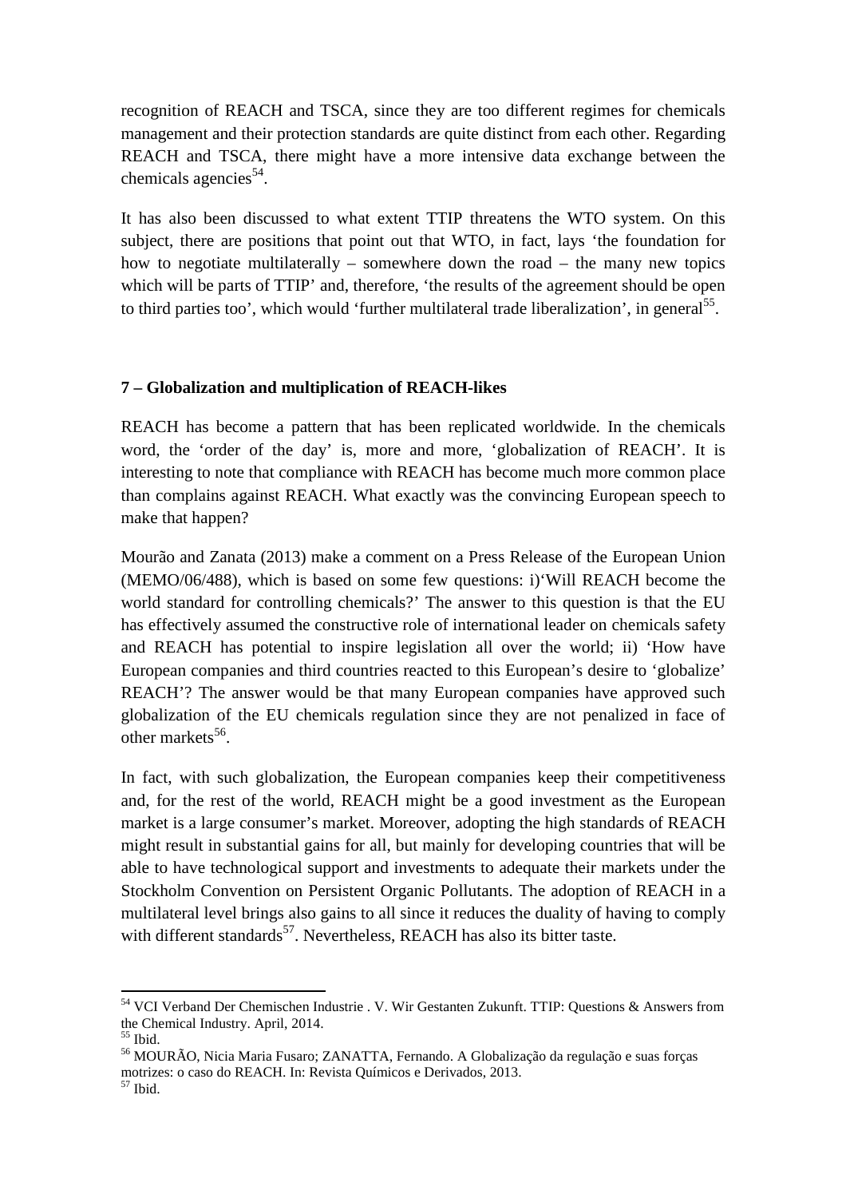recognition of REACH and TSCA, since they are too different regimes for chemicals management and their protection standards are quite distinct from each other. Regarding REACH and TSCA, there might have a more intensive data exchange between the chemicals agencies[54].

It has also been discussed to what extent TTIP threatens the WTO system. On this subject, there are positions that point out that WTO, in fact, lays 'the foundation for how to negotiate multilaterally – somewhere down the road – the many new topics which will be parts of TTIP' and, therefore, 'the results of the agreement should be open to third parties too', which would 'further multilateral trade liberalization', in general[55].

## 7 – Globalization and multiplication of REACH-likes

REACH has become a pattern that has been replicated worldwide. In the chemicals word, the 'order of the day' is, more and more, 'globalization of REACH'. It is interesting to note that compliance with REACH has become much more common place than complains against REACH. What exactly was the convincing European speech to make that happen?

Mourão and Zanata (2013) make a comment on a Press Release of the European Union (MEMO/06/488), which is based on some few questions: i)'Will REACH become the world standard for controlling chemicals?' The answer to this question is that the EU has effectively assumed the constructive role of international leader on chemicals safety and REACH has potential to inspire legislation all over the world; ii) 'How have European companies and third countries reacted to this European's desire to 'globalize' REACH'? The answer would be that many European companies have approved such globalization of the EU chemicals regulation since they are not penalized in face of other markets[56].

In fact, with such globalization, the European companies keep their competitiveness and, for the rest of the world, REACH might be a good investment as the European market is a large consumer's market. Moreover, adopting the high standards of REACH might result in substantial gains for all, but mainly for developing countries that will be able to have technological support and investments to adequate their markets under the Stockholm Convention on Persistent Organic Pollutants. The adoption of REACH in a multilateral level brings also gains to all since it reduces the duality of having to comply with different standards[57]. Nevertheless, REACH has also its bitter taste.

---

[54] VCI Verband Der Chemischen Industrie . V. Wir Gestanten Zukunft. TTIP: Questions & Answers from the Chemical Industry. April, 2014.

[55] Ibid.

[56] MOURÃO, Nicia Maria Fusaro; ZANATTA, Fernando. A Globalização da regulação e suas forças motrizes: o caso do REACH. In: Revista Químicos e Derivados, 2013.

[57] Ibid.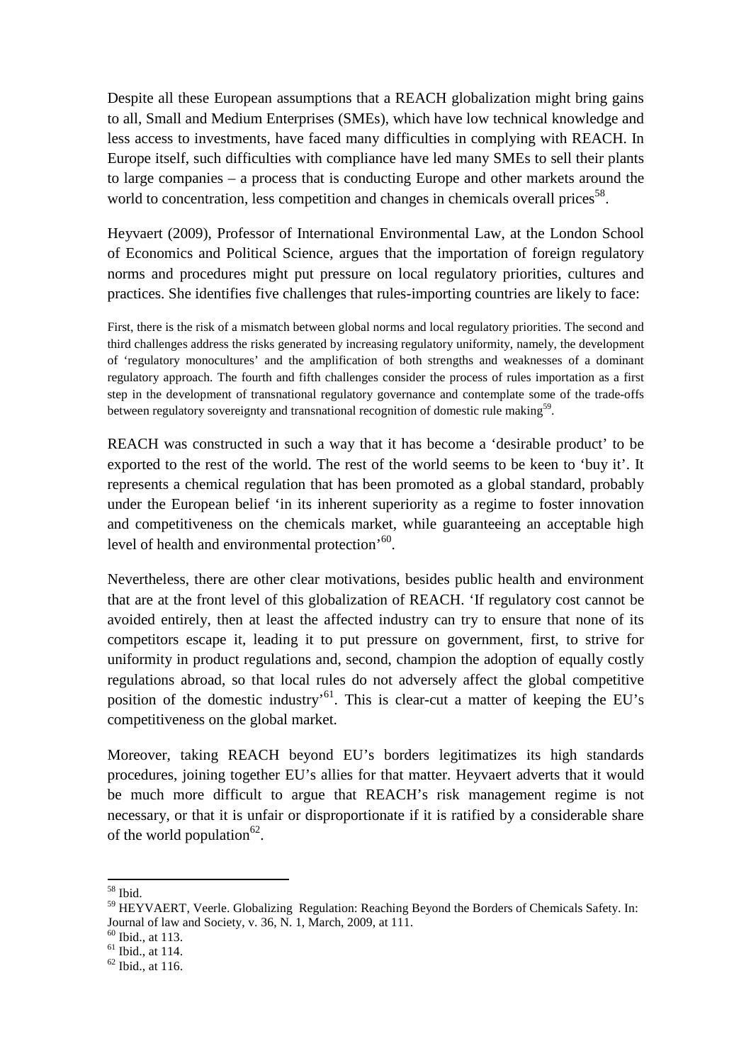Despite all these European assumptions that a REACH globalization might bring gains to all, Small and Medium Enterprises (SMEs), which have low technical knowledge and less access to investments, have faced many difficulties in complying with REACH. In Europe itself, such difficulties with compliance have led many SMEs to sell their plants to large companies – a process that is conducting Europe and other markets around the world to concentration, less competition and changes in chemicals overall prices[58].

Heyvaert (2009), Professor of International Environmental Law, at the London School of Economics and Political Science, argues that the importation of foreign regulatory norms and procedures might put pressure on local regulatory priorities, cultures and practices. She identifies five challenges that rules-importing countries are likely to face:

> First, there is the risk of a mismatch between global norms and local regulatory priorities. The second and third challenges address the risks generated by increasing regulatory uniformity, namely, the development of 'regulatory monocultures' and the amplification of both strengths and weaknesses of a dominant regulatory approach. The fourth and fifth challenges consider the process of rules importation as a first step in the development of transnational regulatory governance and contemplate some of the trade-offs between regulatory sovereignty and transnational recognition of domestic rule making[59].

REACH was constructed in such a way that it has become a 'desirable product' to be exported to the rest of the world. The rest of the world seems to be keen to 'buy it'. It represents a chemical regulation that has been promoted as a global standard, probably under the European belief 'in its inherent superiority as a regime to foster innovation and competitiveness on the chemicals market, while guaranteeing an acceptable high level of health and environmental protection'[60].

Nevertheless, there are other clear motivations, besides public health and environment that are at the front level of this globalization of REACH. 'If regulatory cost cannot be avoided entirely, then at least the affected industry can try to ensure that none of its competitors escape it, leading it to put pressure on government, first, to strive for uniformity in product regulations and, second, champion the adoption of equally costly regulations abroad, so that local rules do not adversely affect the global competitive position of the domestic industry'[61]. This is clear-cut a matter of keeping the EU's competitiveness on the global market.

Moreover, taking REACH beyond EU's borders legitimatizes its high standards procedures, joining together EU's allies for that matter. Heyvaert adverts that it would be much more difficult to argue that REACH's risk management regime is not necessary, or that it is unfair or disproportionate if it is ratified by a considerable share of the world population[62].

---

[58] Ibid.

[59] HEYVAERT, Veerle. Globalizing Regulation: Reaching Beyond the Borders of Chemicals Safety. In: Journal of law and Society, v. 36, N. 1, March, 2009, at 111.

[60] Ibid., at 113.

[61] Ibid., at 114.

[62] Ibid., at 116.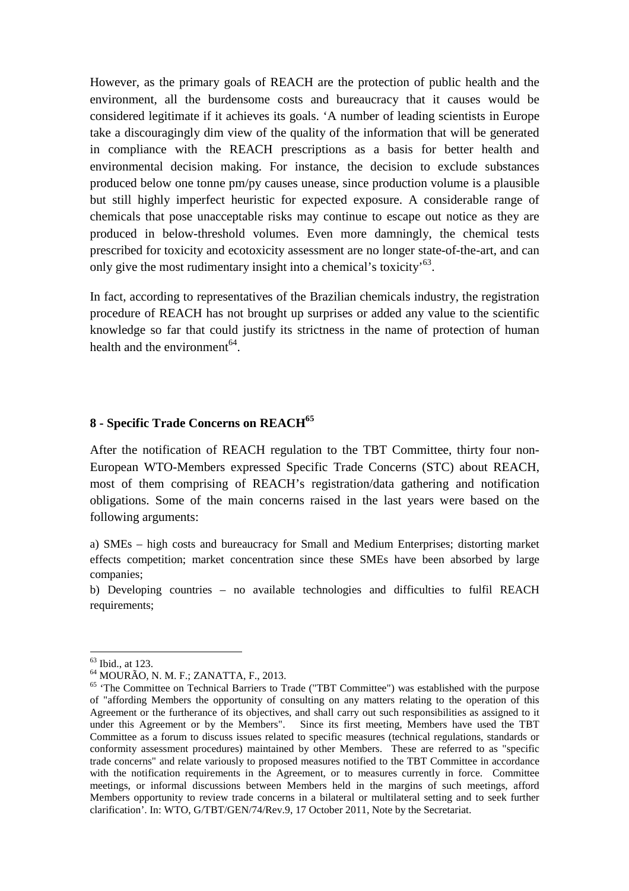However, as the primary goals of REACH are the protection of public health and the environment, all the burdensome costs and bureaucracy that it causes would be considered legitimate if it achieves its goals. 'A number of leading scientists in Europe take a discouragingly dim view of the quality of the information that will be generated in compliance with the REACH prescriptions as a basis for better health and environmental decision making. For instance, the decision to exclude substances produced below one tonne pm/py causes unease, since production volume is a plausible but still highly imperfect heuristic for expected exposure. A considerable range of chemicals that pose unacceptable risks may continue to escape out notice as they are produced in below-threshold volumes. Even more damningly, the chemical tests prescribed for toxicity and ecotoxicity assessment are no longer state-of-the-art, and can only give the most rudimentary insight into a chemical's toxicity'[63].

In fact, according to representatives of the Brazilian chemicals industry, the registration procedure of REACH has not brought up surprises or added any value to the scientific knowledge so far that could justify its strictness in the name of protection of human health and the environment[64].

## 8 - Specific Trade Concerns on REACH[65]

After the notification of REACH regulation to the TBT Committee, thirty four non-European WTO-Members expressed Specific Trade Concerns (STC) about REACH, most of them comprising of REACH's registration/data gathering and notification obligations. Some of the main concerns raised in the last years were based on the following arguments:

a) SMEs – high costs and bureaucracy for Small and Medium Enterprises; distorting market effects competition; market concentration since these SMEs have been absorbed by large companies;

b) Developing countries – no available technologies and difficulties to fulfil REACH requirements;

---

[63] Ibid., at 123.

[64] MOURÃO, N. M. F.; ZANATTA, F., 2013.

[65] 'The Committee on Technical Barriers to Trade ("TBT Committee") was established with the purpose of "affording Members the opportunity of consulting on any matters relating to the operation of this Agreement or the furtherance of its objectives, and shall carry out such responsibilities as assigned to it under this Agreement or by the Members". Since its first meeting, Members have used the TBT Committee as a forum to discuss issues related to specific measures (technical regulations, standards or conformity assessment procedures) maintained by other Members. These are referred to as "specific trade concerns" and relate variously to proposed measures notified to the TBT Committee in accordance with the notification requirements in the Agreement, or to measures currently in force. Committee meetings, or informal discussions between Members held in the margins of such meetings, afford Members opportunity to review trade concerns in a bilateral or multilateral setting and to seek further clarification'. In: WTO, G/TBT/GEN/74/Rev.9, 17 October 2011, Note by the Secretariat.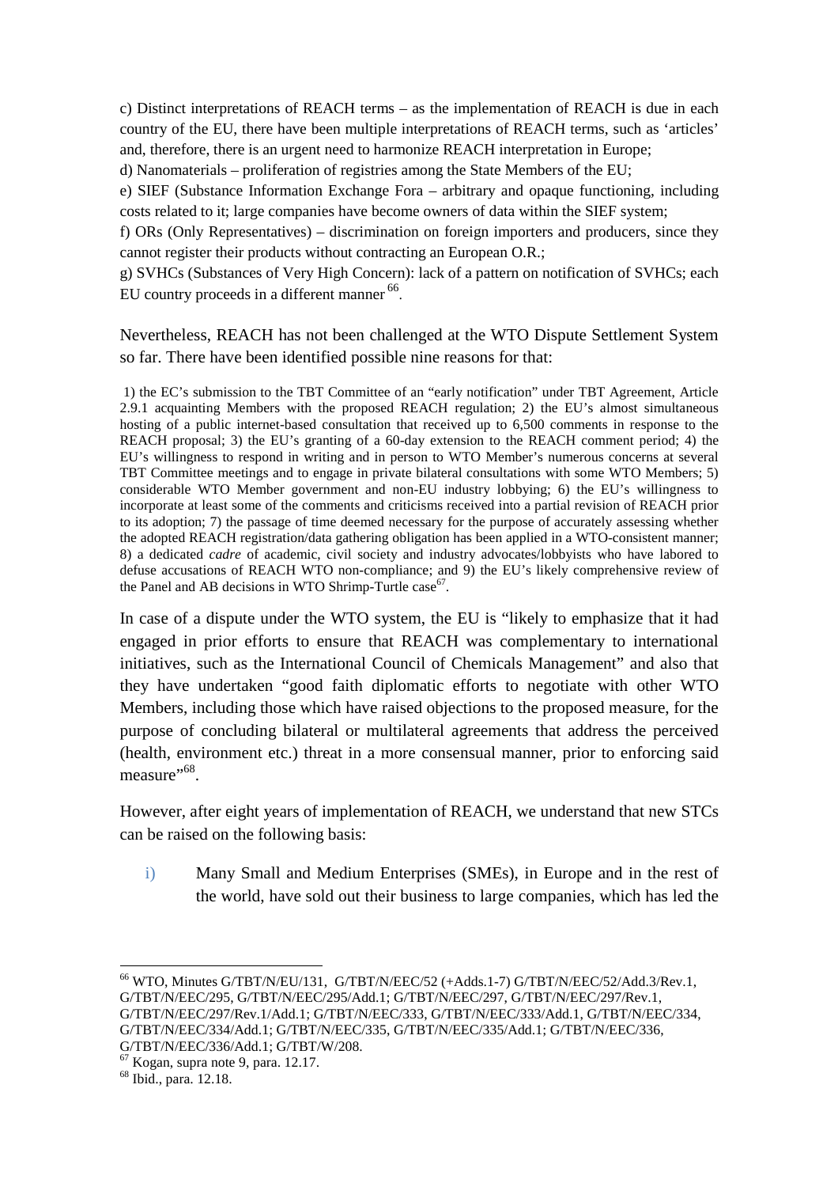c) Distinct interpretations of REACH terms – as the implementation of REACH is due in each country of the EU, there have been multiple interpretations of REACH terms, such as 'articles' and, therefore, there is an urgent need to harmonize REACH interpretation in Europe;

d) Nanomaterials – proliferation of registries among the State Members of the EU;

e) SIEF (Substance Information Exchange Fora – arbitrary and opaque functioning, including costs related to it; large companies have become owners of data within the SIEF system;

f) ORs (Only Representatives) – discrimination on foreign importers and producers, since they cannot register their products without contracting an European O.R.;

g) SVHCs (Substances of Very High Concern): lack of a pattern on notification of SVHCs; each EU country proceeds in a different manner [66].

Nevertheless, REACH has not been challenged at the WTO Dispute Settlement System so far. There have been identified possible nine reasons for that:

> 1) the EC's submission to the TBT Committee of an "early notification" under TBT Agreement, Article 2.9.1 acquainting Members with the proposed REACH regulation; 2) the EU's almost simultaneous hosting of a public internet-based consultation that received up to 6,500 comments in response to the REACH proposal; 3) the EU's granting of a 60-day extension to the REACH comment period; 4) the EU's willingness to respond in writing and in person to WTO Member's numerous concerns at several TBT Committee meetings and to engage in private bilateral consultations with some WTO Members; 5) considerable WTO Member government and non-EU industry lobbying; 6) the EU's willingness to incorporate at least some of the comments and criticisms received into a partial revision of REACH prior to its adoption; 7) the passage of time deemed necessary for the purpose of accurately assessing whether the adopted REACH registration/data gathering obligation has been applied in a WTO-consistent manner; 8) a dedicated *cadre* of academic, civil society and industry advocates/lobbyists who have labored to defuse accusations of REACH WTO non-compliance; and 9) the EU's likely comprehensive review of the Panel and AB decisions in WTO Shrimp-Turtle case[67].

In case of a dispute under the WTO system, the EU is "likely to emphasize that it had engaged in prior efforts to ensure that REACH was complementary to international initiatives, such as the International Council of Chemicals Management" and also that they have undertaken "good faith diplomatic efforts to negotiate with other WTO Members, including those which have raised objections to the proposed measure, for the purpose of concluding bilateral or multilateral agreements that address the perceived (health, environment etc.) threat in a more consensual manner, prior to enforcing said measure"[68].

However, after eight years of implementation of REACH, we understand that new STCs can be raised on the following basis:

i) Many Small and Medium Enterprises (SMEs), in Europe and in the rest of the world, have sold out their business to large companies, which has led the

---

[66] WTO, Minutes G/TBT/N/EU/131, G/TBT/N/EEC/52 (+Adds.1-7) G/TBT/N/EEC/52/Add.3/Rev.1, G/TBT/N/EEC/295, G/TBT/N/EEC/295/Add.1; G/TBT/N/EEC/297, G/TBT/N/EEC/297/Rev.1, G/TBT/N/EEC/297/Rev.1/Add.1; G/TBT/N/EEC/333, G/TBT/N/EEC/333/Add.1, G/TBT/N/EEC/334, G/TBT/N/EEC/334/Add.1; G/TBT/N/EEC/335, G/TBT/N/EEC/335/Add.1; G/TBT/N/EEC/336, G/TBT/N/EEC/336/Add.1; G/TBT/W/208.

[67] Kogan, supra note 9, para. 12.17.

[68] Ibid., para. 12.18.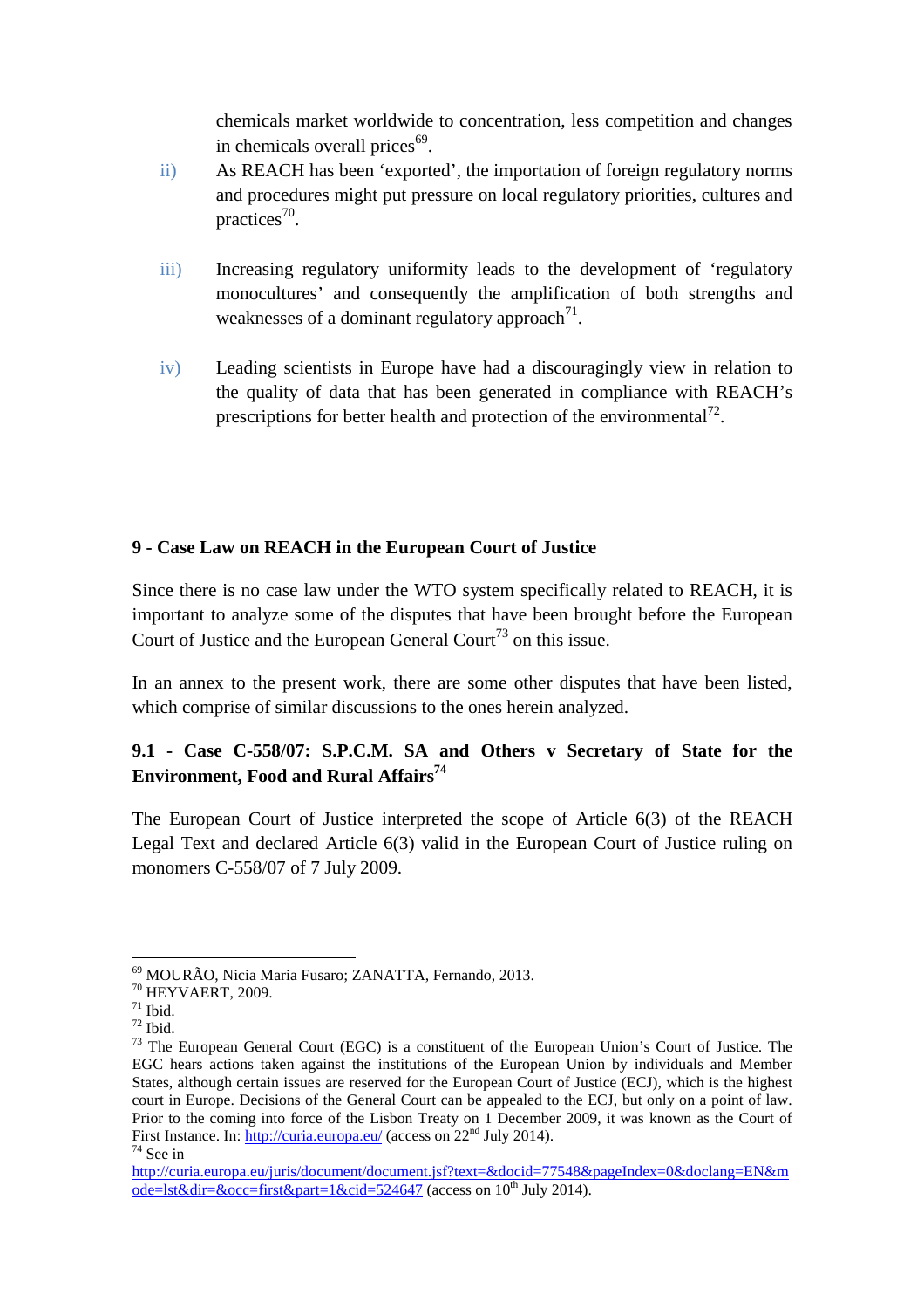chemicals market worldwide to concentration, less competition and changes in chemicals overall prices[69].

ii) As REACH has been 'exported', the importation of foreign regulatory norms and procedures might put pressure on local regulatory priorities, cultures and practices[70].

iii) Increasing regulatory uniformity leads to the development of 'regulatory monocultures' and consequently the amplification of both strengths and weaknesses of a dominant regulatory approach[71].

iv) Leading scientists in Europe have had a discouragingly view in relation to the quality of data that has been generated in compliance with REACH's prescriptions for better health and protection of the environmental[72].

## 9 - Case Law on REACH in the European Court of Justice

Since there is no case law under the WTO system specifically related to REACH, it is important to analyze some of the disputes that have been brought before the European Court of Justice and the European General Court[73] on this issue.

In an annex to the present work, there are some other disputes that have been listed, which comprise of similar discussions to the ones herein analyzed.

### 9.1 - Case C-558/07: S.P.C.M. SA and Others v Secretary of State for the Environment, Food and Rural Affairs[74]

The European Court of Justice interpreted the scope of Article 6(3) of the REACH Legal Text and declared Article 6(3) valid in the European Court of Justice ruling on monomers C-558/07 of 7 July 2009.

---

[69] MOURÃO, Nicia Maria Fusaro; ZANATTA, Fernando, 2013.

[70] HEYVAERT, 2009.

[71] Ibid.

[72] Ibid.

[73] The European General Court (EGC) is a constituent of the European Union's Court of Justice. The EGC hears actions taken against the institutions of the European Union by individuals and Member States, although certain issues are reserved for the European Court of Justice (ECJ), which is the highest court in Europe. Decisions of the General Court can be appealed to the ECJ, but only on a point of law. Prior to the coming into force of the Lisbon Treaty on 1 December 2009, it was known as the Court of First Instance. In: http://curia.europa.eu/ (access on 22nd July 2014).

[74] See in http://curia.europa.eu/juris/document/document.jsf?text=&docid=77548&pageIndex=0&doclang=EN&mode=lst&dir=&occ=first&part=1&cid=524647 (access on 10th July 2014).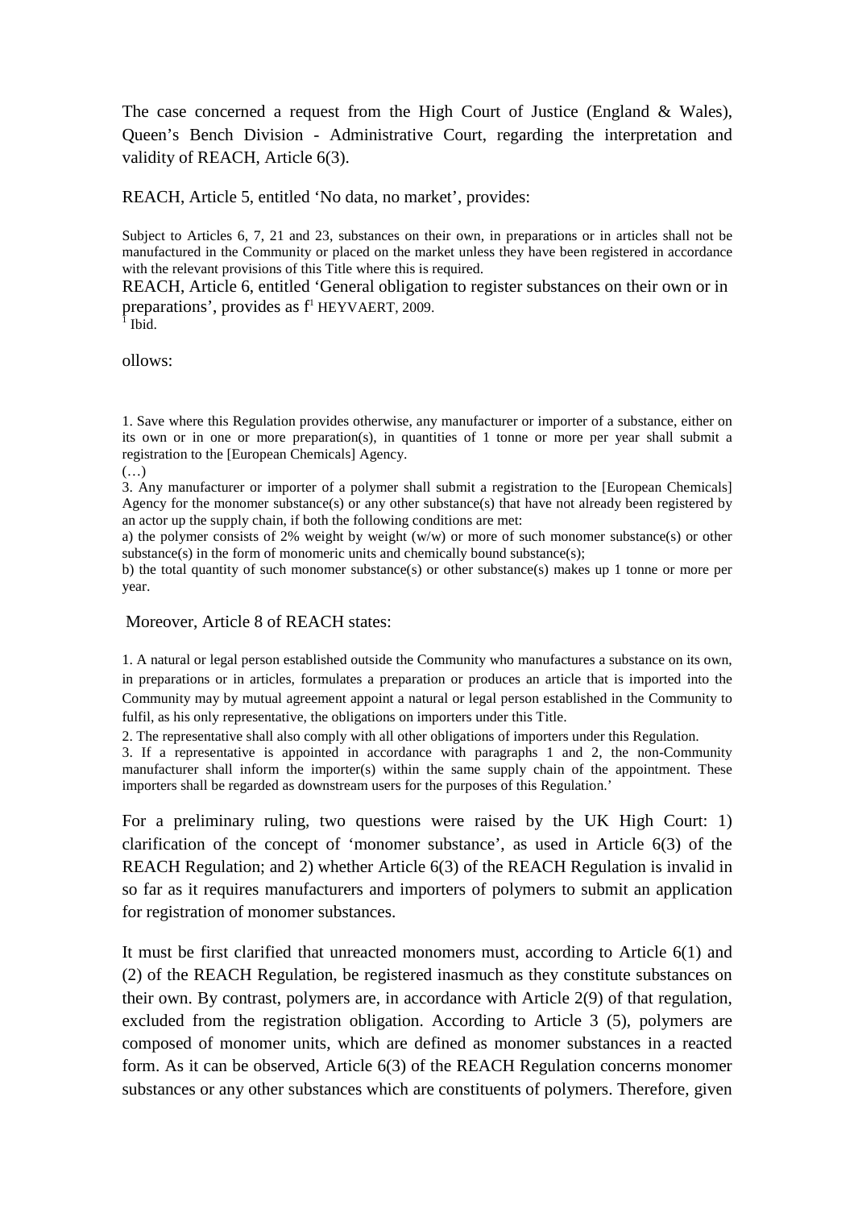The case concerned a request from the High Court of Justice (England & Wales), Queen's Bench Division - Administrative Court, regarding the interpretation and validity of REACH, Article 6(3).

REACH, Article 5, entitled 'No data, no market', provides:

Subject to Articles 6, 7, 21 and 23, substances on their own, in preparations or in articles shall not be manufactured in the Community or placed on the market unless they have been registered in accordance with the relevant provisions of this Title where this is required.

REACH, Article 6, entitled 'General obligation to register substances on their own or in preparations', provides as follows:

1. Save where this Regulation provides otherwise, any manufacturer or importer of a substance, either on its own or in one or more preparation(s), in quantities of 1 tonne or more per year shall submit a registration to the [European Chemicals] Agency.

(…)

3. Any manufacturer or importer of a polymer shall submit a registration to the [European Chemicals] Agency for the monomer substance(s) or any other substance(s) that have not already been registered by an actor up the supply chain, if both the following conditions are met:

a) the polymer consists of 2% weight by weight (w/w) or more of such monomer substance(s) or other substance(s) in the form of monomeric units and chemically bound substance(s);

b) the total quantity of such monomer substance(s) or other substance(s) makes up 1 tonne or more per year.

Moreover, Article 8 of REACH states:

1. A natural or legal person established outside the Community who manufactures a substance on its own, in preparations or in articles, formulates a preparation or produces an article that is imported into the Community may by mutual agreement appoint a natural or legal person established in the Community to fulfil, as his only representative, the obligations on importers under this Title.

2. The representative shall also comply with all other obligations of importers under this Regulation.

3. If a representative is appointed in accordance with paragraphs 1 and 2, the non-Community manufacturer shall inform the importer(s) within the same supply chain of the appointment. These importers shall be regarded as downstream users for the purposes of this Regulation.'

For a preliminary ruling, two questions were raised by the UK High Court: 1) clarification of the concept of 'monomer substance', as used in Article 6(3) of the REACH Regulation; and 2) whether Article 6(3) of the REACH Regulation is invalid in so far as it requires manufacturers and importers of polymers to submit an application for registration of monomer substances.

It must be first clarified that unreacted monomers must, according to Article 6(1) and (2) of the REACH Regulation, be registered inasmuch as they constitute substances on their own. By contrast, polymers are, in accordance with Article 2(9) of that regulation, excluded from the registration obligation. According to Article 3 (5), polymers are composed of monomer units, which are defined as monomer substances in a reacted form. As it can be observed, Article 6(3) of the REACH Regulation concerns monomer substances or any other substances which are constituents of polymers. Therefore, given

[1] HEYVAERT, 2009.

[1] Ibid.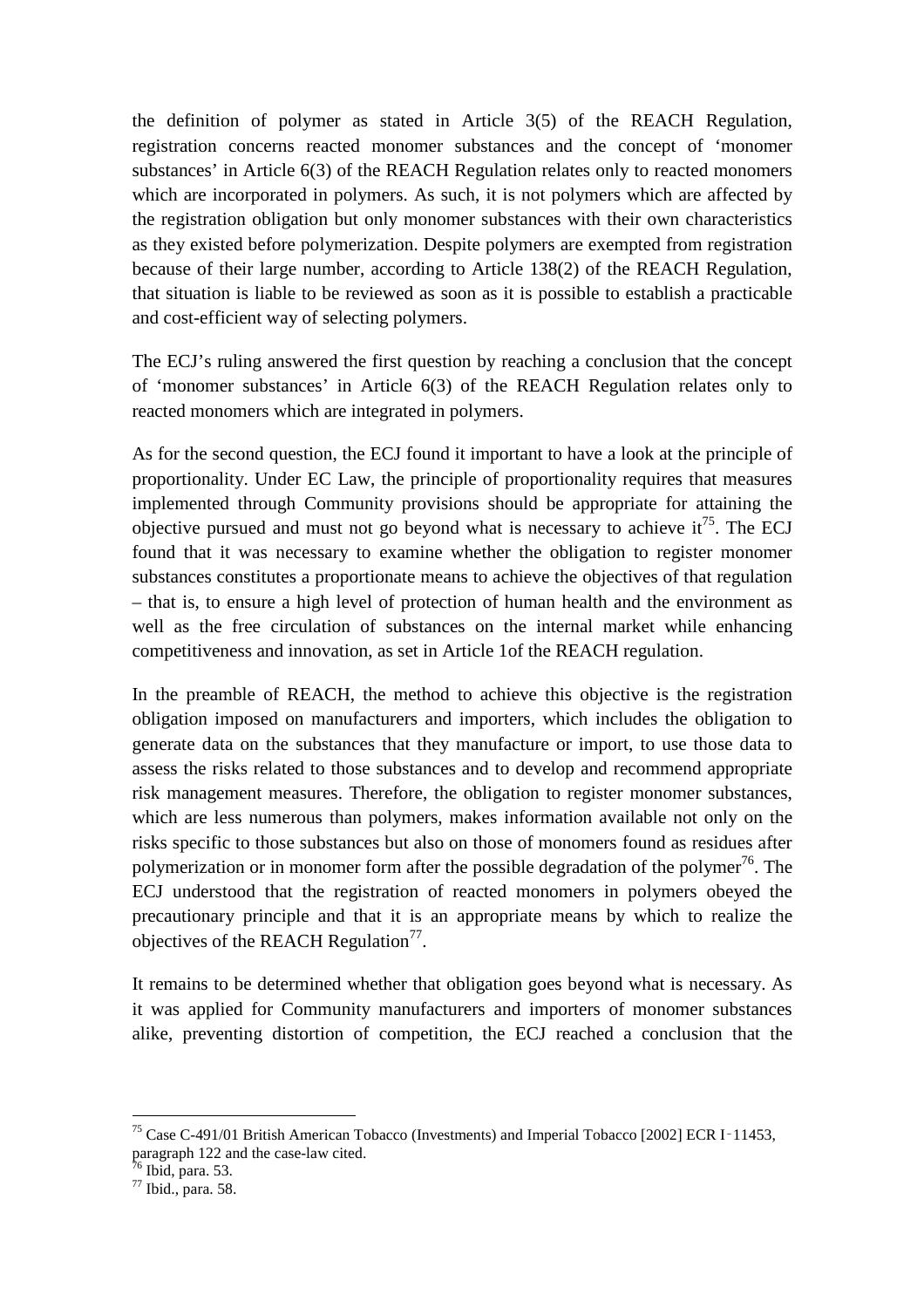the definition of polymer as stated in Article 3(5) of the REACH Regulation, registration concerns reacted monomer substances and the concept of 'monomer substances' in Article 6(3) of the REACH Regulation relates only to reacted monomers which are incorporated in polymers. As such, it is not polymers which are affected by the registration obligation but only monomer substances with their own characteristics as they existed before polymerization. Despite polymers are exempted from registration because of their large number, according to Article 138(2) of the REACH Regulation, that situation is liable to be reviewed as soon as it is possible to establish a practicable and cost-efficient way of selecting polymers.

The ECJ's ruling answered the first question by reaching a conclusion that the concept of 'monomer substances' in Article 6(3) of the REACH Regulation relates only to reacted monomers which are integrated in polymers.

As for the second question, the ECJ found it important to have a look at the principle of proportionality. Under EC Law, the principle of proportionality requires that measures implemented through Community provisions should be appropriate for attaining the objective pursued and must not go beyond what is necessary to achieve it[75]. The ECJ found that it was necessary to examine whether the obligation to register monomer substances constitutes a proportionate means to achieve the objectives of that regulation – that is, to ensure a high level of protection of human health and the environment as well as the free circulation of substances on the internal market while enhancing competitiveness and innovation, as set in Article 1of the REACH regulation.

In the preamble of REACH, the method to achieve this objective is the registration obligation imposed on manufacturers and importers, which includes the obligation to generate data on the substances that they manufacture or import, to use those data to assess the risks related to those substances and to develop and recommend appropriate risk management measures. Therefore, the obligation to register monomer substances, which are less numerous than polymers, makes information available not only on the risks specific to those substances but also on those of monomers found as residues after polymerization or in monomer form after the possible degradation of the polymer[76]. The ECJ understood that the registration of reacted monomers in polymers obeyed the precautionary principle and that it is an appropriate means by which to realize the objectives of the REACH Regulation[77].

It remains to be determined whether that obligation goes beyond what is necessary. As it was applied for Community manufacturers and importers of monomer substances alike, preventing distortion of competition, the ECJ reached a conclusion that the

---

[75] Case C-491/01 British American Tobacco (Investments) and Imperial Tobacco [2002] ECR I‑11453, paragraph 122 and the case-law cited.

[76] Ibid, para. 53.

[77] Ibid., para. 58.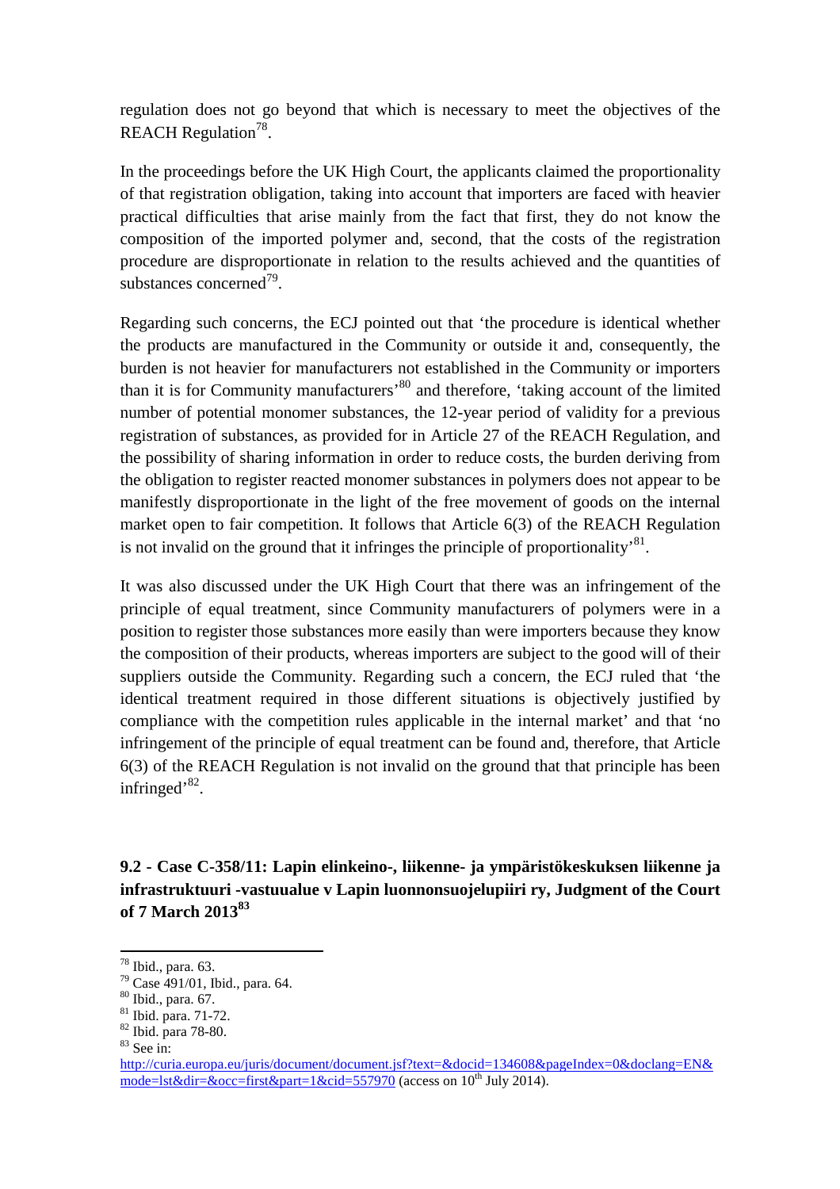regulation does not go beyond that which is necessary to meet the objectives of the REACH Regulation[78].

In the proceedings before the UK High Court, the applicants claimed the proportionality of that registration obligation, taking into account that importers are faced with heavier practical difficulties that arise mainly from the fact that first, they do not know the composition of the imported polymer and, second, that the costs of the registration procedure are disproportionate in relation to the results achieved and the quantities of substances concerned[79].

Regarding such concerns, the ECJ pointed out that 'the procedure is identical whether the products are manufactured in the Community or outside it and, consequently, the burden is not heavier for manufacturers not established in the Community or importers than it is for Community manufacturers'[80] and therefore, 'taking account of the limited number of potential monomer substances, the 12-year period of validity for a previous registration of substances, as provided for in Article 27 of the REACH Regulation, and the possibility of sharing information in order to reduce costs, the burden deriving from the obligation to register reacted monomer substances in polymers does not appear to be manifestly disproportionate in the light of the free movement of goods on the internal market open to fair competition. It follows that Article 6(3) of the REACH Regulation is not invalid on the ground that it infringes the principle of proportionality'[81].

It was also discussed under the UK High Court that there was an infringement of the principle of equal treatment, since Community manufacturers of polymers were in a position to register those substances more easily than were importers because they know the composition of their products, whereas importers are subject to the good will of their suppliers outside the Community. Regarding such a concern, the ECJ ruled that 'the identical treatment required in those different situations is objectively justified by compliance with the competition rules applicable in the internal market' and that 'no infringement of the principle of equal treatment can be found and, therefore, that Article 6(3) of the REACH Regulation is not invalid on the ground that that principle has been infringed'[82].

### 9.2 - Case C-358/11: Lapin elinkeino-, liikenne- ja ympäristökeskuksen liikenne ja infrastruktuuri -vastuualue v Lapin luonnonsuojelupiiri ry, Judgment of the Court of 7 March 2013[83]

---

[78] Ibid., para. 63.

[79] Case 491/01, Ibid., para. 64.

[80] Ibid., para. 67.

[81] Ibid. para. 71-72.

[82] Ibid. para 78-80.

[83] See in: http://curia.europa.eu/juris/document/document.jsf?text=&docid=134608&pageIndex=0&doclang=EN&mode=lst&dir=&occ=first&part=1&cid=557970 (access on 10th July 2014).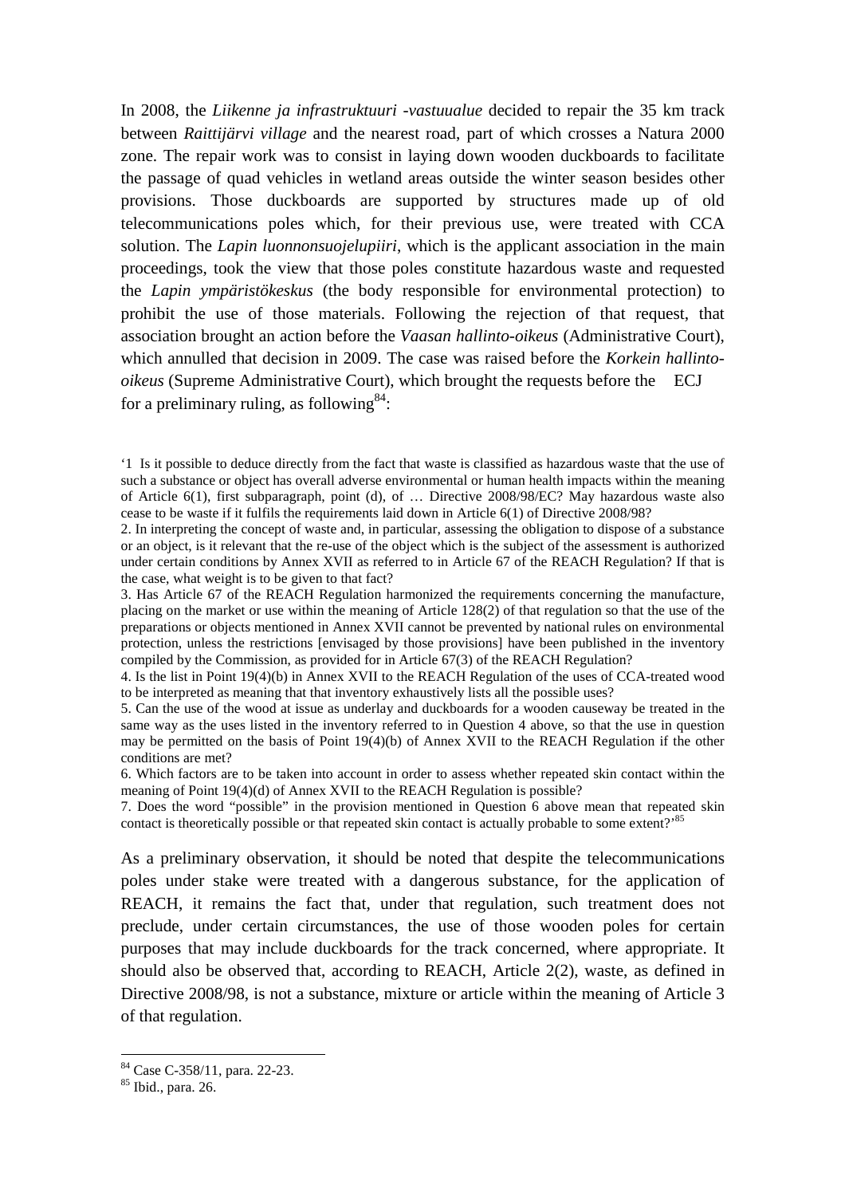In 2008, the *Liikenne ja infrastruktuuri -vastuualue* decided to repair the 35 km track between *Raittijärvi village* and the nearest road, part of which crosses a Natura 2000 zone. The repair work was to consist in laying down wooden duckboards to facilitate the passage of quad vehicles in wetland areas outside the winter season besides other provisions. Those duckboards are supported by structures made up of old telecommunications poles which, for their previous use, were treated with CCA solution. The *Lapin luonnonsuojelupiiri*, which is the applicant association in the main proceedings, took the view that those poles constitute hazardous waste and requested the *Lapin ympäristökeskus* (the body responsible for environmental protection) to prohibit the use of those materials. Following the rejection of that request, that association brought an action before the *Vaasan hallinto-oikeus* (Administrative Court), which annulled that decision in 2009. The case was raised before the *Korkein hallinto-oikeus* (Supreme Administrative Court), which brought the requests before the ECJ for a preliminary ruling, as following[84]:

'1 Is it possible to deduce directly from the fact that waste is classified as hazardous waste that the use of such a substance or object has overall adverse environmental or human health impacts within the meaning of Article 6(1), first subparagraph, point (d), of … Directive 2008/98/EC? May hazardous waste also cease to be waste if it fulfils the requirements laid down in Article 6(1) of Directive 2008/98?

2. In interpreting the concept of waste and, in particular, assessing the obligation to dispose of a substance or an object, is it relevant that the re-use of the object which is the subject of the assessment is authorized under certain conditions by Annex XVII as referred to in Article 67 of the REACH Regulation? If that is the case, what weight is to be given to that fact?

3. Has Article 67 of the REACH Regulation harmonized the requirements concerning the manufacture, placing on the market or use within the meaning of Article 128(2) of that regulation so that the use of the preparations or objects mentioned in Annex XVII cannot be prevented by national rules on environmental protection, unless the restrictions [envisaged by those provisions] have been published in the inventory compiled by the Commission, as provided for in Article 67(3) of the REACH Regulation?

4. Is the list in Point 19(4)(b) in Annex XVII to the REACH Regulation of the uses of CCA-treated wood to be interpreted as meaning that that inventory exhaustively lists all the possible uses?

5. Can the use of the wood at issue as underlay and duckboards for a wooden causeway be treated in the same way as the uses listed in the inventory referred to in Question 4 above, so that the use in question may be permitted on the basis of Point 19(4)(b) of Annex XVII to the REACH Regulation if the other conditions are met?

6. Which factors are to be taken into account in order to assess whether repeated skin contact within the meaning of Point 19(4)(d) of Annex XVII to the REACH Regulation is possible?

7. Does the word "possible" in the provision mentioned in Question 6 above mean that repeated skin contact is theoretically possible or that repeated skin contact is actually probable to some extent?'[85]

As a preliminary observation, it should be noted that despite the telecommunications poles under stake were treated with a dangerous substance, for the application of REACH, it remains the fact that, under that regulation, such treatment does not preclude, under certain circumstances, the use of those wooden poles for certain purposes that may include duckboards for the track concerned, where appropriate. It should also be observed that, according to REACH, Article 2(2), waste, as defined in Directive 2008/98, is not a substance, mixture or article within the meaning of Article 3 of that regulation.

---

[84] Case C-358/11, para. 22-23.

[85] Ibid., para. 26.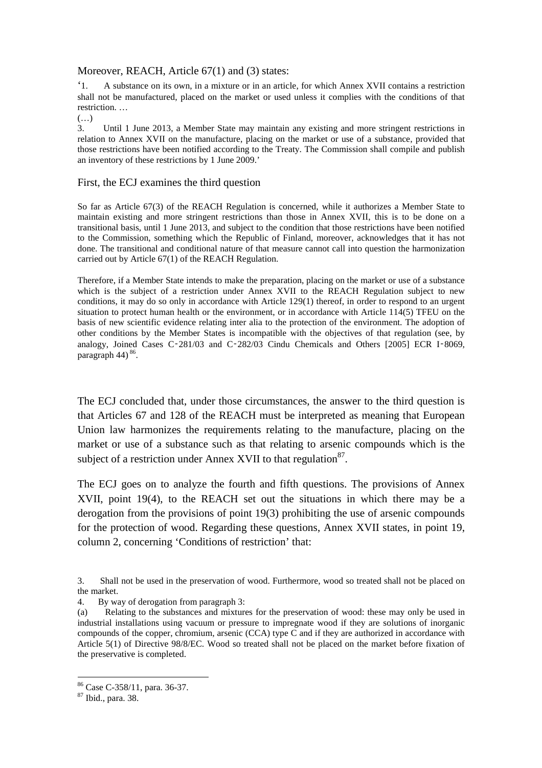Moreover, REACH, Article 67(1) and (3) states:

'1. A substance on its own, in a mixture or in an article, for which Annex XVII contains a restriction shall not be manufactured, placed on the market or used unless it complies with the conditions of that restriction. …

(…)

3. Until 1 June 2013, a Member State may maintain any existing and more stringent restrictions in relation to Annex XVII on the manufacture, placing on the market or use of a substance, provided that those restrictions have been notified according to the Treaty. The Commission shall compile and publish an inventory of these restrictions by 1 June 2009.'

First, the ECJ examines the third question

So far as Article 67(3) of the REACH Regulation is concerned, while it authorizes a Member State to maintain existing and more stringent restrictions than those in Annex XVII, this is to be done on a transitional basis, until 1 June 2013, and subject to the condition that those restrictions have been notified to the Commission, something which the Republic of Finland, moreover, acknowledges that it has not done. The transitional and conditional nature of that measure cannot call into question the harmonization carried out by Article 67(1) of the REACH Regulation.

Therefore, if a Member State intends to make the preparation, placing on the market or use of a substance which is the subject of a restriction under Annex XVII to the REACH Regulation subject to new conditions, it may do so only in accordance with Article 129(1) thereof, in order to respond to an urgent situation to protect human health or the environment, or in accordance with Article 114(5) TFEU on the basis of new scientific evidence relating inter alia to the protection of the environment. The adoption of other conditions by the Member States is incompatible with the objectives of that regulation (see, by analogy, Joined Cases C‑281/03 and C‑282/03 Cindu Chemicals and Others [2005] ECR I‑8069, paragraph 44)[86].

The ECJ concluded that, under those circumstances, the answer to the third question is that Articles 67 and 128 of the REACH must be interpreted as meaning that European Union law harmonizes the requirements relating to the manufacture, placing on the market or use of a substance such as that relating to arsenic compounds which is the subject of a restriction under Annex XVII to that regulation[87].

The ECJ goes on to analyze the fourth and fifth questions. The provisions of Annex XVII, point 19(4), to the REACH set out the situations in which there may be a derogation from the provisions of point 19(3) prohibiting the use of arsenic compounds for the protection of wood. Regarding these questions, Annex XVII states, in point 19, column 2, concerning 'Conditions of restriction' that:

3. Shall not be used in the preservation of wood. Furthermore, wood so treated shall not be placed on the market.

4. By way of derogation from paragraph 3:

(a) Relating to the substances and mixtures for the preservation of wood: these may only be used in industrial installations using vacuum or pressure to impregnate wood if they are solutions of inorganic compounds of the copper, chromium, arsenic (CCA) type C and if they are authorized in accordance with Article 5(1) of Directive 98/8/EC. Wood so treated shall not be placed on the market before fixation of the preservative is completed.

---

[86] Case C-358/11, para. 36-37.

[87] Ibid., para. 38.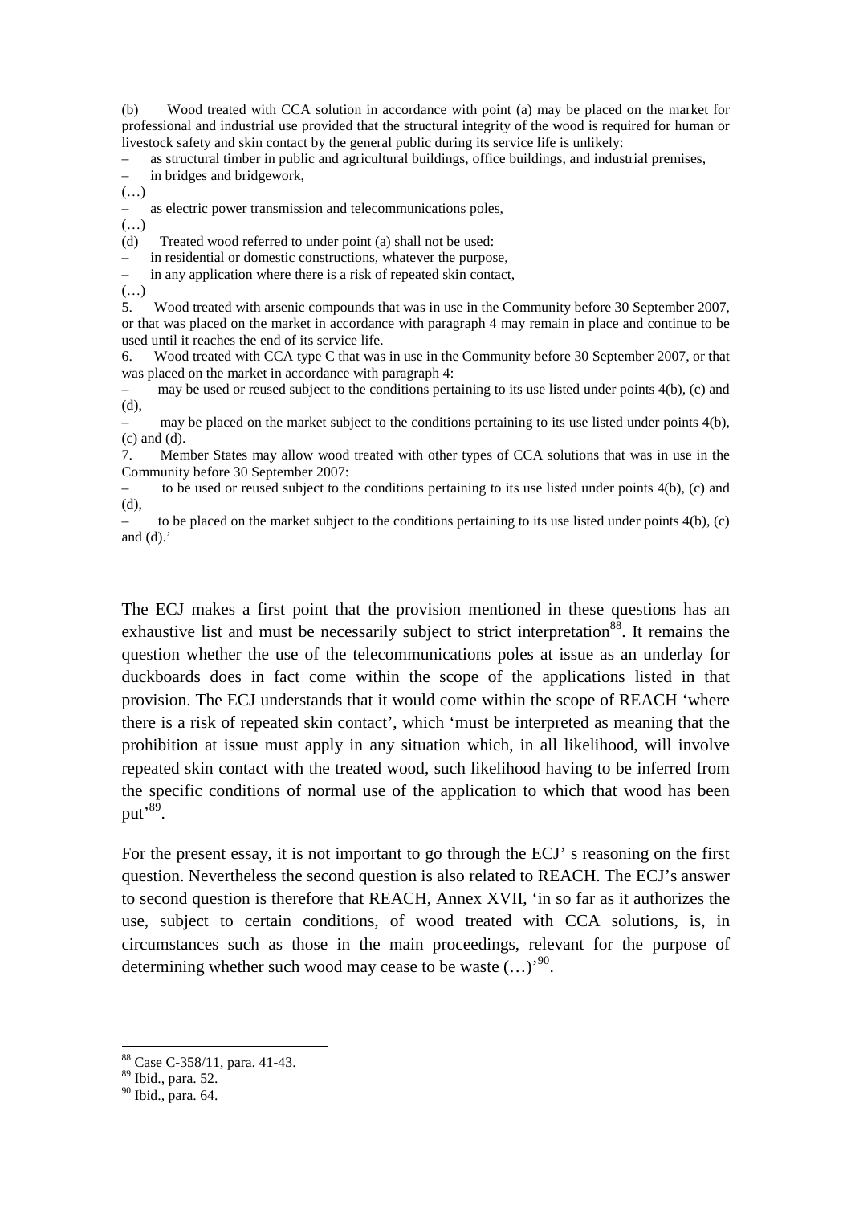(b) Wood treated with CCA solution in accordance with point (a) may be placed on the market for professional and industrial use provided that the structural integrity of the wood is required for human or livestock safety and skin contact by the general public during its service life is unlikely:

– as structural timber in public and agricultural buildings, office buildings, and industrial premises,

– in bridges and bridgework,

(…)

– as electric power transmission and telecommunications poles,

(…)

(d) Treated wood referred to under point (a) shall not be used:

– in residential or domestic constructions, whatever the purpose,

– in any application where there is a risk of repeated skin contact,

(…)

5. Wood treated with arsenic compounds that was in use in the Community before 30 September 2007, or that was placed on the market in accordance with paragraph 4 may remain in place and continue to be used until it reaches the end of its service life.

6. Wood treated with CCA type C that was in use in the Community before 30 September 2007, or that was placed on the market in accordance with paragraph 4:

– may be used or reused subject to the conditions pertaining to its use listed under points 4(b), (c) and (d),

– may be placed on the market subject to the conditions pertaining to its use listed under points 4(b), (c) and (d).

7. Member States may allow wood treated with other types of CCA solutions that was in use in the Community before 30 September 2007:

– to be used or reused subject to the conditions pertaining to its use listed under points 4(b), (c) and (d),

– to be placed on the market subject to the conditions pertaining to its use listed under points 4(b), (c) and (d).'

The ECJ makes a first point that the provision mentioned in these questions has an exhaustive list and must be necessarily subject to strict interpretation[88]. It remains the question whether the use of the telecommunications poles at issue as an underlay for duckboards does in fact come within the scope of the applications listed in that provision. The ECJ understands that it would come within the scope of REACH 'where there is a risk of repeated skin contact', which 'must be interpreted as meaning that the prohibition at issue must apply in any situation which, in all likelihood, will involve repeated skin contact with the treated wood, such likelihood having to be inferred from the specific conditions of normal use of the application to which that wood has been put'[89].

For the present essay, it is not important to go through the ECJ' s reasoning on the first question. Nevertheless the second question is also related to REACH. The ECJ's answer to second question is therefore that REACH, Annex XVII, 'in so far as it authorizes the use, subject to certain conditions, of wood treated with CCA solutions, is, in circumstances such as those in the main proceedings, relevant for the purpose of determining whether such wood may cease to be waste (…)'[90].

---

[88] Case C-358/11, para. 41-43.

[89] Ibid., para. 52.

[90] Ibid., para. 64.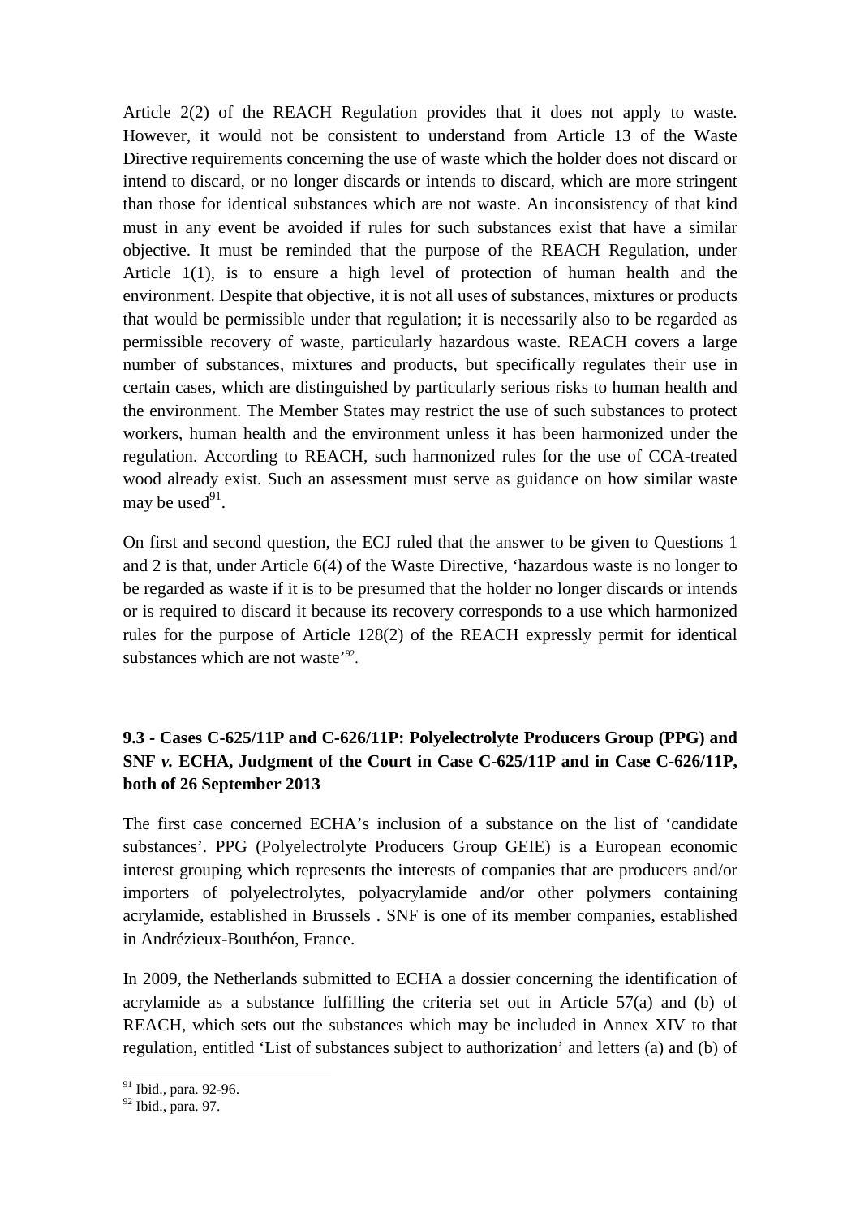Article 2(2) of the REACH Regulation provides that it does not apply to waste. However, it would not be consistent to understand from Article 13 of the Waste Directive requirements concerning the use of waste which the holder does not discard or intend to discard, or no longer discards or intends to discard, which are more stringent than those for identical substances which are not waste. An inconsistency of that kind must in any event be avoided if rules for such substances exist that have a similar objective. It must be reminded that the purpose of the REACH Regulation, under Article 1(1), is to ensure a high level of protection of human health and the environment. Despite that objective, it is not all uses of substances, mixtures or products that would be permissible under that regulation; it is necessarily also to be regarded as permissible recovery of waste, particularly hazardous waste. REACH covers a large number of substances, mixtures and products, but specifically regulates their use in certain cases, which are distinguished by particularly serious risks to human health and the environment. The Member States may restrict the use of such substances to protect workers, human health and the environment unless it has been harmonized under the regulation. According to REACH, such harmonized rules for the use of CCA-treated wood already exist. Such an assessment must serve as guidance on how similar waste may be used[91].

On first and second question, the ECJ ruled that the answer to be given to Questions 1 and 2 is that, under Article 6(4) of the Waste Directive, 'hazardous waste is no longer to be regarded as waste if it is to be presumed that the holder no longer discards or intends or is required to discard it because its recovery corresponds to a use which harmonized rules for the purpose of Article 128(2) of the REACH expressly permit for identical substances which are not waste'[92].

### 9.3 - Cases C-625/11P and C-626/11P: Polyelectrolyte Producers Group (PPG) and SNF *v.* ECHA, Judgment of the Court in Case C-625/11P and in Case C-626/11P, both of 26 September 2013

The first case concerned ECHA's inclusion of a substance on the list of 'candidate substances'. PPG (Polyelectrolyte Producers Group GEIE) is a European economic interest grouping which represents the interests of companies that are producers and/or importers of polyelectrolytes, polyacrylamide and/or other polymers containing acrylamide, established in Brussels . SNF is one of its member companies, established in Andrézieux-Bouthéon, France.

In 2009, the Netherlands submitted to ECHA a dossier concerning the identification of acrylamide as a substance fulfilling the criteria set out in Article 57(a) and (b) of REACH, which sets out the substances which may be included in Annex XIV to that regulation, entitled 'List of substances subject to authorization' and letters (a) and (b) of

[91] Ibid., para. 92-96.

[92] Ibid., para. 97.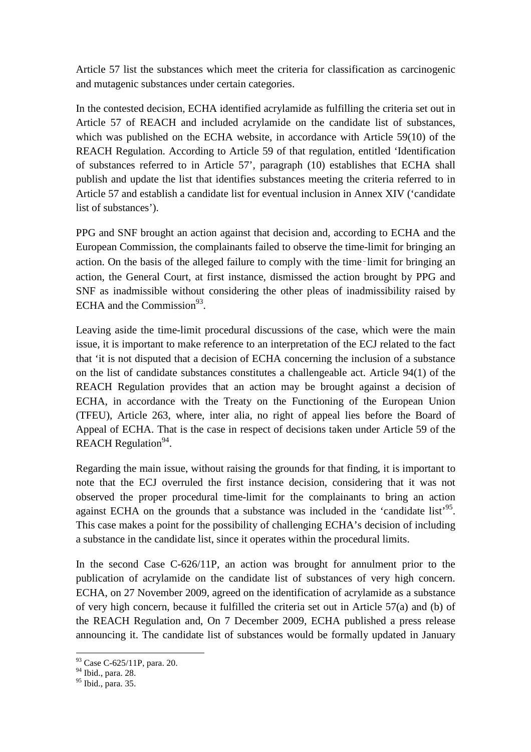Article 57 list the substances which meet the criteria for classification as carcinogenic and mutagenic substances under certain categories.

In the contested decision, ECHA identified acrylamide as fulfilling the criteria set out in Article 57 of REACH and included acrylamide on the candidate list of substances, which was published on the ECHA website, in accordance with Article 59(10) of the REACH Regulation. According to Article 59 of that regulation, entitled 'Identification of substances referred to in Article 57', paragraph (10) establishes that ECHA shall publish and update the list that identifies substances meeting the criteria referred to in Article 57 and establish a candidate list for eventual inclusion in Annex XIV ('candidate list of substances').

PPG and SNF brought an action against that decision and, according to ECHA and the European Commission, the complainants failed to observe the time-limit for bringing an action. On the basis of the alleged failure to comply with the time-limit for bringing an action, the General Court, at first instance, dismissed the action brought by PPG and SNF as inadmissible without considering the other pleas of inadmissibility raised by ECHA and the Commission[93].

Leaving aside the time-limit procedural discussions of the case, which were the main issue, it is important to make reference to an interpretation of the ECJ related to the fact that 'it is not disputed that a decision of ECHA concerning the inclusion of a substance on the list of candidate substances constitutes a challengeable act. Article 94(1) of the REACH Regulation provides that an action may be brought against a decision of ECHA, in accordance with the Treaty on the Functioning of the European Union (TFEU), Article 263, where, inter alia, no right of appeal lies before the Board of Appeal of ECHA. That is the case in respect of decisions taken under Article 59 of the REACH Regulation[94].

Regarding the main issue, without raising the grounds for that finding, it is important to note that the ECJ overruled the first instance decision, considering that it was not observed the proper procedural time-limit for the complainants to bring an action against ECHA on the grounds that a substance was included in the 'candidate list'[95]. This case makes a point for the possibility of challenging ECHA's decision of including a substance in the candidate list, since it operates within the procedural limits.

In the second Case C-626/11P, an action was brought for annulment prior to the publication of acrylamide on the candidate list of substances of very high concern. ECHA, on 27 November 2009, agreed on the identification of acrylamide as a substance of very high concern, because it fulfilled the criteria set out in Article 57(a) and (b) of the REACH Regulation and, On 7 December 2009, ECHA published a press release announcing it. The candidate list of substances would be formally updated in January

[93] Case C-625/11P, para. 20.
[94] Ibid., para. 28.
[95] Ibid., para. 35.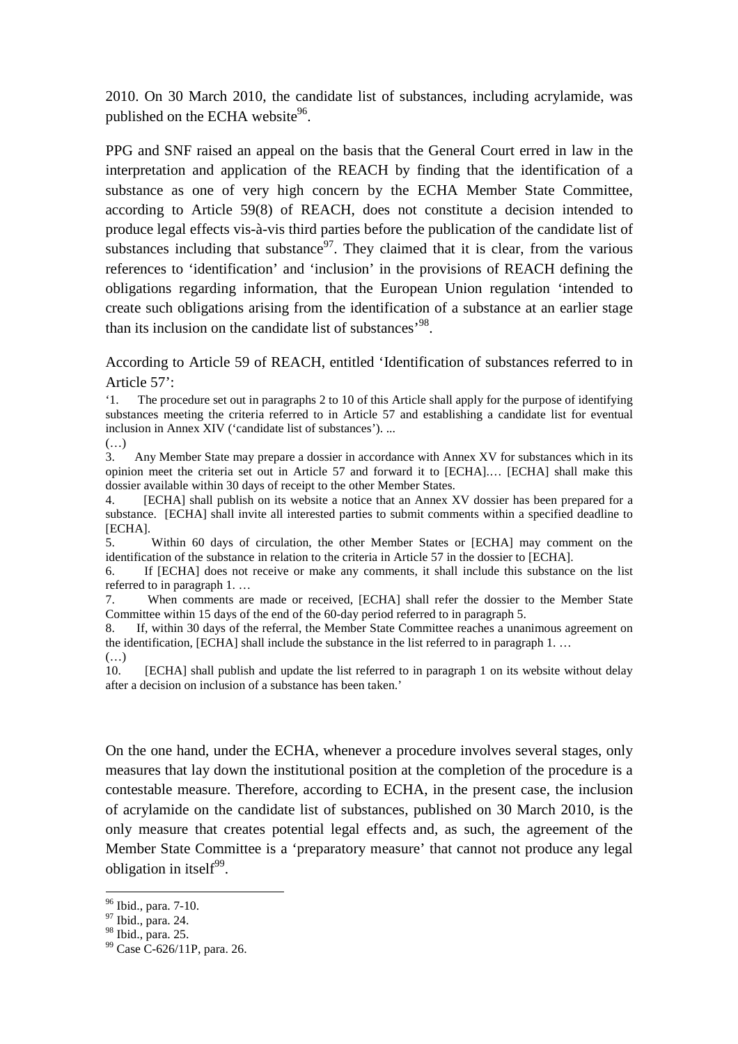2010. On 30 March 2010, the candidate list of substances, including acrylamide, was published on the ECHA website[96].

PPG and SNF raised an appeal on the basis that the General Court erred in law in the interpretation and application of the REACH by finding that the identification of a substance as one of very high concern by the ECHA Member State Committee, according to Article 59(8) of REACH, does not constitute a decision intended to produce legal effects vis-à-vis third parties before the publication of the candidate list of substances including that substance[97]. They claimed that it is clear, from the various references to 'identification' and 'inclusion' in the provisions of REACH defining the obligations regarding information, that the European Union regulation 'intended to create such obligations arising from the identification of a substance at an earlier stage than its inclusion on the candidate list of substances'[98].

According to Article 59 of REACH, entitled 'Identification of substances referred to in Article 57':

> '1. The procedure set out in paragraphs 2 to 10 of this Article shall apply for the purpose of identifying substances meeting the criteria referred to in Article 57 and establishing a candidate list for eventual inclusion in Annex XIV ('candidate list of substances'). ...
>
> (…)
>
> 3. Any Member State may prepare a dossier in accordance with Annex XV for substances which in its opinion meet the criteria set out in Article 57 and forward it to [ECHA].… [ECHA] shall make this dossier available within 30 days of receipt to the other Member States.
>
> 4. [ECHA] shall publish on its website a notice that an Annex XV dossier has been prepared for a substance. [ECHA] shall invite all interested parties to submit comments within a specified deadline to [ECHA].
>
> 5. Within 60 days of circulation, the other Member States or [ECHA] may comment on the identification of the substance in relation to the criteria in Article 57 in the dossier to [ECHA].
>
> 6. If [ECHA] does not receive or make any comments, it shall include this substance on the list referred to in paragraph 1. …
>
> 7. When comments are made or received, [ECHA] shall refer the dossier to the Member State Committee within 15 days of the end of the 60-day period referred to in paragraph 5.
>
> 8. If, within 30 days of the referral, the Member State Committee reaches a unanimous agreement on the identification, [ECHA] shall include the substance in the list referred to in paragraph 1. …
>
> (…)
>
> 10. [ECHA] shall publish and update the list referred to in paragraph 1 on its website without delay after a decision on inclusion of a substance has been taken.'

On the one hand, under the ECHA, whenever a procedure involves several stages, only measures that lay down the institutional position at the completion of the procedure is a contestable measure. Therefore, according to ECHA, in the present case, the inclusion of acrylamide on the candidate list of substances, published on 30 March 2010, is the only measure that creates potential legal effects and, as such, the agreement of the Member State Committee is a 'preparatory measure' that cannot not produce any legal obligation in itself[99].

---

[96] Ibid., para. 7-10.

[97] Ibid., para. 24.

[98] Ibid., para. 25.

[99] Case C-626/11P, para. 26.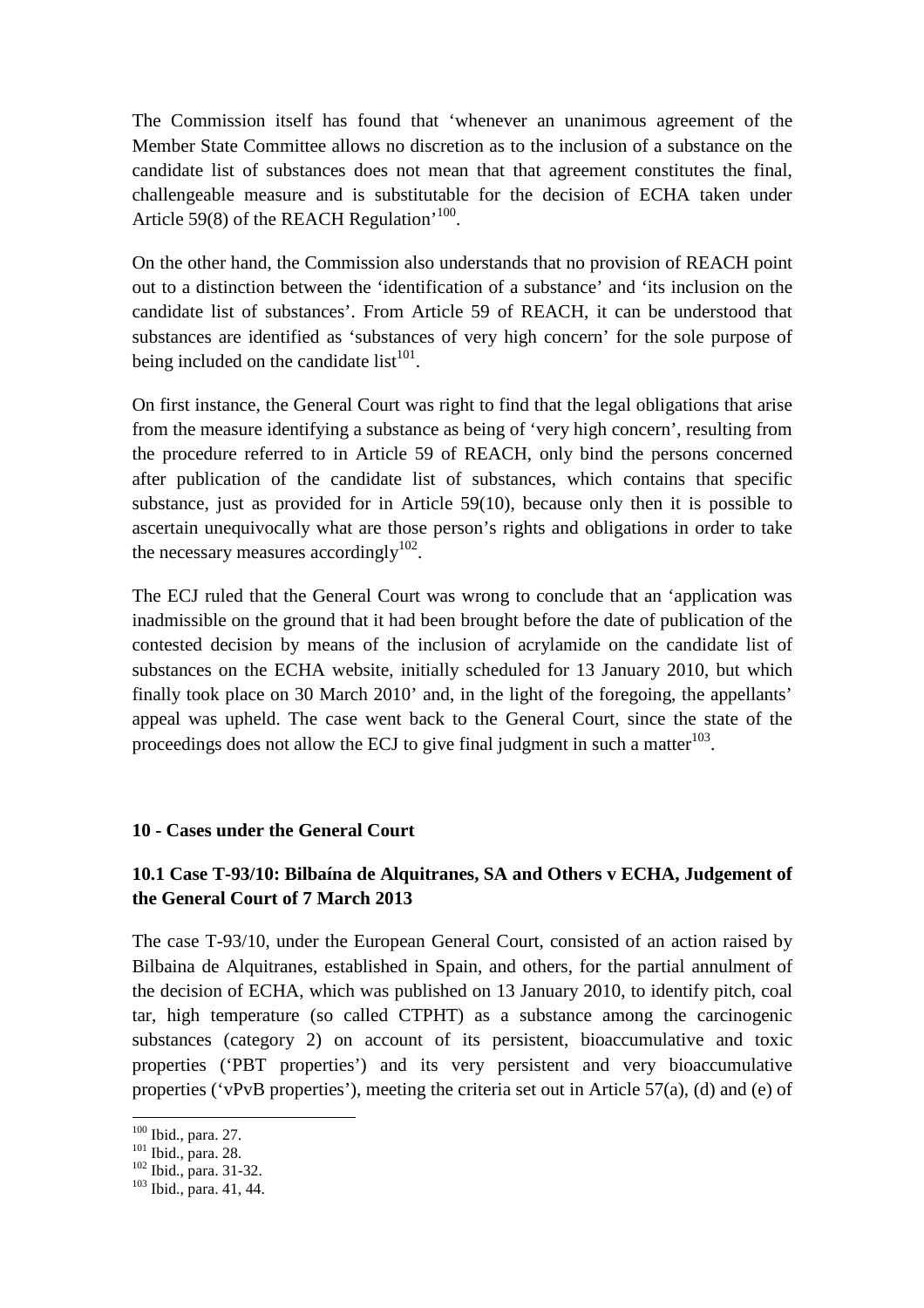The Commission itself has found that 'whenever an unanimous agreement of the Member State Committee allows no discretion as to the inclusion of a substance on the candidate list of substances does not mean that that agreement constitutes the final, challengeable measure and is substitutable for the decision of ECHA taken under Article 59(8) of the REACH Regulation'[100].

On the other hand, the Commission also understands that no provision of REACH point out to a distinction between the 'identification of a substance' and 'its inclusion on the candidate list of substances'. From Article 59 of REACH, it can be understood that substances are identified as 'substances of very high concern' for the sole purpose of being included on the candidate list[101].

On first instance, the General Court was right to find that the legal obligations that arise from the measure identifying a substance as being of 'very high concern', resulting from the procedure referred to in Article 59 of REACH, only bind the persons concerned after publication of the candidate list of substances, which contains that specific substance, just as provided for in Article 59(10), because only then it is possible to ascertain unequivocally what are those person's rights and obligations in order to take the necessary measures accordingly[102].

The ECJ ruled that the General Court was wrong to conclude that an 'application was inadmissible on the ground that it had been brought before the date of publication of the contested decision by means of the inclusion of acrylamide on the candidate list of substances on the ECHA website, initially scheduled for 13 January 2010, but which finally took place on 30 March 2010' and, in the light of the foregoing, the appellants' appeal was upheld. The case went back to the General Court, since the state of the proceedings does not allow the ECJ to give final judgment in such a matter[103].

## 10 - Cases under the General Court

### 10.1 Case T-93/10: Bilbaína de Alquitranes, SA and Others v ECHA, Judgement of the General Court of 7 March 2013

The case T-93/10, under the European General Court, consisted of an action raised by Bilbaina de Alquitranes, established in Spain, and others, for the partial annulment of the decision of ECHA, which was published on 13 January 2010, to identify pitch, coal tar, high temperature (so called CTPHT) as a substance among the carcinogenic substances (category 2) on account of its persistent, bioaccumulative and toxic properties ('PBT properties') and its very persistent and very bioaccumulative properties ('vPvB properties'), meeting the criteria set out in Article 57(a), (d) and (e) of

---

[100] Ibid., para. 27.
[101] Ibid., para. 28.
[102] Ibid., para. 31-32.
[103] Ibid., para. 41, 44.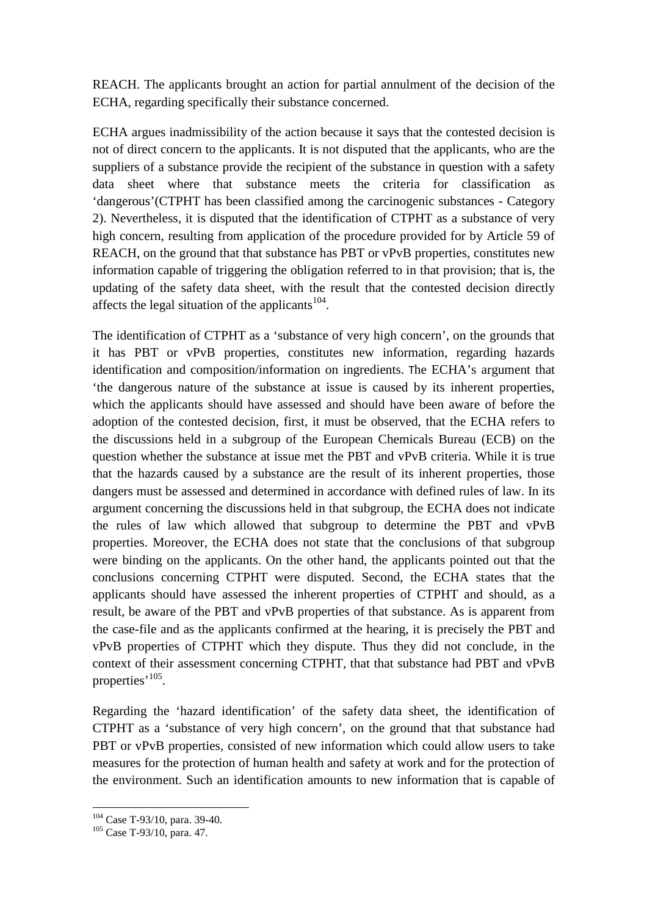REACH. The applicants brought an action for partial annulment of the decision of the ECHA, regarding specifically their substance concerned.

ECHA argues inadmissibility of the action because it says that the contested decision is not of direct concern to the applicants. It is not disputed that the applicants, who are the suppliers of a substance provide the recipient of the substance in question with a safety data sheet where that substance meets the criteria for classification as 'dangerous'(CTPHT has been classified among the carcinogenic substances - Category 2). Nevertheless, it is disputed that the identification of CTPHT as a substance of very high concern, resulting from application of the procedure provided for by Article 59 of REACH, on the ground that that substance has PBT or vPvB properties, constitutes new information capable of triggering the obligation referred to in that provision; that is, the updating of the safety data sheet, with the result that the contested decision directly affects the legal situation of the applicants[104].

The identification of CTPHT as a 'substance of very high concern', on the grounds that it has PBT or vPvB properties, constitutes new information, regarding hazards identification and composition/information on ingredients. The ECHA's argument that 'the dangerous nature of the substance at issue is caused by its inherent properties, which the applicants should have assessed and should have been aware of before the adoption of the contested decision, first, it must be observed, that the ECHA refers to the discussions held in a subgroup of the European Chemicals Bureau (ECB) on the question whether the substance at issue met the PBT and vPvB criteria. While it is true that the hazards caused by a substance are the result of its inherent properties, those dangers must be assessed and determined in accordance with defined rules of law. In its argument concerning the discussions held in that subgroup, the ECHA does not indicate the rules of law which allowed that subgroup to determine the PBT and vPvB properties. Moreover, the ECHA does not state that the conclusions of that subgroup were binding on the applicants. On the other hand, the applicants pointed out that the conclusions concerning CTPHT were disputed. Second, the ECHA states that the applicants should have assessed the inherent properties of CTPHT and should, as a result, be aware of the PBT and vPvB properties of that substance. As is apparent from the case-file and as the applicants confirmed at the hearing, it is precisely the PBT and vPvB properties of CTPHT which they dispute. Thus they did not conclude, in the context of their assessment concerning CTPHT, that that substance had PBT and vPvB properties'[105].

Regarding the 'hazard identification' of the safety data sheet, the identification of CTPHT as a 'substance of very high concern', on the ground that that substance had PBT or vPvB properties, consisted of new information which could allow users to take measures for the protection of human health and safety at work and for the protection of the environment. Such an identification amounts to new information that is capable of

[104] Case T-93/10, para. 39-40.

[105] Case T-93/10, para. 47.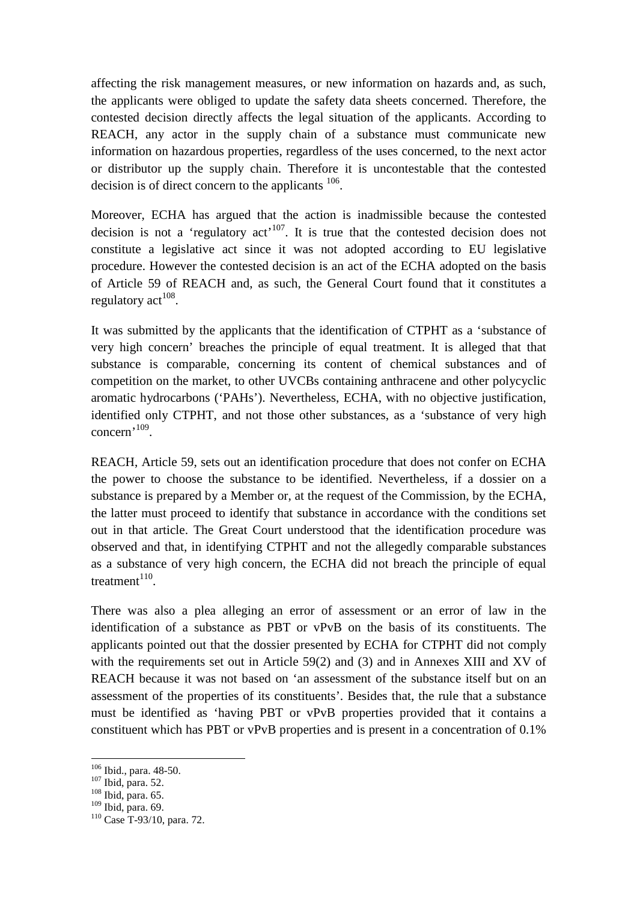affecting the risk management measures, or new information on hazards and, as such, the applicants were obliged to update the safety data sheets concerned. Therefore, the contested decision directly affects the legal situation of the applicants. According to REACH, any actor in the supply chain of a substance must communicate new information on hazardous properties, regardless of the uses concerned, to the next actor or distributor up the supply chain. Therefore it is uncontestable that the contested decision is of direct concern to the applicants [106].

Moreover, ECHA has argued that the action is inadmissible because the contested decision is not a 'regulatory act'[107]. It is true that the contested decision does not constitute a legislative act since it was not adopted according to EU legislative procedure. However the contested decision is an act of the ECHA adopted on the basis of Article 59 of REACH and, as such, the General Court found that it constitutes a regulatory act[108].

It was submitted by the applicants that the identification of CTPHT as a 'substance of very high concern' breaches the principle of equal treatment. It is alleged that that substance is comparable, concerning its content of chemical substances and of competition on the market, to other UVCBs containing anthracene and other polycyclic aromatic hydrocarbons ('PAHs'). Nevertheless, ECHA, with no objective justification, identified only CTPHT, and not those other substances, as a 'substance of very high concern'[109].

REACH, Article 59, sets out an identification procedure that does not confer on ECHA the power to choose the substance to be identified. Nevertheless, if a dossier on a substance is prepared by a Member or, at the request of the Commission, by the ECHA, the latter must proceed to identify that substance in accordance with the conditions set out in that article. The Great Court understood that the identification procedure was observed and that, in identifying CTPHT and not the allegedly comparable substances as a substance of very high concern, the ECHA did not breach the principle of equal treatment[110].

There was also a plea alleging an error of assessment or an error of law in the identification of a substance as PBT or vPvB on the basis of its constituents. The applicants pointed out that the dossier presented by ECHA for CTPHT did not comply with the requirements set out in Article 59(2) and (3) and in Annexes XIII and XV of REACH because it was not based on 'an assessment of the substance itself but on an assessment of the properties of its constituents'. Besides that, the rule that a substance must be identified as 'having PBT or vPvB properties provided that it contains a constituent which has PBT or vPvB properties and is present in a concentration of 0.1%

---

[106] Ibid., para. 48-50.
[107] Ibid, para. 52.
[108] Ibid, para. 65.
[109] Ibid, para. 69.
[110] Case T-93/10, para. 72.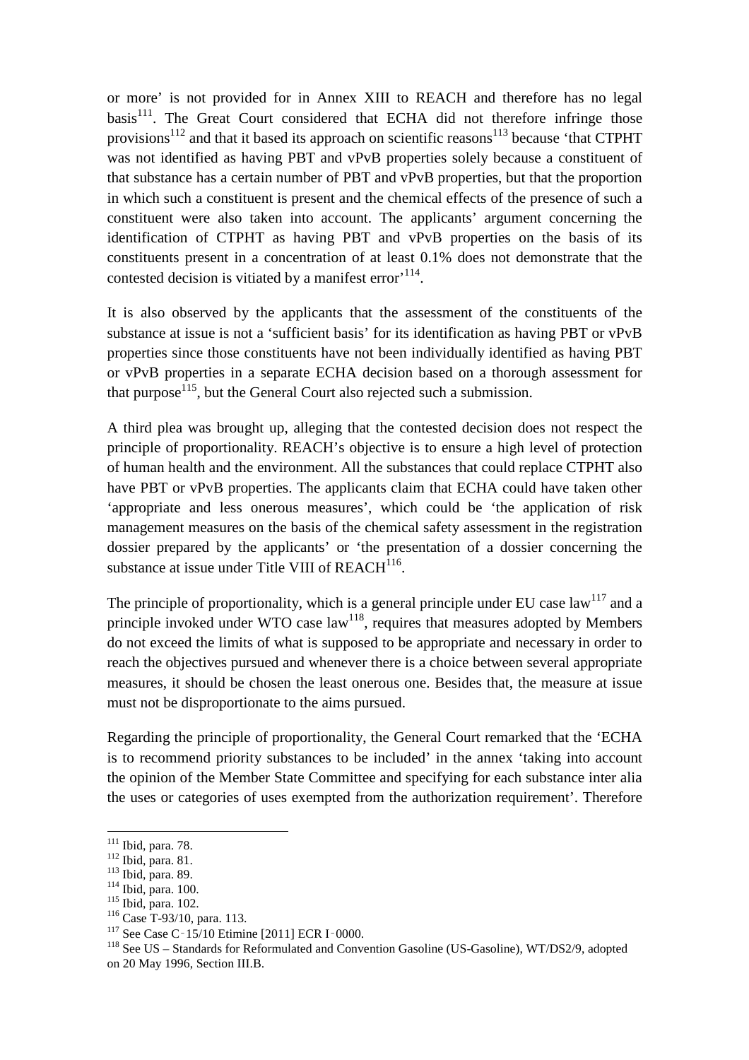or more' is not provided for in Annex XIII to REACH and therefore has no legal basis[111]. The Great Court considered that ECHA did not therefore infringe those provisions[112] and that it based its approach on scientific reasons[113] because 'that CTPHT was not identified as having PBT and vPvB properties solely because a constituent of that substance has a certain number of PBT and vPvB properties, but that the proportion in which such a constituent is present and the chemical effects of the presence of such a constituent were also taken into account. The applicants' argument concerning the identification of CTPHT as having PBT and vPvB properties on the basis of its constituents present in a concentration of at least 0.1% does not demonstrate that the contested decision is vitiated by a manifest error'[114].

It is also observed by the applicants that the assessment of the constituents of the substance at issue is not a 'sufficient basis' for its identification as having PBT or vPvB properties since those constituents have not been individually identified as having PBT or vPvB properties in a separate ECHA decision based on a thorough assessment for that purpose[115], but the General Court also rejected such a submission.

A third plea was brought up, alleging that the contested decision does not respect the principle of proportionality. REACH's objective is to ensure a high level of protection of human health and the environment. All the substances that could replace CTPHT also have PBT or vPvB properties. The applicants claim that ECHA could have taken other 'appropriate and less onerous measures', which could be 'the application of risk management measures on the basis of the chemical safety assessment in the registration dossier prepared by the applicants' or 'the presentation of a dossier concerning the substance at issue under Title VIII of REACH[116].

The principle of proportionality, which is a general principle under EU case law[117] and a principle invoked under WTO case law[118], requires that measures adopted by Members do not exceed the limits of what is supposed to be appropriate and necessary in order to reach the objectives pursued and whenever there is a choice between several appropriate measures, it should be chosen the least onerous one. Besides that, the measure at issue must not be disproportionate to the aims pursued.

Regarding the principle of proportionality, the General Court remarked that the 'ECHA is to recommend priority substances to be included' in the annex 'taking into account the opinion of the Member State Committee and specifying for each substance inter alia the uses or categories of uses exempted from the authorization requirement'. Therefore

---

[111] Ibid, para. 78.

[112] Ibid, para. 81.

[113] Ibid, para. 89.

[114] Ibid, para. 100.

[115] Ibid, para. 102.

[116] Case T-93/10, para. 113.

[117] See Case C-15/10 Etimine [2011] ECR I-0000.

[118] See US – Standards for Reformulated and Convention Gasoline (US-Gasoline), WT/DS2/9, adopted on 20 May 1996, Section III.B.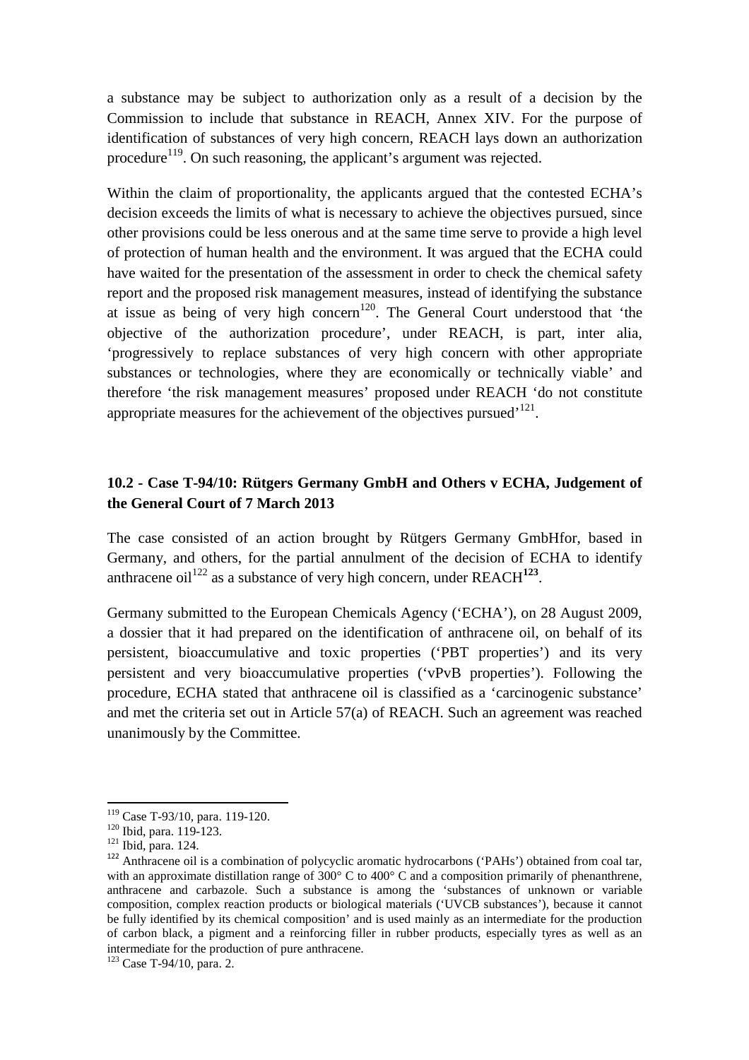a substance may be subject to authorization only as a result of a decision by the Commission to include that substance in REACH, Annex XIV. For the purpose of identification of substances of very high concern, REACH lays down an authorization procedure[119]. On such reasoning, the applicant's argument was rejected.

Within the claim of proportionality, the applicants argued that the contested ECHA's decision exceeds the limits of what is necessary to achieve the objectives pursued, since other provisions could be less onerous and at the same time serve to provide a high level of protection of human health and the environment. It was argued that the ECHA could have waited for the presentation of the assessment in order to check the chemical safety report and the proposed risk management measures, instead of identifying the substance at issue as being of very high concern[120]. The General Court understood that 'the objective of the authorization procedure', under REACH, is part, inter alia, 'progressively to replace substances of very high concern with other appropriate substances or technologies, where they are economically or technically viable' and therefore 'the risk management measures' proposed under REACH 'do not constitute appropriate measures for the achievement of the objectives pursued'[121].

### 10.2 - Case T-94/10: Rütgers Germany GmbH and Others v ECHA, Judgement of the General Court of 7 March 2013

The case consisted of an action brought by Rütgers Germany GmbHfor, based in Germany, and others, for the partial annulment of the decision of ECHA to identify anthracene oil[122] as a substance of very high concern, under REACH[123].

Germany submitted to the European Chemicals Agency ('ECHA'), on 28 August 2009, a dossier that it had prepared on the identification of anthracene oil, on behalf of its persistent, bioaccumulative and toxic properties ('PBT properties') and its very persistent and very bioaccumulative properties ('vPvB properties'). Following the procedure, ECHA stated that anthracene oil is classified as a 'carcinogenic substance' and met the criteria set out in Article 57(a) of REACH. Such an agreement was reached unanimously by the Committee.

---

[119] Case T-93/10, para. 119-120.

[120] Ibid, para. 119-123.

[121] Ibid, para. 124.

[122] Anthracene oil is a combination of polycyclic aromatic hydrocarbons ('PAHs') obtained from coal tar, with an approximate distillation range of 300° C to 400° C and a composition primarily of phenanthrene, anthracene and carbazole. Such a substance is among the 'substances of unknown or variable composition, complex reaction products or biological materials ('UVCB substances'), because it cannot be fully identified by its chemical composition' and is used mainly as an intermediate for the production of carbon black, a pigment and a reinforcing filler in rubber products, especially tyres as well as an intermediate for the production of pure anthracene.

[123] Case T-94/10, para. 2.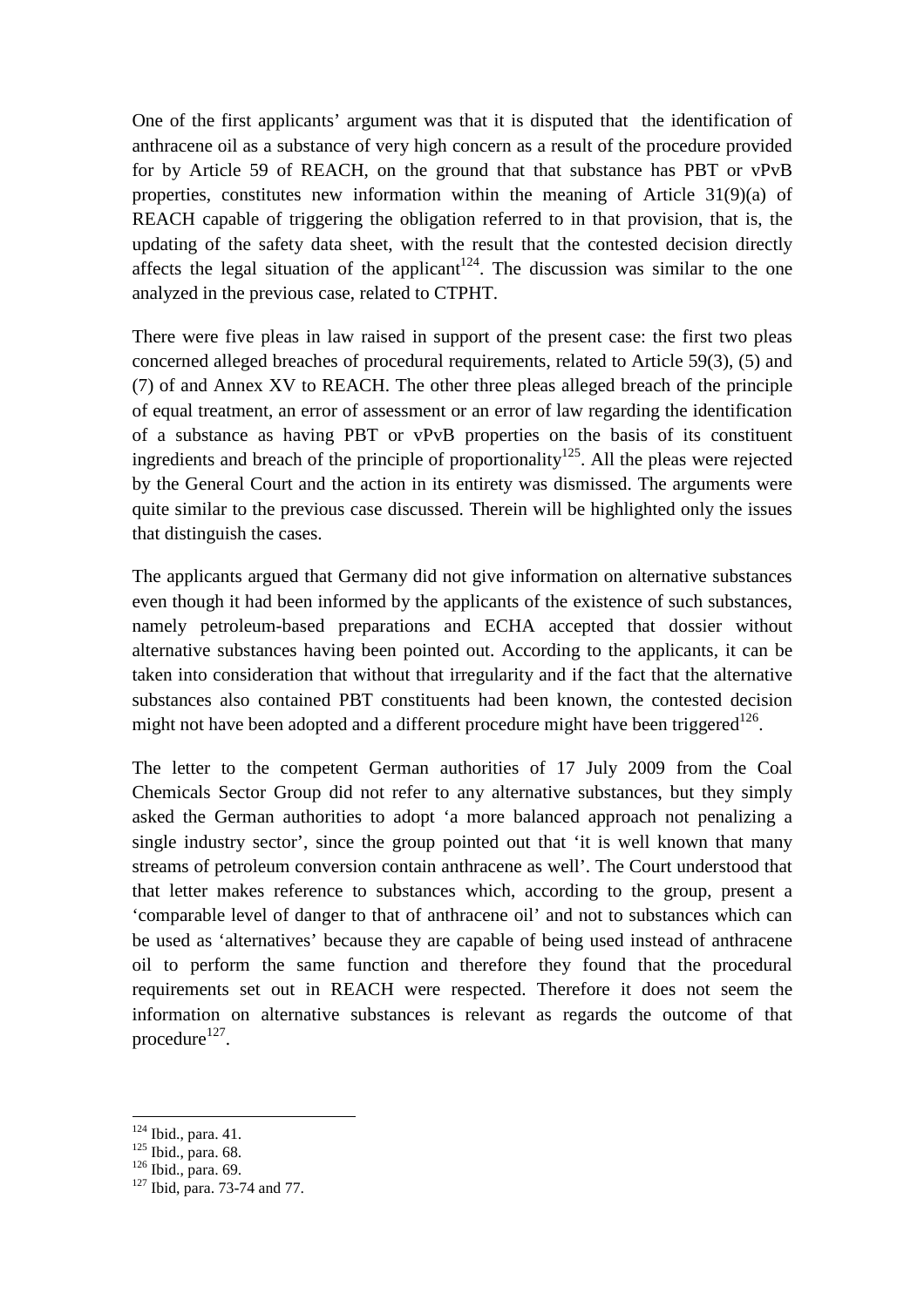One of the first applicants' argument was that it is disputed that  the identification of anthracene oil as a substance of very high concern as a result of the procedure provided for by Article 59 of REACH, on the ground that that substance has PBT or vPvB properties, constitutes new information within the meaning of Article 31(9)(a) of REACH capable of triggering the obligation referred to in that provision, that is, the updating of the safety data sheet, with the result that the contested decision directly affects the legal situation of the applicant[124]. The discussion was similar to the one analyzed in the previous case, related to CTPHT.

There were five pleas in law raised in support of the present case: the first two pleas concerned alleged breaches of procedural requirements, related to Article 59(3), (5) and (7) of and Annex XV to REACH. The other three pleas alleged breach of the principle of equal treatment, an error of assessment or an error of law regarding the identification of a substance as having PBT or vPvB properties on the basis of its constituent ingredients and breach of the principle of proportionality[125]. All the pleas were rejected by the General Court and the action in its entirety was dismissed. The arguments were quite similar to the previous case discussed. Therein will be highlighted only the issues that distinguish the cases.

The applicants argued that Germany did not give information on alternative substances even though it had been informed by the applicants of the existence of such substances, namely petroleum-based preparations and ECHA accepted that dossier without alternative substances having been pointed out. According to the applicants, it can be taken into consideration that without that irregularity and if the fact that the alternative substances also contained PBT constituents had been known, the contested decision might not have been adopted and a different procedure might have been triggered[126].

The letter to the competent German authorities of 17 July 2009 from the Coal Chemicals Sector Group did not refer to any alternative substances, but they simply asked the German authorities to adopt 'a more balanced approach not penalizing a single industry sector', since the group pointed out that 'it is well known that many streams of petroleum conversion contain anthracene as well'. The Court understood that that letter makes reference to substances which, according to the group, present a 'comparable level of danger to that of anthracene oil' and not to substances which can be used as 'alternatives' because they are capable of being used instead of anthracene oil to perform the same function and therefore they found that the procedural requirements set out in REACH were respected. Therefore it does not seem the information on alternative substances is relevant as regards the outcome of that procedure[127].

---

[124] Ibid., para. 41.
[125] Ibid., para. 68.
[126] Ibid., para. 69.
[127] Ibid, para. 73-74 and 77.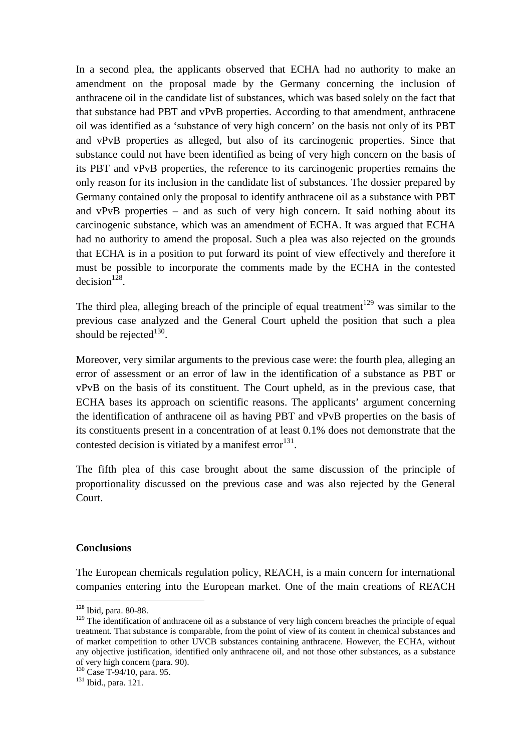In a second plea, the applicants observed that ECHA had no authority to make an amendment on the proposal made by the Germany concerning the inclusion of anthracene oil in the candidate list of substances, which was based solely on the fact that that substance had PBT and vPvB properties. According to that amendment, anthracene oil was identified as a 'substance of very high concern' on the basis not only of its PBT and vPvB properties as alleged, but also of its carcinogenic properties. Since that substance could not have been identified as being of very high concern on the basis of its PBT and vPvB properties, the reference to its carcinogenic properties remains the only reason for its inclusion in the candidate list of substances. The dossier prepared by Germany contained only the proposal to identify anthracene oil as a substance with PBT and vPvB properties – and as such of very high concern. It said nothing about its carcinogenic substance, which was an amendment of ECHA. It was argued that ECHA had no authority to amend the proposal. Such a plea was also rejected on the grounds that ECHA is in a position to put forward its point of view effectively and therefore it must be possible to incorporate the comments made by the ECHA in the contested decision[128].

The third plea, alleging breach of the principle of equal treatment[129] was similar to the previous case analyzed and the General Court upheld the position that such a plea should be rejected[130].

Moreover, very similar arguments to the previous case were: the fourth plea, alleging an error of assessment or an error of law in the identification of a substance as PBT or vPvB on the basis of its constituent. The Court upheld, as in the previous case, that ECHA bases its approach on scientific reasons. The applicants' argument concerning the identification of anthracene oil as having PBT and vPvB properties on the basis of its constituents present in a concentration of at least 0.1% does not demonstrate that the contested decision is vitiated by a manifest error[131].

The fifth plea of this case brought about the same discussion of the principle of proportionality discussed on the previous case and was also rejected by the General Court.

**Conclusions**

The European chemicals regulation policy, REACH, is a main concern for international companies entering into the European market. One of the main creations of REACH

---

[128] Ibid, para. 80-88.

[129] The identification of anthracene oil as a substance of very high concern breaches the principle of equal treatment. That substance is comparable, from the point of view of its content in chemical substances and of market competition to other UVCB substances containing anthracene. However, the ECHA, without any objective justification, identified only anthracene oil, and not those other substances, as a substance of very high concern (para. 90).

[130] Case T-94/10, para. 95.

[131] Ibid., para. 121.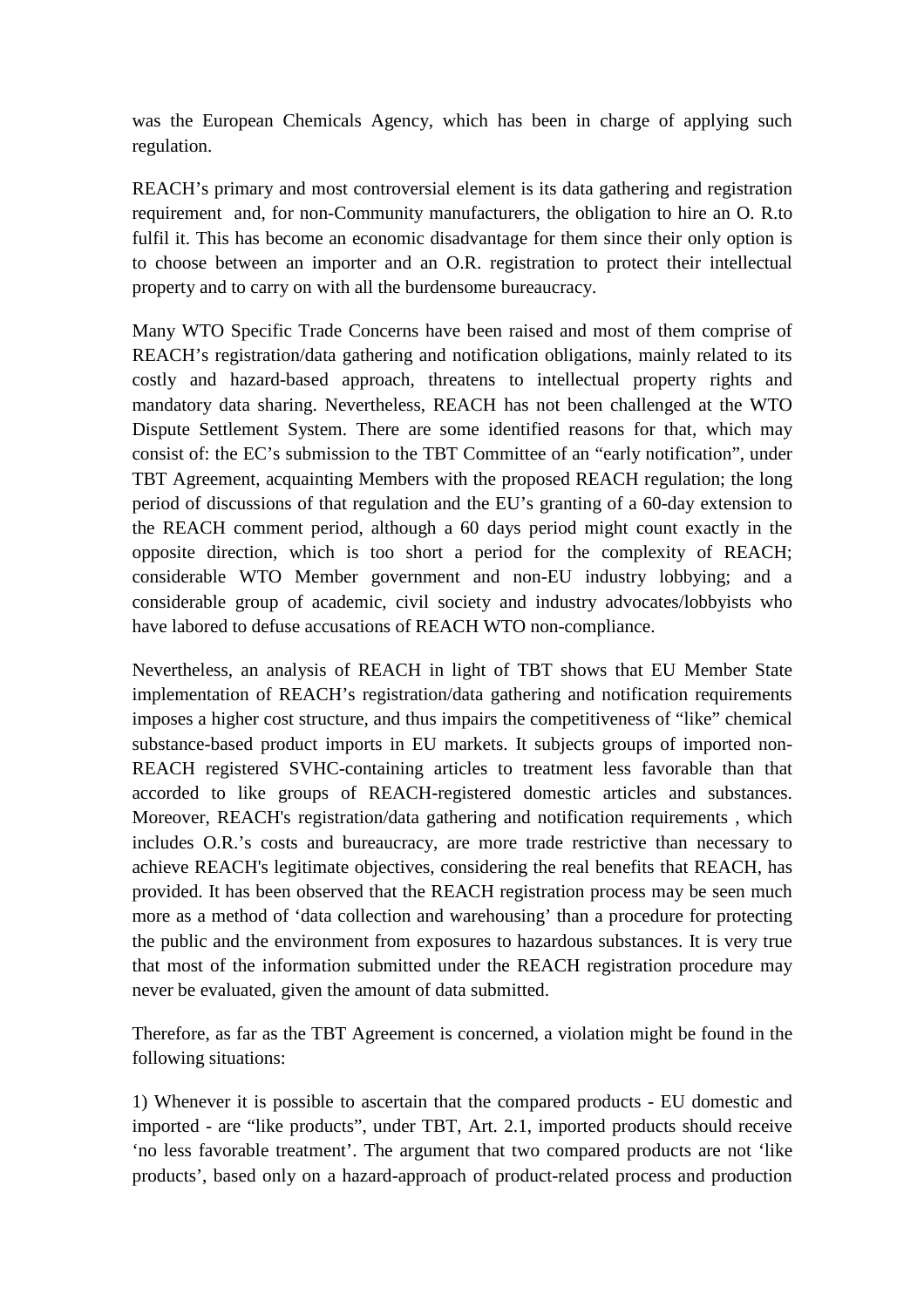was the European Chemicals Agency, which has been in charge of applying such regulation.

REACH's primary and most controversial element is its data gathering and registration requirement and, for non-Community manufacturers, the obligation to hire an O. R.to fulfil it. This has become an economic disadvantage for them since their only option is to choose between an importer and an O.R. registration to protect their intellectual property and to carry on with all the burdensome bureaucracy.

Many WTO Specific Trade Concerns have been raised and most of them comprise of REACH's registration/data gathering and notification obligations, mainly related to its costly and hazard-based approach, threatens to intellectual property rights and mandatory data sharing. Nevertheless, REACH has not been challenged at the WTO Dispute Settlement System. There are some identified reasons for that, which may consist of: the EC's submission to the TBT Committee of an "early notification", under TBT Agreement, acquainting Members with the proposed REACH regulation; the long period of discussions of that regulation and the EU's granting of a 60-day extension to the REACH comment period, although a 60 days period might count exactly in the opposite direction, which is too short a period for the complexity of REACH; considerable WTO Member government and non-EU industry lobbying; and a considerable group of academic, civil society and industry advocates/lobbyists who have labored to defuse accusations of REACH WTO non-compliance.

Nevertheless, an analysis of REACH in light of TBT shows that EU Member State implementation of REACH's registration/data gathering and notification requirements imposes a higher cost structure, and thus impairs the competitiveness of "like" chemical substance-based product imports in EU markets. It subjects groups of imported non-REACH registered SVHC-containing articles to treatment less favorable than that accorded to like groups of REACH-registered domestic articles and substances. Moreover, REACH's registration/data gathering and notification requirements , which includes O.R.'s costs and bureaucracy, are more trade restrictive than necessary to achieve REACH's legitimate objectives, considering the real benefits that REACH, has provided. It has been observed that the REACH registration process may be seen much more as a method of 'data collection and warehousing' than a procedure for protecting the public and the environment from exposures to hazardous substances. It is very true that most of the information submitted under the REACH registration procedure may never be evaluated, given the amount of data submitted.

Therefore, as far as the TBT Agreement is concerned, a violation might be found in the following situations:

1) Whenever it is possible to ascertain that the compared products - EU domestic and imported - are "like products", under TBT, Art. 2.1, imported products should receive 'no less favorable treatment'. The argument that two compared products are not 'like products', based only on a hazard-approach of product-related process and production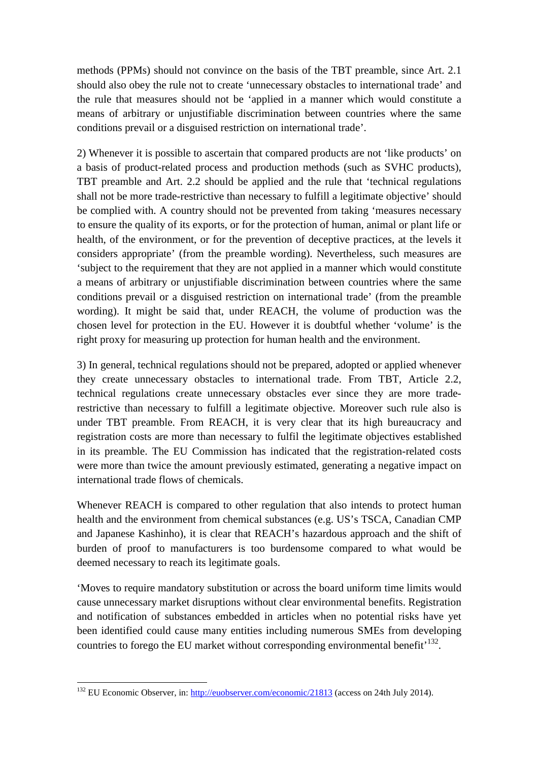methods (PPMs) should not convince on the basis of the TBT preamble, since Art. 2.1 should also obey the rule not to create 'unnecessary obstacles to international trade' and the rule that measures should not be 'applied in a manner which would constitute a means of arbitrary or unjustifiable discrimination between countries where the same conditions prevail or a disguised restriction on international trade'.

2) Whenever it is possible to ascertain that compared products are not 'like products' on a basis of product-related process and production methods (such as SVHC products), TBT preamble and Art. 2.2 should be applied and the rule that 'technical regulations shall not be more trade-restrictive than necessary to fulfill a legitimate objective' should be complied with. A country should not be prevented from taking 'measures necessary to ensure the quality of its exports, or for the protection of human, animal or plant life or health, of the environment, or for the prevention of deceptive practices, at the levels it considers appropriate' (from the preamble wording). Nevertheless, such measures are 'subject to the requirement that they are not applied in a manner which would constitute a means of arbitrary or unjustifiable discrimination between countries where the same conditions prevail or a disguised restriction on international trade' (from the preamble wording). It might be said that, under REACH, the volume of production was the chosen level for protection in the EU. However it is doubtful whether 'volume' is the right proxy for measuring up protection for human health and the environment.

3) In general, technical regulations should not be prepared, adopted or applied whenever they create unnecessary obstacles to international trade. From TBT, Article 2.2, technical regulations create unnecessary obstacles ever since they are more trade-restrictive than necessary to fulfill a legitimate objective. Moreover such rule also is under TBT preamble. From REACH, it is very clear that its high bureaucracy and registration costs are more than necessary to fulfil the legitimate objectives established in its preamble. The EU Commission has indicated that the registration-related costs were more than twice the amount previously estimated, generating a negative impact on international trade flows of chemicals.

Whenever REACH is compared to other regulation that also intends to protect human health and the environment from chemical substances (e.g. US's TSCA, Canadian CMP and Japanese Kashinho), it is clear that REACH's hazardous approach and the shift of burden of proof to manufacturers is too burdensome compared to what would be deemed necessary to reach its legitimate goals.

'Moves to require mandatory substitution or across the board uniform time limits would cause unnecessary market disruptions without clear environmental benefits. Registration and notification of substances embedded in articles when no potential risks have yet been identified could cause many entities including numerous SMEs from developing countries to forego the EU market without corresponding environmental benefit'[132].

---

[132] EU Economic Observer, in: http://euobserver.com/economic/21813 (access on 24th July 2014).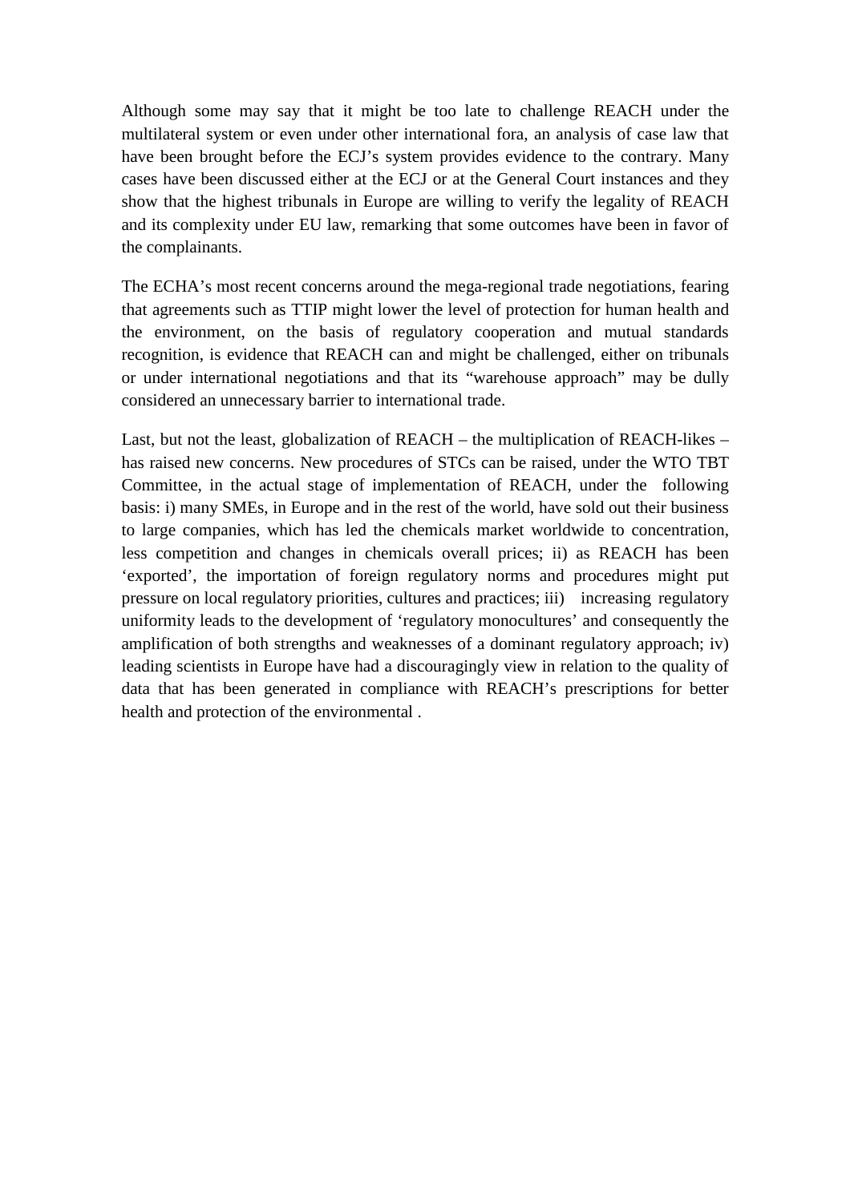Although some may say that it might be too late to challenge REACH under the multilateral system or even under other international fora, an analysis of case law that have been brought before the ECJ's system provides evidence to the contrary. Many cases have been discussed either at the ECJ or at the General Court instances and they show that the highest tribunals in Europe are willing to verify the legality of REACH and its complexity under EU law, remarking that some outcomes have been in favor of the complainants.

The ECHA's most recent concerns around the mega-regional trade negotiations, fearing that agreements such as TTIP might lower the level of protection for human health and the environment, on the basis of regulatory cooperation and mutual standards recognition, is evidence that REACH can and might be challenged, either on tribunals or under international negotiations and that its "warehouse approach" may be dully considered an unnecessary barrier to international trade.

Last, but not the least, globalization of REACH – the multiplication of REACH-likes – has raised new concerns. New procedures of STCs can be raised, under the WTO TBT Committee, in the actual stage of implementation of REACH, under the following basis: i) many SMEs, in Europe and in the rest of the world, have sold out their business to large companies, which has led the chemicals market worldwide to concentration, less competition and changes in chemicals overall prices; ii) as REACH has been 'exported', the importation of foreign regulatory norms and procedures might put pressure on local regulatory priorities, cultures and practices; iii) increasing regulatory uniformity leads to the development of 'regulatory monocultures' and consequently the amplification of both strengths and weaknesses of a dominant regulatory approach; iv) leading scientists in Europe have had a discouragingly view in relation to the quality of data that has been generated in compliance with REACH's prescriptions for better health and protection of the environmental .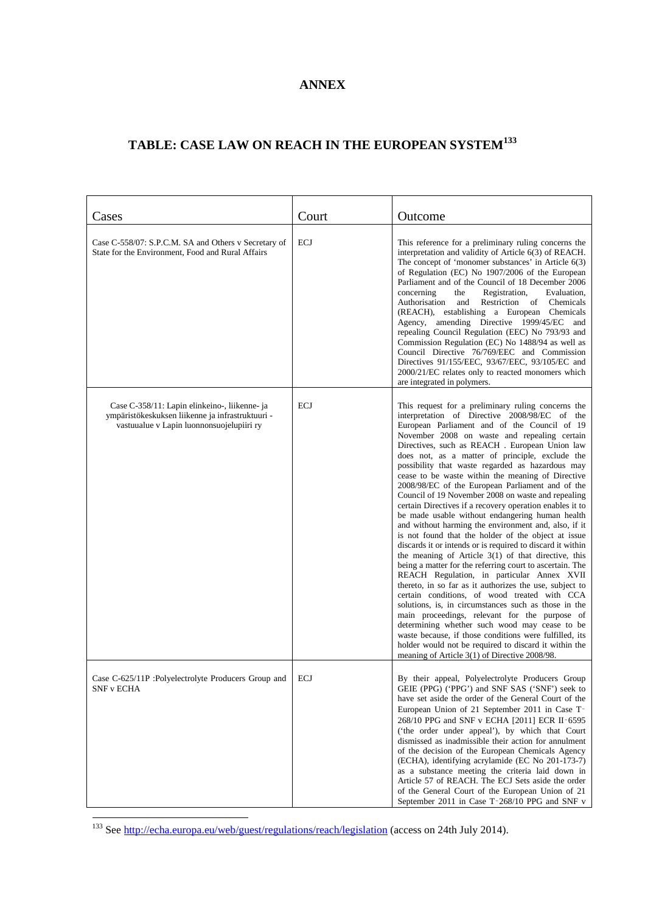# ANNEX

## TABLE: CASE LAW ON REACH IN THE EUROPEAN SYSTEM[133]

| Cases | Court | Outcome |
|---|---|---|
| Case C-558/07: S.P.C.M. SA and Others v Secretary of State for the Environment, Food and Rural Affairs | ECJ | This reference for a preliminary ruling concerns the interpretation and validity of Article 6(3) of REACH. The concept of 'monomer substances' in Article 6(3) of Regulation (EC) No 1907/2006 of the European Parliament and of the Council of 18 December 2006 concerning the Registration, Evaluation, Authorisation and Restriction of Chemicals (REACH), establishing a European Chemicals Agency, amending Directive 1999/45/EC and repealing Council Regulation (EEC) No 793/93 and Commission Regulation (EC) No 1488/94 as well as Council Directive 76/769/EEC and Commission Directives 91/155/EEC, 93/67/EEC, 93/105/EC and 2000/21/EC relates only to reacted monomers which are integrated in polymers. |
| Case C-358/11: Lapin elinkeino-, liikenne- ja ympäristökeskuksen liikenne ja infrastruktuuri - vastuualue v Lapin luonnonsuojelupiiri ry | ECJ | This request for a preliminary ruling concerns the interpretation of Directive 2008/98/EC of the European Parliament and of the Council of 19 November 2008 on waste and repealing certain Directives, such as REACH . European Union law does not, as a matter of principle, exclude the possibility that waste regarded as hazardous may cease to be waste within the meaning of Directive 2008/98/EC of the European Parliament and of the Council of 19 November 2008 on waste and repealing certain Directives if a recovery operation enables it to be made usable without endangering human health and without harming the environment and, also, if it is not found that the holder of the object at issue discards it or intends or is required to discard it within the meaning of Article 3(1) of that directive, this being a matter for the referring court to ascertain. The REACH Regulation, in particular Annex XVII thereto, in so far as it authorizes the use, subject to certain conditions, of wood treated with CCA solutions, is, in circumstances such as those in the main proceedings, relevant for the purpose of determining whether such wood may cease to be waste because, if those conditions were fulfilled, its holder would not be required to discard it within the meaning of Article 3(1) of Directive 2008/98. |
| Case C-625/11P :Polyelectrolyte Producers Group and SNF v ECHA | ECJ | By their appeal, Polyelectrolyte Producers Group GEIE (PPG) ('PPG') and SNF SAS ('SNF') seek to have set aside the order of the General Court of the European Union of 21 September 2011 in Case T‑268/10 PPG and SNF v ECHA [2011] ECR II‑6595 ('the order under appeal'), by which that Court dismissed as inadmissible their action for annulment of the decision of the European Chemicals Agency (ECHA), identifying acrylamide (EC No 201-173-7) as a substance meeting the criteria laid down in Article 57 of REACH. The ECJ Sets aside the order of the General Court of the European Union of 21 September 2011 in Case T‑268/10 PPG and SNF v |

[133] See http://echa.europa.eu/web/guest/regulations/reach/legislation (access on 24th July 2014).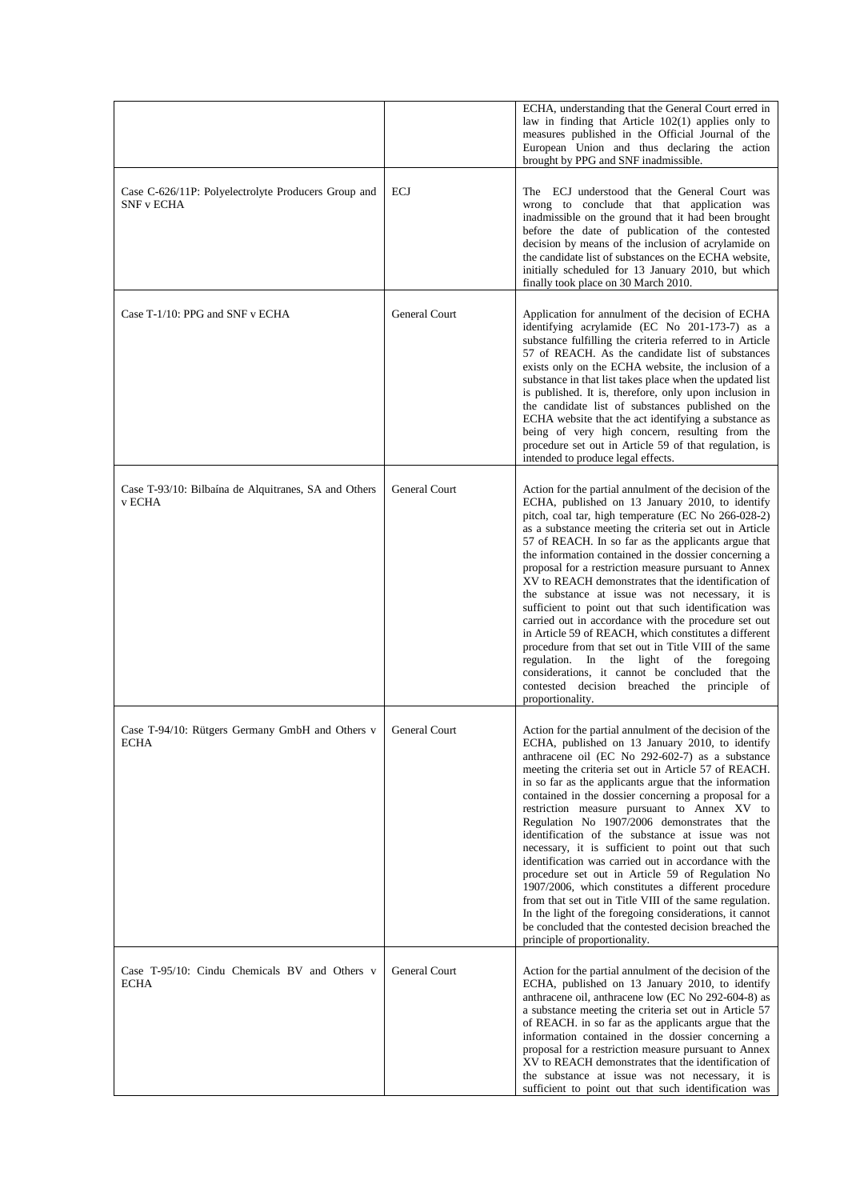| | | |
|---|---|---|
| | | ECHA, understanding that the General Court erred in law in finding that Article 102(1) applies only to measures published in the Official Journal of the European Union and thus declaring the action brought by PPG and SNF inadmissible. |
| Case C-626/11P: Polyelectrolyte Producers Group and SNF v ECHA | ECJ | The ECJ understood that the General Court was wrong to conclude that that application was inadmissible on the ground that it had been brought before the date of publication of the contested decision by means of the inclusion of acrylamide on the candidate list of substances on the ECHA website, initially scheduled for 13 January 2010, but which finally took place on 30 March 2010. |
| Case T-1/10: PPG and SNF v ECHA | General Court | Application for annulment of the decision of ECHA identifying acrylamide (EC No 201-173-7) as a substance fulfilling the criteria referred to in Article 57 of REACH. As the candidate list of substances exists only on the ECHA website, the inclusion of a substance in that list takes place when the updated list is published. It is, therefore, only upon inclusion in the candidate list of substances published on the ECHA website that the act identifying a substance as being of very high concern, resulting from the procedure set out in Article 59 of that regulation, is intended to produce legal effects. |
| Case T-93/10: Bilbaína de Alquitranes, SA and Others v ECHA | General Court | Action for the partial annulment of the decision of the ECHA, published on 13 January 2010, to identify pitch, coal tar, high temperature (EC No 266-028-2) as a substance meeting the criteria set out in Article 57 of REACH. In so far as the applicants argue that the information contained in the dossier concerning a proposal for a restriction measure pursuant to Annex XV to REACH demonstrates that the identification of the substance at issue was not necessary, it is sufficient to point out that such identification was carried out in accordance with the procedure set out in Article 59 of REACH, which constitutes a different procedure from that set out in Title VIII of the same regulation. In the light of the foregoing considerations, it cannot be concluded that the contested decision breached the principle of proportionality. |
| Case T-94/10: Rütgers Germany GmbH and Others v ECHA | General Court | Action for the partial annulment of the decision of the ECHA, published on 13 January 2010, to identify anthracene oil (EC No 292-602-7) as a substance meeting the criteria set out in Article 57 of REACH. in so far as the applicants argue that the information contained in the dossier concerning a proposal for a restriction measure pursuant to Annex XV to Regulation No 1907/2006 demonstrates that the identification of the substance at issue was not necessary, it is sufficient to point out that such identification was carried out in accordance with the procedure set out in Article 59 of Regulation No 1907/2006, which constitutes a different procedure from that set out in Title VIII of the same regulation. In the light of the foregoing considerations, it cannot be concluded that the contested decision breached the principle of proportionality. |
| Case T-95/10: Cindu Chemicals BV and Others v ECHA | General Court | Action for the partial annulment of the decision of the ECHA, published on 13 January 2010, to identify anthracene oil, anthracene low (EC No 292-604-8) as a substance meeting the criteria set out in Article 57 of REACH. in so far as the applicants argue that the information contained in the dossier concerning a proposal for a restriction measure pursuant to Annex XV to REACH demonstrates that the identification of the substance at issue was not necessary, it is sufficient to point out that such identification was |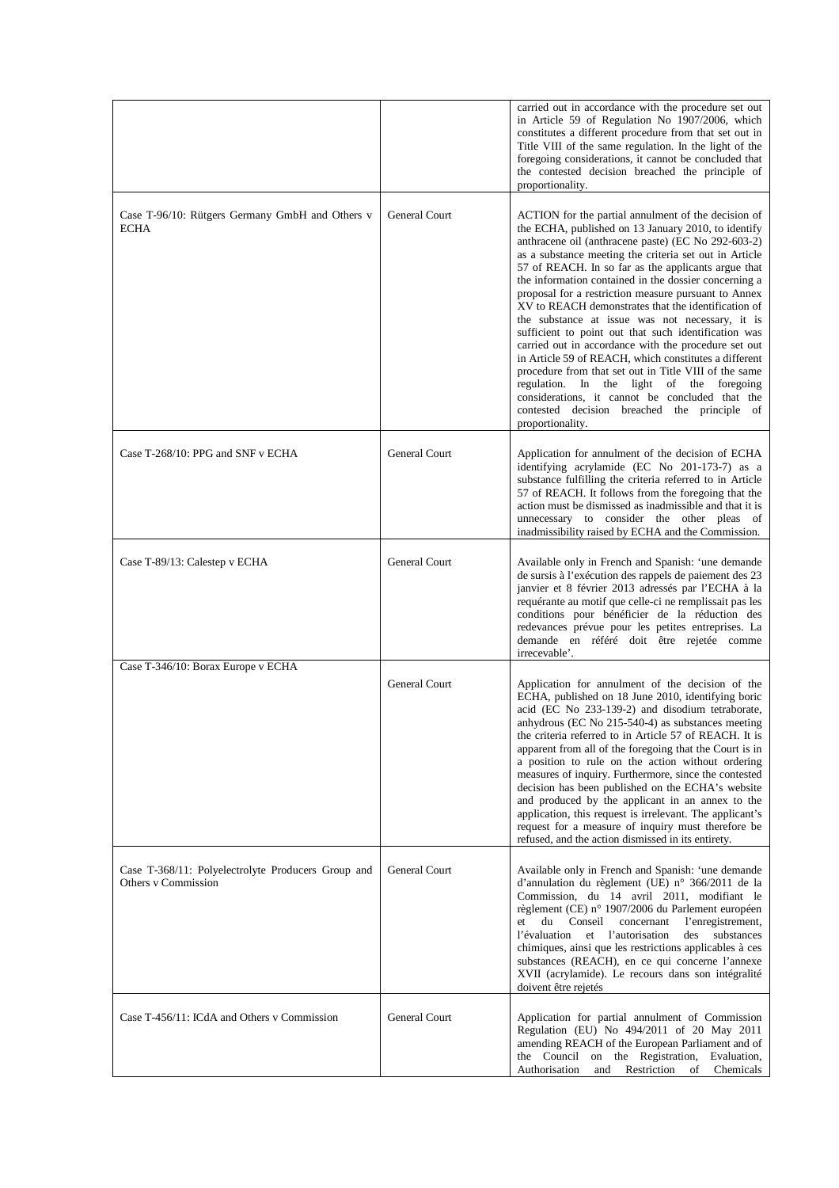| | | |
|---|---|---|
| | | carried out in accordance with the procedure set out in Article 59 of Regulation No 1907/2006, which constitutes a different procedure from that set out in Title VIII of the same regulation. In the light of the foregoing considerations, it cannot be concluded that the contested decision breached the principle of proportionality. |
| Case T-96/10: Rütgers Germany GmbH and Others v ECHA | General Court | ACTION for the partial annulment of the decision of the ECHA, published on 13 January 2010, to identify anthracene oil (anthracene paste) (EC No 292-603-2) as a substance meeting the criteria set out in Article 57 of REACH. In so far as the applicants argue that the information contained in the dossier concerning a proposal for a restriction measure pursuant to Annex XV to REACH demonstrates that the identification of the substance at issue was not necessary, it is sufficient to point out that such identification was carried out in accordance with the procedure set out in Article 59 of REACH, which constitutes a different procedure from that set out in Title VIII of the same regulation. In the light of the foregoing considerations, it cannot be concluded that the contested decision breached the principle of proportionality. |
| Case T-268/10: PPG and SNF v ECHA | General Court | Application for annulment of the decision of ECHA identifying acrylamide (EC No 201-173-7) as a substance fulfilling the criteria referred to in Article 57 of REACH. It follows from the foregoing that the action must be dismissed as inadmissible and that it is unnecessary to consider the other pleas of inadmissibility raised by ECHA and the Commission. |
| Case T-89/13: Calestep v ECHA | General Court | Available only in French and Spanish: 'une demande de sursis à l'exécution des rappels de paiement des 23 janvier et 8 février 2013 adressés par l'ECHA à la requérante au motif que celle-ci ne remplissait pas les conditions pour bénéficier de la réduction des redevances prévue pour les petites entreprises. La demande en référé doit être rejetée comme irrecevable'. |
| Case T-346/10: Borax Europe v ECHA | General Court | Application for annulment of the decision of the ECHA, published on 18 June 2010, identifying boric acid (EC No 233-139-2) and disodium tetraborate, anhydrous (EC No 215-540-4) as substances meeting the criteria referred to in Article 57 of REACH. It is apparent from all of the foregoing that the Court is in a position to rule on the action without ordering measures of inquiry. Furthermore, since the contested decision has been published on the ECHA's website and produced by the applicant in an annex to the application, this request is irrelevant. The applicant's request for a measure of inquiry must therefore be refused, and the action dismissed in its entirety. |
| Case T-368/11: Polyelectrolyte Producers Group and Others v Commission | General Court | Available only in French and Spanish: 'une demande d'annulation du règlement (UE) n° 366/2011 de la Commission, du 14 avril 2011, modifiant le règlement (CE) n° 1907/2006 du Parlement européen et du Conseil concernant l'enregistrement, l'évaluation et l'autorisation des substances chimiques, ainsi que les restrictions applicables à ces substances (REACH), en ce qui concerne l'annexe XVII (acrylamide). Le recours dans son intégralité doivent être rejetés |
| Case T-456/11: ICdA and Others v Commission | General Court | Application for partial annulment of Commission Regulation (EU) No 494/2011 of 20 May 2011 amending REACH of the European Parliament and of the Council on the Registration, Evaluation, Authorisation and Restriction of Chemicals |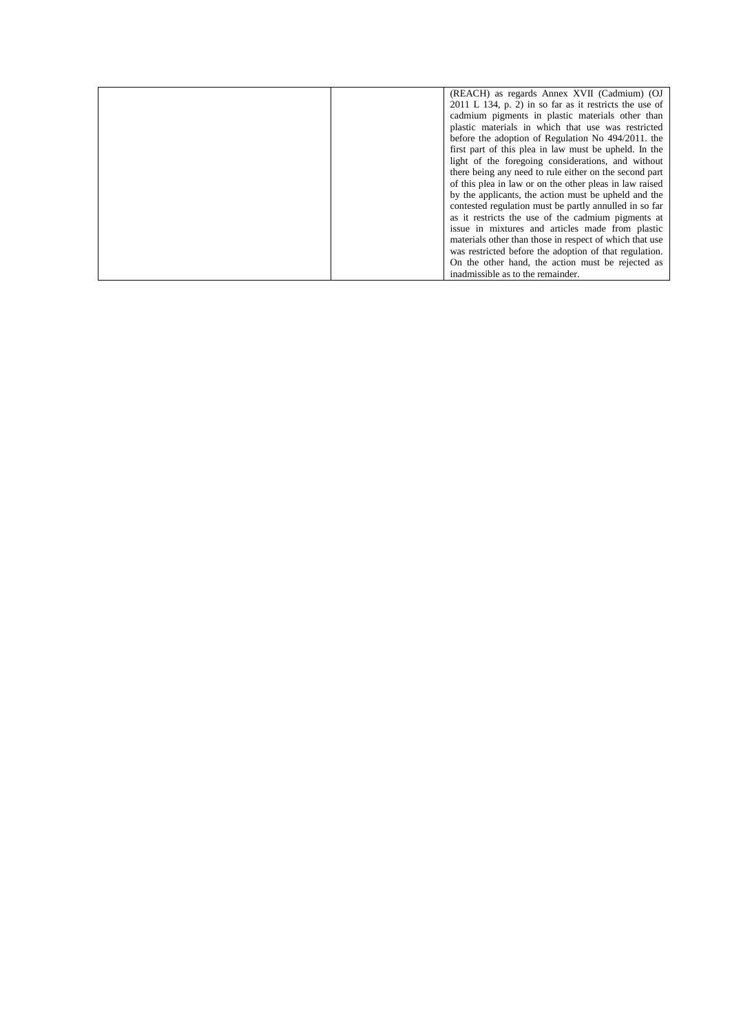| | | |
|---|---|---|
| | | (REACH) as regards Annex XVII (Cadmium) (OJ 2011 L 134, p. 2) in so far as it restricts the use of cadmium pigments in plastic materials other than plastic materials in which that use was restricted before the adoption of Regulation No 494/2011. the first part of this plea in law must be upheld. In the light of the foregoing considerations, and without there being any need to rule either on the second part of this plea in law or on the other pleas in law raised by the applicants, the action must be upheld and the contested regulation must be partly annulled in so far as it restricts the use of the cadmium pigments at issue in mixtures and articles made from plastic materials other than those in respect of which that use was restricted before the adoption of that regulation. On the other hand, the action must be rejected as inadmissible as to the remainder. |